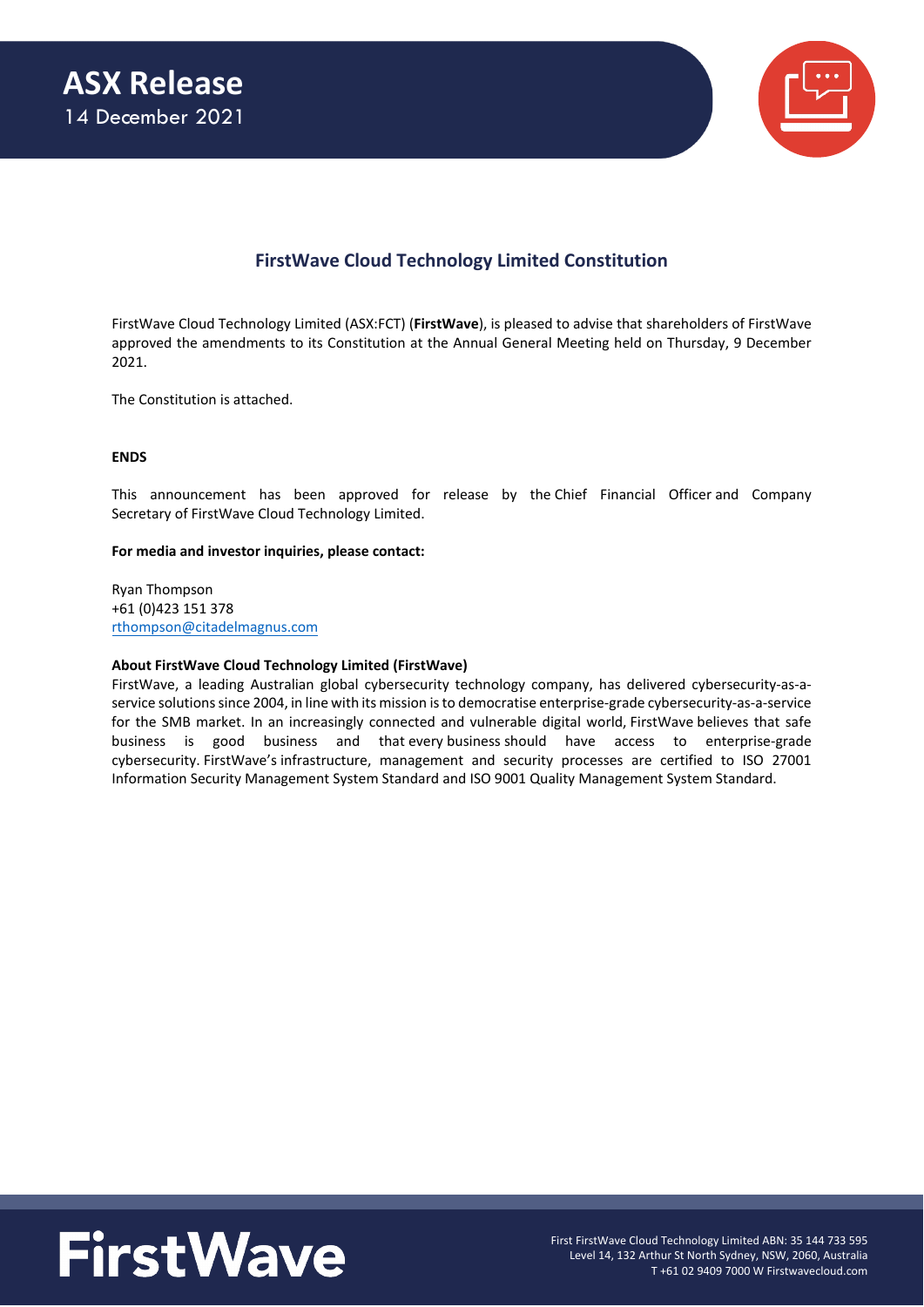# ASX Release

14 December 2021

## FirstWave Cloud Technology Limited Constitution

FirstWave Cloud Technology Limited (ASX:FCT) (**FirstWave**), is pleased to advise that shareholders of FirstWave approved the amendments to its Constitution at the Annual General Meeting held on Thursday, 9 December 2021.

The Constitution is attached.

**ENDS**

This announcement has been approved for release by the Chief Financial Officer and Company Secretary of FirstWave Cloud Technology Limited.

**For media and investor inquiries, please contact:**

Ryan Thompson
+61 (0)423 151 378
rthompson@citadelmagnus.com

**About FirstWave Cloud Technology Limited (FirstWave)**
FirstWave, a leading Australian global cybersecurity technology company, has delivered cybersecurity-as-a-service solutions since 2004, in line with its mission is to democratise enterprise-grade cybersecurity-as-a-service for the SMB market. In an increasingly connected and vulnerable digital world, FirstWave believes that safe business is good business and that every business should have access to enterprise-grade cybersecurity. FirstWave's infrastructure, management and security processes are certified to ISO 27001 Information Security Management System Standard and ISO 9001 Quality Management System Standard.

FirstWave

First FirstWave Cloud Technology Limited ABN: 35 144 733 595
Level 14, 132 Arthur St North Sydney, NSW, 2060, Australia
T +61 02 9409 7000 W Firstwavecloud.com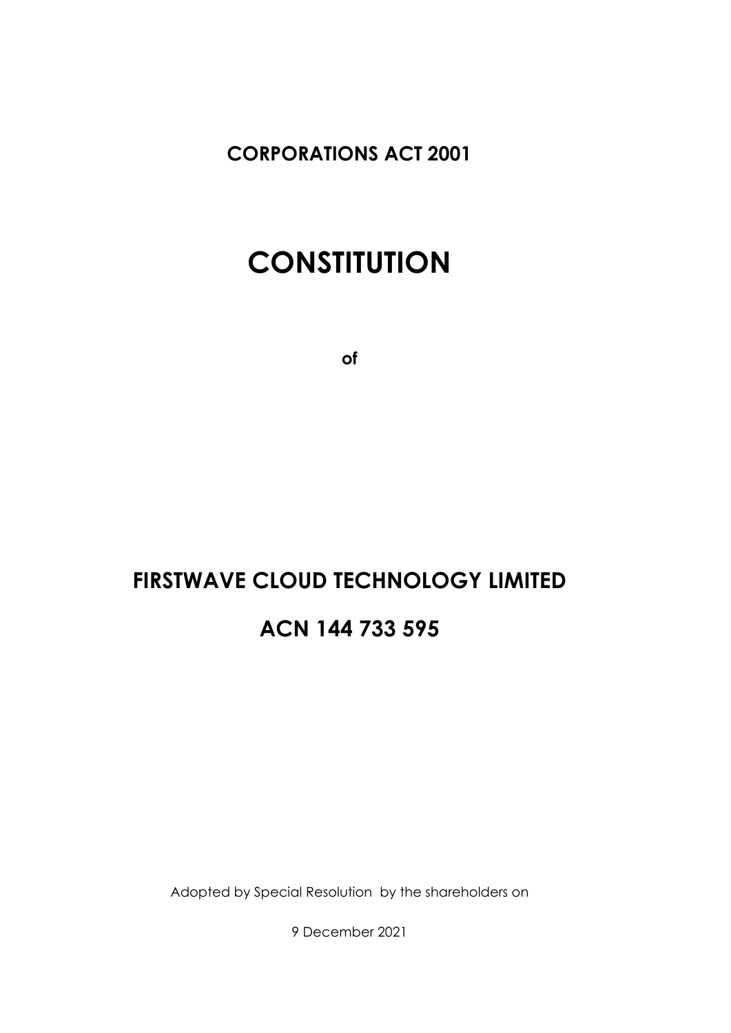**CORPORATIONS ACT 2001**

# CONSTITUTION

**of**

## FIRSTWAVE CLOUD TECHNOLOGY LIMITED

## ACN 144 733 595

Adopted by Special Resolution by the shareholders on

9 December 2021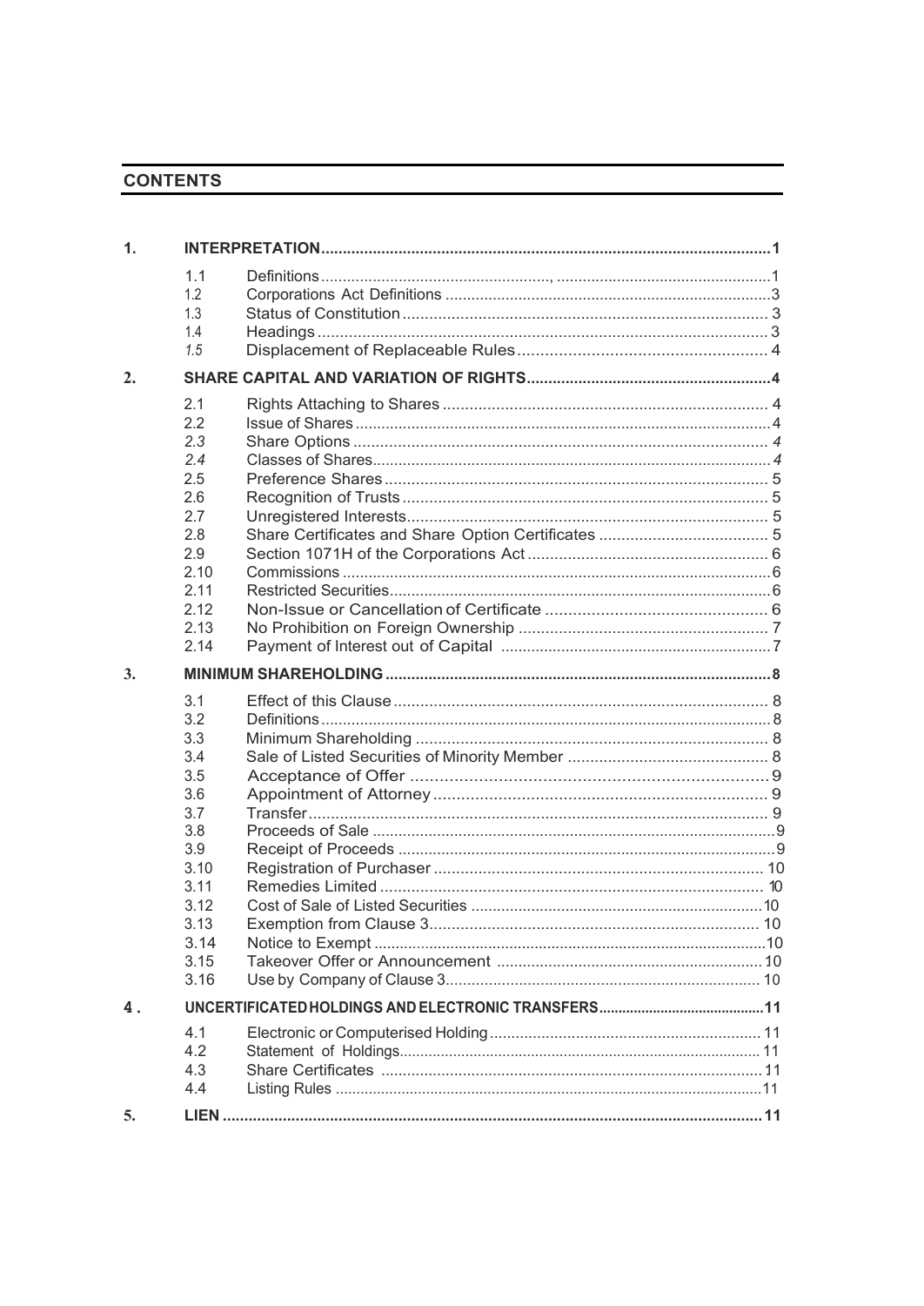## CONTENTS

| | | | |
|---|---|---|---|
| **1.** | **INTERPRETATION** | | **1** |
| | 1.1 | Definitions | 1 |
| | 1.2 | Corporations Act Definitions | 3 |
| | 1.3 | Status of Constitution | 3 |
| | 1.4 | Headings | 3 |
| | 1.5 | Displacement of Replaceable Rules | 4 |
| **2.** | **SHARE CAPITAL AND VARIATION OF RIGHTS** | | **4** |
| | 2.1 | Rights Attaching to Shares | 4 |
| | 2.2 | Issue of Shares | 4 |
| | 2.3 | Share Options | 4 |
| | 2.4 | Classes of Shares | 4 |
| | 2.5 | Preference Shares | 5 |
| | 2.6 | Recognition of Trusts | 5 |
| | 2.7 | Unregistered Interests | 5 |
| | 2.8 | Share Certificates and Share Option Certificates | 5 |
| | 2.9 | Section 1071H of the Corporations Act | 6 |
| | 2.10 | Commissions | 6 |
| | 2.11 | Restricted Securities | 6 |
| | 2.12 | Non-Issue or Cancellation of Certificate | 6 |
| | 2.13 | No Prohibition on Foreign Ownership | 7 |
| | 2.14 | Payment of Interest out of Capital | 7 |
| **3.** | **MINIMUM SHAREHOLDING** | | **8** |
| | 3.1 | Effect of this Clause | 8 |
| | 3.2 | Definitions | 8 |
| | 3.3 | Minimum Shareholding | 8 |
| | 3.4 | Sale of Listed Securities of Minority Member | 8 |
| | 3.5 | Acceptance of Offer | 9 |
| | 3.6 | Appointment of Attorney | 9 |
| | 3.7 | Transfer | 9 |
| | 3.8 | Proceeds of Sale | 9 |
| | 3.9 | Receipt of Proceeds | 9 |
| | 3.10 | Registration of Purchaser | 10 |
| | 3.11 | Remedies Limited | 10 |
| | 3.12 | Cost of Sale of Listed Securities | 10 |
| | 3.13 | Exemption from Clause 3 | 10 |
| | 3.14 | Notice to Exempt | 10 |
| | 3.15 | Takeover Offer or Announcement | 10 |
| | 3.16 | Use by Company of Clause 3 | 10 |
| **4.** | **UNCERTIFICATED HOLDINGS AND ELECTRONIC TRANSFERS** | | **11** |
| | 4.1 | Electronic or Computerised Holding | 11 |
| | 4.2 | Statement of Holdings | 11 |
| | 4.3 | Share Certificates | 11 |
| | 4.4 | Listing Rules | 11 |
| **5.** | **LIEN** | | **11** |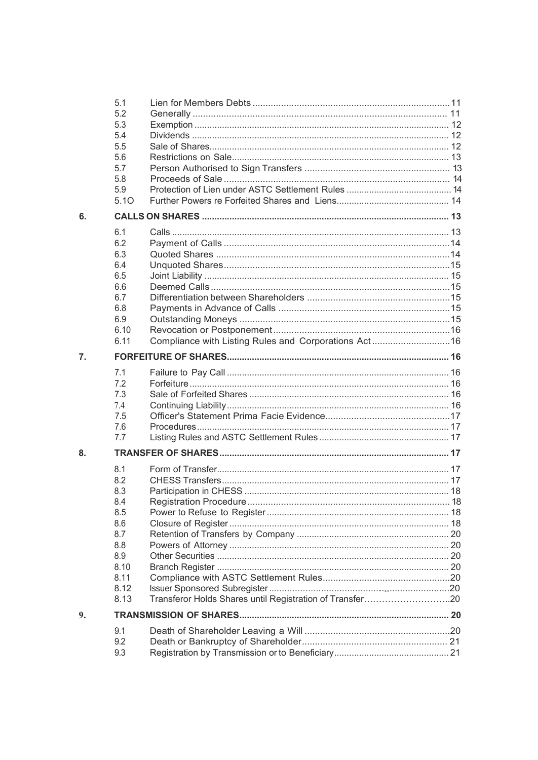| | | |
|---|---|---|
| 5.1 | Lien for Members Debts | 11 |
| 5.2 | Generally | 11 |
| 5.3 | Exemption | 12 |
| 5.4 | Dividends | 12 |
| 5.5 | Sale of Shares | 12 |
| 5.6 | Restrictions on Sale | 13 |
| 5.7 | Person Authorised to Sign Transfers | 13 |
| 5.8 | Proceeds of Sale | 14 |
| 5.9 | Protection of Lien under ASTC Settlement Rules | 14 |
| 5.1O | Further Powers re Forfeited Shares and Liens | 14 |
| **6.** | **CALLS ON SHARES** | **13** |
| 6.1 | Calls | 13 |
| 6.2 | Payment of Calls | 14 |
| 6.3 | Quoted Shares | 14 |
| 6.4 | Unquoted Shares | 15 |
| 6.5 | Joint Liability | 15 |
| 6.6 | Deemed Calls | 15 |
| 6.7 | Differentiation between Shareholders | 15 |
| 6.8 | Payments in Advance of Calls | 15 |
| 6.9 | Outstanding Moneys | 15 |
| 6.10 | Revocation or Postponement | 16 |
| 6.11 | Compliance with Listing Rules and Corporations Act | 16 |
| **7.** | **FORFEITURE OF SHARES** | **16** |
| 7.1 | Failure to Pay Call | 16 |
| 7.2 | Forfeiture | 16 |
| 7.3 | Sale of Forfeited Shares | 16 |
| 7.4 | Continuing Liability | 16 |
| 7.5 | Officer's Statement Prima Facie Evidence | 17 |
| 7.6 | Procedures | 17 |
| 7.7 | Listing Rules and ASTC Settlement Rules | 17 |
| **8.** | **TRANSFER OF SHARES** | **17** |
| 8.1 | Form of Transfer | 17 |
| 8.2 | CHESS Transfers | 17 |
| 8.3 | Participation in CHESS | 18 |
| 8.4 | Registration Procedure | 18 |
| 8.5 | Power to Refuse to Register | 18 |
| 8.6 | Closure of Register | 18 |
| 8.7 | Retention of Transfers by Company | 20 |
| 8.8 | Powers of Attorney | 20 |
| 8.9 | Other Securities | 20 |
| 8.10 | Branch Register | 20 |
| 8.11 | Compliance with ASTC Settlement Rules | 20 |
| 8.12 | Issuer Sponsored Subregister | 20 |
| 8.13 | Transferor Holds Shares until Registration of Transfer | 20 |
| **9.** | **TRANSMISSION OF SHARES** | **20** |
| 9.1 | Death of Shareholder Leaving a Will | 20 |
| 9.2 | Death or Bankruptcy of Shareholder | 21 |
| 9.3 | Registration by Transmission or to Beneficiary | 21 |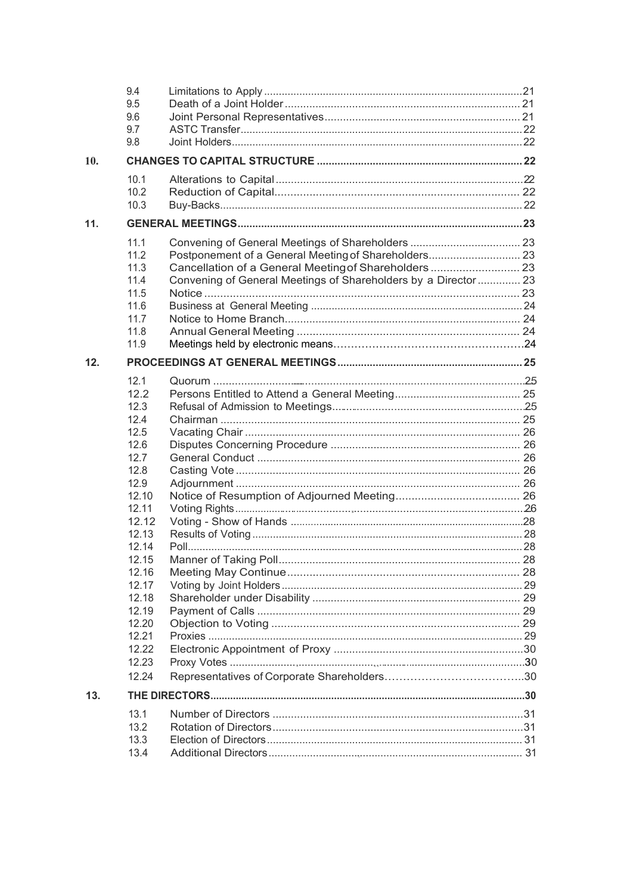| | | |
|---|---|---|
| 9.4 | Limitations to Apply | 21 |
| 9.5 | Death of a Joint Holder | 21 |
| 9.6 | Joint Personal Representatives | 21 |
| 9.7 | ASTC Transfer | 22 |
| 9.8 | Joint Holders | 22 |
| **10.** | **CHANGES TO CAPITAL STRUCTURE** | **22** |
| 10.1 | Alterations to Capital | 22 |
| 10.2 | Reduction of Capital | 22 |
| 10.3 | Buy-Backs | 22 |
| **11.** | **GENERAL MEETINGS** | **23** |
| 11.1 | Convening of General Meetings of Shareholders | 23 |
| 11.2 | Postponement of a General Meeting of Shareholders | 23 |
| 11.3 | Cancellation of a General Meeting of Shareholders | 23 |
| 11.4 | Convening of General Meetings of Shareholders by a Director | 23 |
| 11.5 | Notice | 23 |
| 11.6 | Business at General Meeting | 24 |
| 11.7 | Notice to Home Branch | 24 |
| 11.8 | Annual General Meeting | 24 |
| 11.9 | Meetings held by electronic means | 24 |
| **12.** | **PROCEEDINGS AT GENERAL MEETINGS** | **25** |
| 12.1 | Quorum | 25 |
| 12.2 | Persons Entitled to Attend a General Meeting | 25 |
| 12.3 | Refusal of Admission to Meetings | 25 |
| 12.4 | Chairman | 25 |
| 12.5 | Vacating Chair | 26 |
| 12.6 | Disputes Concerning Procedure | 26 |
| 12.7 | General Conduct | 26 |
| 12.8 | Casting Vote | 26 |
| 12.9 | Adjournment | 26 |
| 12.10 | Notice of Resumption of Adjourned Meeting | 26 |
| 12.11 | Voting Rights | 26 |
| 12.12 | Voting - Show of Hands | 28 |
| 12.13 | Results of Voting | 28 |
| 12.14 | Poll | 28 |
| 12.15 | Manner of Taking Poll | 28 |
| 12.16 | Meeting May Continue | 28 |
| 12.17 | Voting by Joint Holders | 29 |
| 12.18 | Shareholder under Disability | 29 |
| 12.19 | Payment of Calls | 29 |
| 12.20 | Objection to Voting | 29 |
| 12.21 | Proxies | 29 |
| 12.22 | Electronic Appointment of Proxy | 30 |
| 12.23 | Proxy Votes | 30 |
| 12.24 | Representatives of Corporate Shareholders | 30 |
| **13.** | **THE DIRECTORS** | **30** |
| 13.1 | Number of Directors | 31 |
| 13.2 | Rotation of Directors | 31 |
| 13.3 | Election of Directors | 31 |
| 13.4 | Additional Directors | 31 |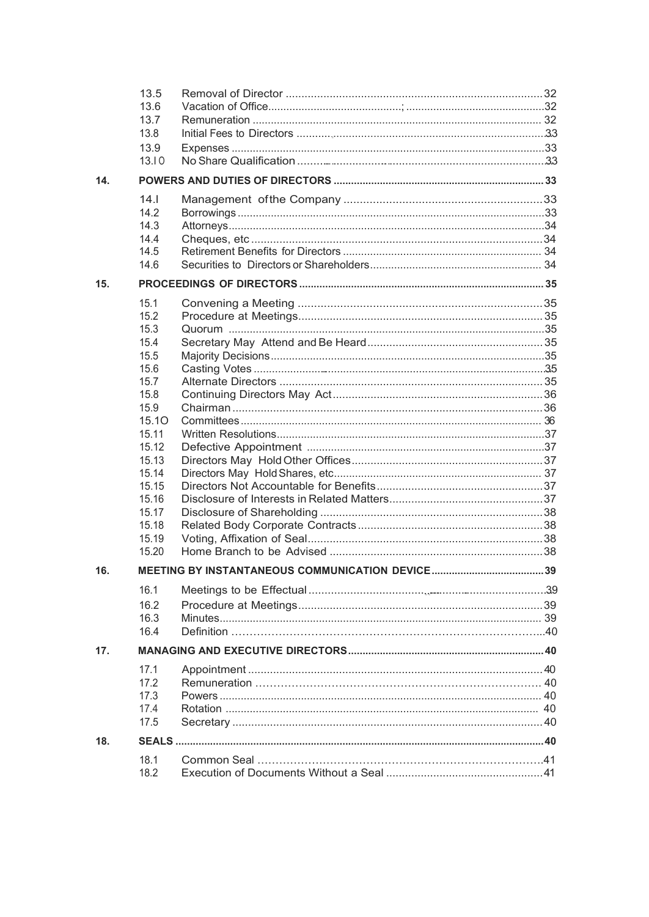| | | | |
|---|---|---|---|
| | 13.5 | Removal of Director | 32 |
| | 13.6 | Vacation of Office | 32 |
| | 13.7 | Remuneration | 32 |
| | 13.8 | Initial Fees to Directors | 33 |
| | 13.9 | Expenses | 33 |
| | 13.10 | No Share Qualification | 33 |
| **14.** | **POWERS AND DUTIES OF DIRECTORS** | | **33** |
| | 14.1 | Management of the Company | 33 |
| | 14.2 | Borrowings | 33 |
| | 14.3 | Attorneys | 34 |
| | 14.4 | Cheques, etc | 34 |
| | 14.5 | Retirement Benefits for Directors | 34 |
| | 14.6 | Securities to Directors or Shareholders | 34 |
| **15.** | **PROCEEDINGS OF DIRECTORS** | | **35** |
| | 15.1 | Convening a Meeting | 35 |
| | 15.2 | Procedure at Meetings | 35 |
| | 15.3 | Quorum | 35 |
| | 15.4 | Secretary May Attend and Be Heard | 35 |
| | 15.5 | Majority Decisions | 35 |
| | 15.6 | Casting Votes | 35 |
| | 15.7 | Alternate Directors | 35 |
| | 15.8 | Continuing Directors May Act | 36 |
| | 15.9 | Chairman | 36 |
| | 15.10 | Committees | 36 |
| | 15.11 | Written Resolutions | 37 |
| | 15.12 | Defective Appointment | 37 |
| | 15.13 | Directors May Hold Other Offices | 37 |
| | 15.14 | Directors May Hold Shares, etc | 37 |
| | 15.15 | Directors Not Accountable for Benefits | 37 |
| | 15.16 | Disclosure of Interests in Related Matters | 37 |
| | 15.17 | Disclosure of Shareholding | 38 |
| | 15.18 | Related Body Corporate Contracts | 38 |
| | 15.19 | Voting, Affixation of Seal | 38 |
| | 15.20 | Home Branch to be Advised | 38 |
| **16.** | **MEETING BY INSTANTANEOUS COMMUNICATION DEVICE** | | **39** |
| | 16.1 | Meetings to be Effectual | 39 |
| | 16.2 | Procedure at Meetings | 39 |
| | 16.3 | Minutes | 39 |
| | 16.4 | Definition | 40 |
| **17.** | **MANAGING AND EXECUTIVE DIRECTORS** | | **40** |
| | 17.1 | Appointment | 40 |
| | 17.2 | Remuneration | 40 |
| | 17.3 | Powers | 40 |
| | 17.4 | Rotation | 40 |
| | 17.5 | Secretary | 40 |
| **18.** | **SEALS** | | **40** |
| | 18.1 | Common Seal | 41 |
| | 18.2 | Execution of Documents Without a Seal | 41 |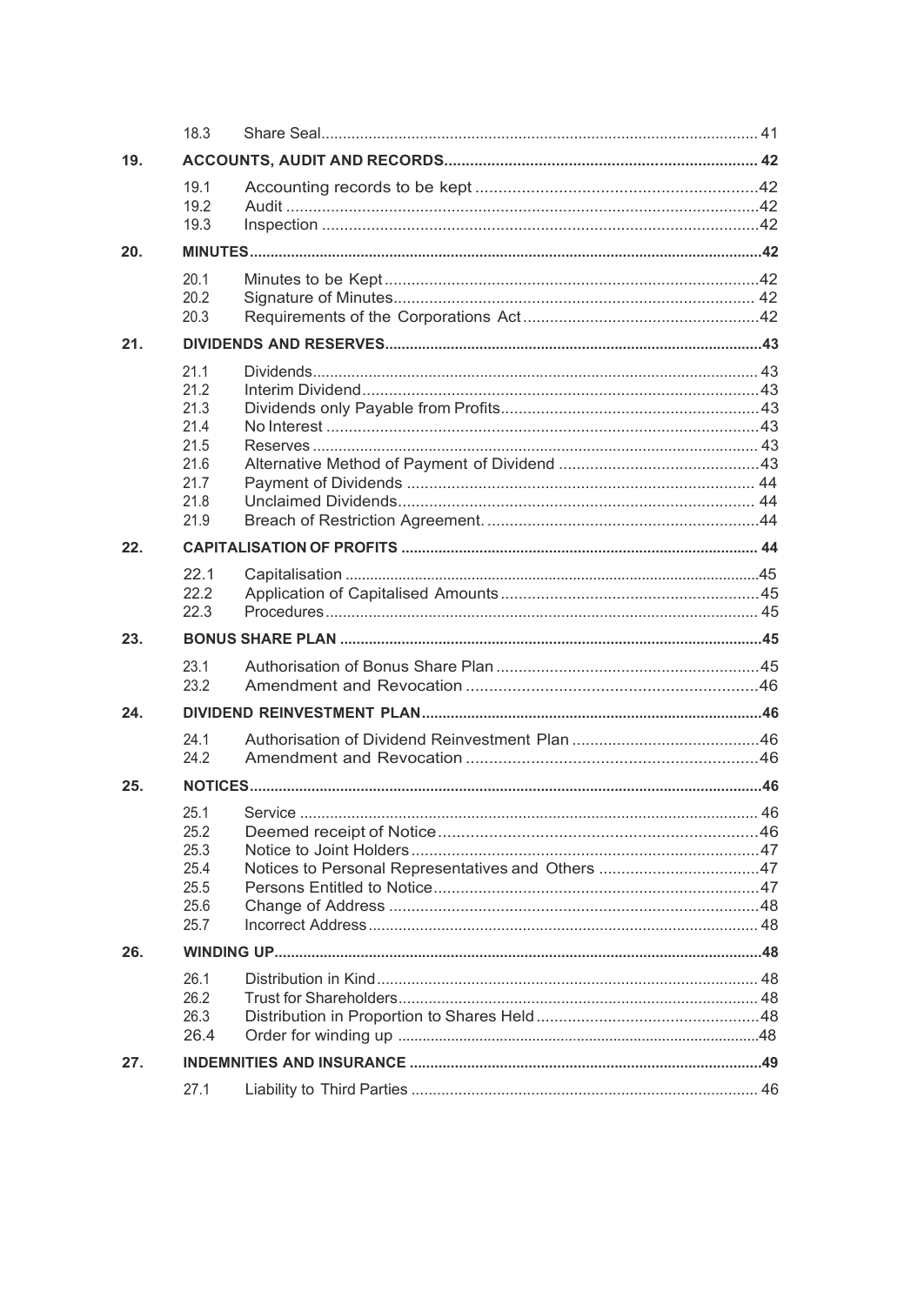| | | | |
|---|---|---|---|
| | 18.3 | Share Seal | 41 |
| **19.** | **ACCOUNTS, AUDIT AND RECORDS** | | **42** |
| | 19.1 | Accounting records to be kept | 42 |
| | 19.2 | Audit | 42 |
| | 19.3 | Inspection | 42 |
| **20.** | **MINUTES** | | **42** |
| | 20.1 | Minutes to be Kept | 42 |
| | 20.2 | Signature of Minutes | 42 |
| | 20.3 | Requirements of the Corporations Act | 42 |
| **21.** | **DIVIDENDS AND RESERVES** | | **43** |
| | 21.1 | Dividends | 43 |
| | 21.2 | Interim Dividend | 43 |
| | 21.3 | Dividends only Payable from Profits | 43 |
| | 21.4 | No Interest | 43 |
| | 21.5 | Reserves | 43 |
| | 21.6 | Alternative Method of Payment of Dividend | 43 |
| | 21.7 | Payment of Dividends | 44 |
| | 21.8 | Unclaimed Dividends | 44 |
| | 21.9 | Breach of Restriction Agreement. | 44 |
| **22.** | **CAPITALISATION OF PROFITS** | | **44** |
| | 22.1 | Capitalisation | 45 |
| | 22.2 | Application of Capitalised Amounts | 45 |
| | 22.3 | Procedures | 45 |
| **23.** | **BONUS SHARE PLAN** | | **45** |
| | 23.1 | Authorisation of Bonus Share Plan | 45 |
| | 23.2 | Amendment and Revocation | 46 |
| **24.** | **DIVIDEND REINVESTMENT PLAN** | | **46** |
| | 24.1 | Authorisation of Dividend Reinvestment Plan | 46 |
| | 24.2 | Amendment and Revocation | 46 |
| **25.** | **NOTICES** | | **46** |
| | 25.1 | Service | 46 |
| | 25.2 | Deemed receipt of Notice | 46 |
| | 25.3 | Notice to Joint Holders | 47 |
| | 25.4 | Notices to Personal Representatives and Others | 47 |
| | 25.5 | Persons Entitled to Notice | 47 |
| | 25.6 | Change of Address | 48 |
| | 25.7 | Incorrect Address | 48 |
| **26.** | **WINDING UP** | | **48** |
| | 26.1 | Distribution in Kind | 48 |
| | 26.2 | Trust for Shareholders | 48 |
| | 26.3 | Distribution in Proportion to Shares Held | 48 |
| | 26.4 | Order for winding up | 48 |
| **27.** | **INDEMNITIES AND INSURANCE** | | **49** |
| | 27.1 | Liability to Third Parties | 46 |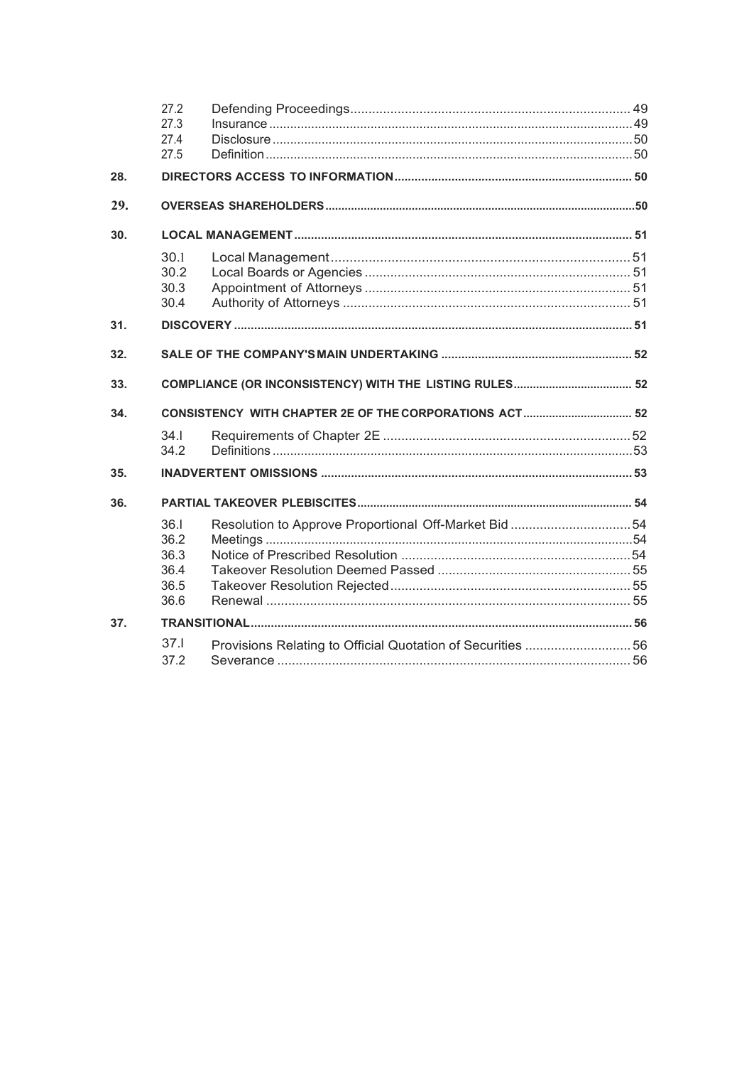| | | |
|---|---|---|
| 27.2 | Defending Proceedings | 49 |
| 27.3 | Insurance | 49 |
| 27.4 | Disclosure | 50 |
| 27.5 | Definition | 50 |

**28. DIRECTORS ACCESS TO INFORMATION** ..... 50

**29. OVERSEAS SHAREHOLDERS** ..... 50

**30. LOCAL MANAGEMENT** ..... 51

| | | |
|---|---|---|
| 30.1 | Local Management | 51 |
| 30.2 | Local Boards or Agencies | 51 |
| 30.3 | Appointment of Attorneys | 51 |
| 30.4 | Authority of Attorneys | 51 |

**31. DISCOVERY** ..... 51

**32. SALE OF THE COMPANY'S MAIN UNDERTAKING** ..... 52

**33. COMPLIANCE (OR INCONSISTENCY) WITH THE LISTING RULES** ..... 52

**34. CONSISTENCY WITH CHAPTER 2E OF THE CORPORATIONS ACT** ..... 52

| | | |
|---|---|---|
| 34.1 | Requirements of Chapter 2E | 52 |
| 34.2 | Definitions | 53 |

**35. INADVERTENT OMISSIONS** ..... 53

**36. PARTIAL TAKEOVER PLEBISCITES** ..... 54

| | | |
|---|---|---|
| 36.1 | Resolution to Approve Proportional Off-Market Bid | 54 |
| 36.2 | Meetings | 54 |
| 36.3 | Notice of Prescribed Resolution | 54 |
| 36.4 | Takeover Resolution Deemed Passed | 55 |
| 36.5 | Takeover Resolution Rejected | 55 |
| 36.6 | Renewal | 55 |

**37. TRANSITIONAL** ..... 56

| | | |
|---|---|---|
| 37.1 | Provisions Relating to Official Quotation of Securities | 56 |
| 37.2 | Severance | 56 |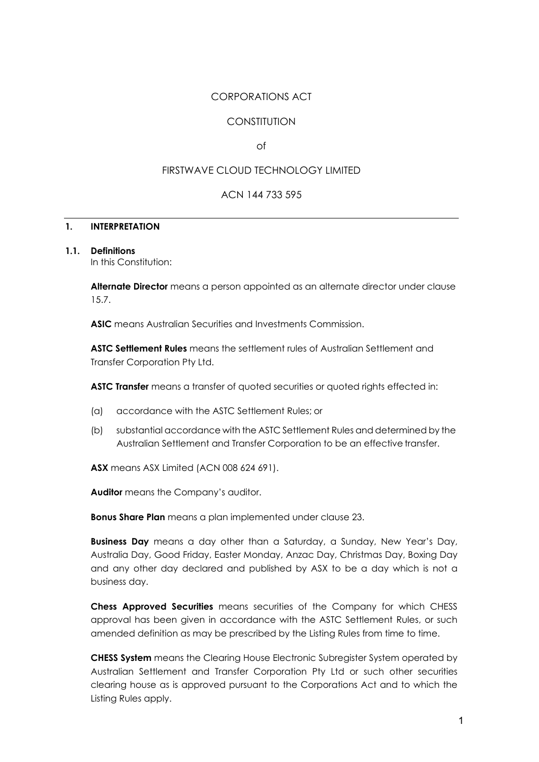CORPORATIONS ACT

CONSTITUTION

of

FIRSTWAVE CLOUD TECHNOLOGY LIMITED

ACN 144 733 595

---

## 1. INTERPRETATION

### 1.1. Definitions

In this Constitution:

**Alternate Director** means a person appointed as an alternate director under clause 15.7.

**ASIC** means Australian Securities and Investments Commission.

**ASTC Settlement Rules** means the settlement rules of Australian Settlement and Transfer Corporation Pty Ltd.

**ASTC Transfer** means a transfer of quoted securities or quoted rights effected in:

(a) accordance with the ASTC Settlement Rules; or

(b) substantial accordance with the ASTC Settlement Rules and determined by the Australian Settlement and Transfer Corporation to be an effective transfer.

**ASX** means ASX Limited (ACN 008 624 691).

**Auditor** means the Company's auditor.

**Bonus Share Plan** means a plan implemented under clause 23.

**Business Day** means a day other than a Saturday, a Sunday, New Year's Day, Australia Day, Good Friday, Easter Monday, Anzac Day, Christmas Day, Boxing Day and any other day declared and published by ASX to be a day which is not a business day.

**Chess Approved Securities** means securities of the Company for which CHESS approval has been given in accordance with the ASTC Settlement Rules, or such amended definition as may be prescribed by the Listing Rules from time to time.

**CHESS System** means the Clearing House Electronic Subregister System operated by Australian Settlement and Transfer Corporation Pty Ltd or such other securities clearing house as is approved pursuant to the Corporations Act and to which the Listing Rules apply.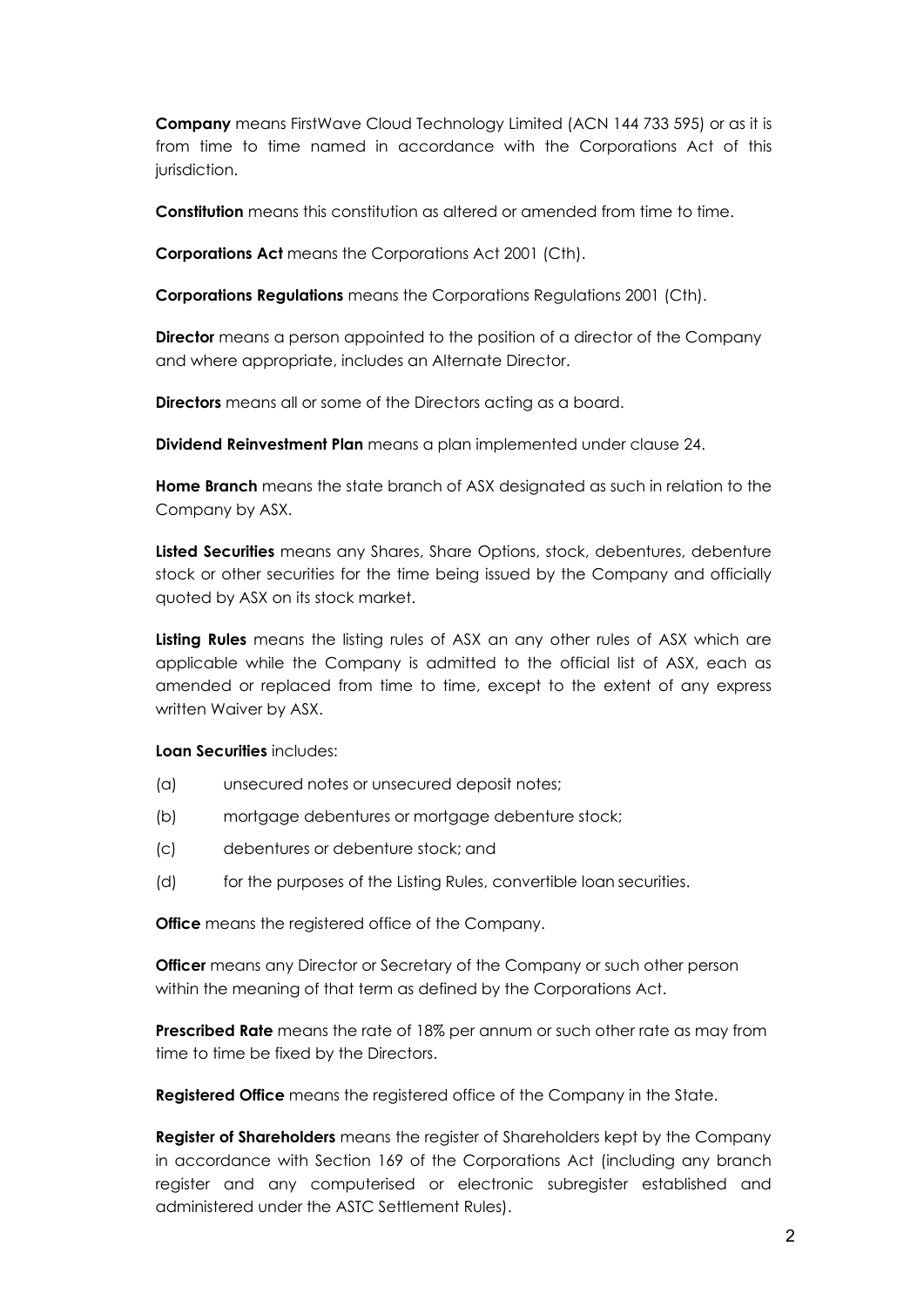**Company** means FirstWave Cloud Technology Limited (ACN 144 733 595) or as it is from time to time named in accordance with the Corporations Act of this jurisdiction.

**Constitution** means this constitution as altered or amended from time to time.

**Corporations Act** means the Corporations Act 2001 (Cth).

**Corporations Regulations** means the Corporations Regulations 2001 (Cth).

**Director** means a person appointed to the position of a director of the Company and where appropriate, includes an Alternate Director.

**Directors** means all or some of the Directors acting as a board.

**Dividend Reinvestment Plan** means a plan implemented under clause 24.

**Home Branch** means the state branch of ASX designated as such in relation to the Company by ASX.

**Listed Securities** means any Shares, Share Options, stock, debentures, debenture stock or other securities for the time being issued by the Company and officially quoted by ASX on its stock market.

**Listing Rules** means the listing rules of ASX an any other rules of ASX which are applicable while the Company is admitted to the official list of ASX, each as amended or replaced from time to time, except to the extent of any express written Waiver by ASX.

**Loan Securities** includes:

(a) unsecured notes or unsecured deposit notes;

(b) mortgage debentures or mortgage debenture stock;

(c) debentures or debenture stock; and

(d) for the purposes of the Listing Rules, convertible loan securities.

**Office** means the registered office of the Company.

**Officer** means any Director or Secretary of the Company or such other person within the meaning of that term as defined by the Corporations Act.

**Prescribed Rate** means the rate of 18% per annum or such other rate as may from time to time be fixed by the Directors.

**Registered Office** means the registered office of the Company in the State.

**Register of Shareholders** means the register of Shareholders kept by the Company in accordance with Section 169 of the Corporations Act (including any branch register and any computerised or electronic subregister established and administered under the ASTC Settlement Rules).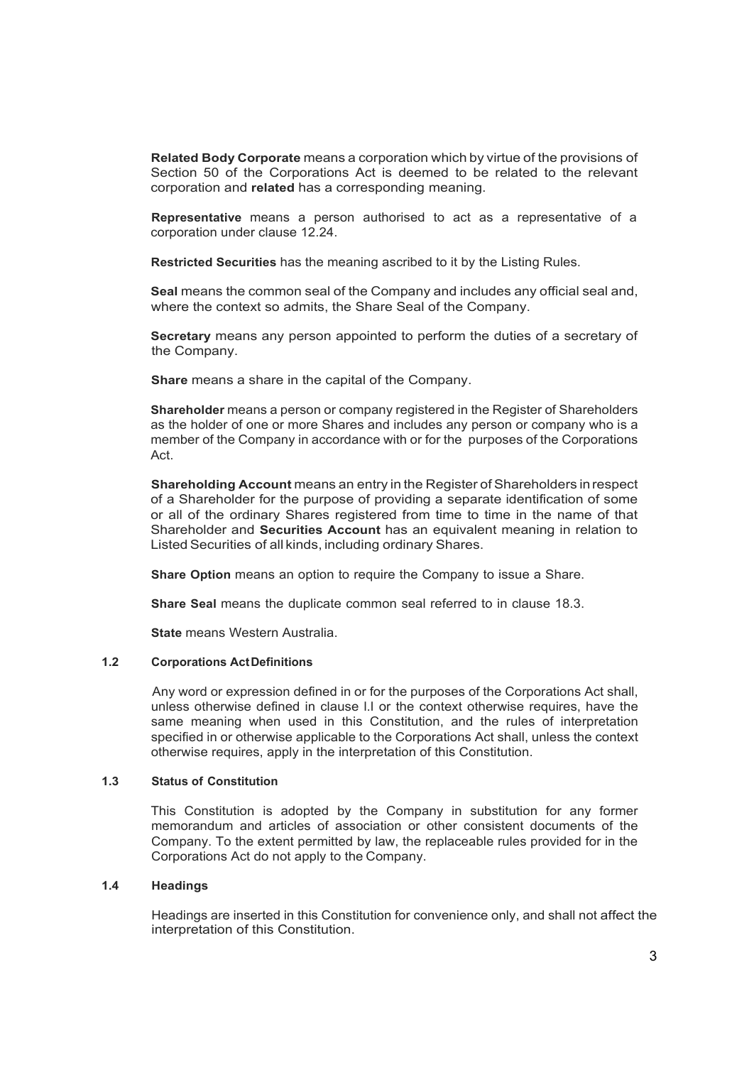**Related Body Corporate** means a corporation which by virtue of the provisions of Section 50 of the Corporations Act is deemed to be related to the relevant corporation and **related** has a corresponding meaning.

**Representative** means a person authorised to act as a representative of a corporation under clause 12.24.

**Restricted Securities** has the meaning ascribed to it by the Listing Rules.

**Seal** means the common seal of the Company and includes any official seal and, where the context so admits, the Share Seal of the Company.

**Secretary** means any person appointed to perform the duties of a secretary of the Company.

**Share** means a share in the capital of the Company.

**Shareholder** means a person or company registered in the Register of Shareholders as the holder of one or more Shares and includes any person or company who is a member of the Company in accordance with or for the purposes of the Corporations Act.

**Shareholding Account** means an entry in the Register of Shareholders in respect of a Shareholder for the purpose of providing a separate identification of some or all of the ordinary Shares registered from time to time in the name of that Shareholder and **Securities Account** has an equivalent meaning in relation to Listed Securities of all kinds, including ordinary Shares.

**Share Option** means an option to require the Company to issue a Share.

**Share Seal** means the duplicate common seal referred to in clause 18.3.

**State** means Western Australia.

### 1.2 Corporations Act Definitions

Any word or expression defined in or for the purposes of the Corporations Act shall, unless otherwise defined in clause l.l or the context otherwise requires, have the same meaning when used in this Constitution, and the rules of interpretation specified in or otherwise applicable to the Corporations Act shall, unless the context otherwise requires, apply in the interpretation of this Constitution.

### 1.3 Status of Constitution

This Constitution is adopted by the Company in substitution for any former memorandum and articles of association or other consistent documents of the Company. To the extent permitted by law, the replaceable rules provided for in the Corporations Act do not apply to the Company.

### 1.4 Headings

Headings are inserted in this Constitution for convenience only, and shall not affect the interpretation of this Constitution.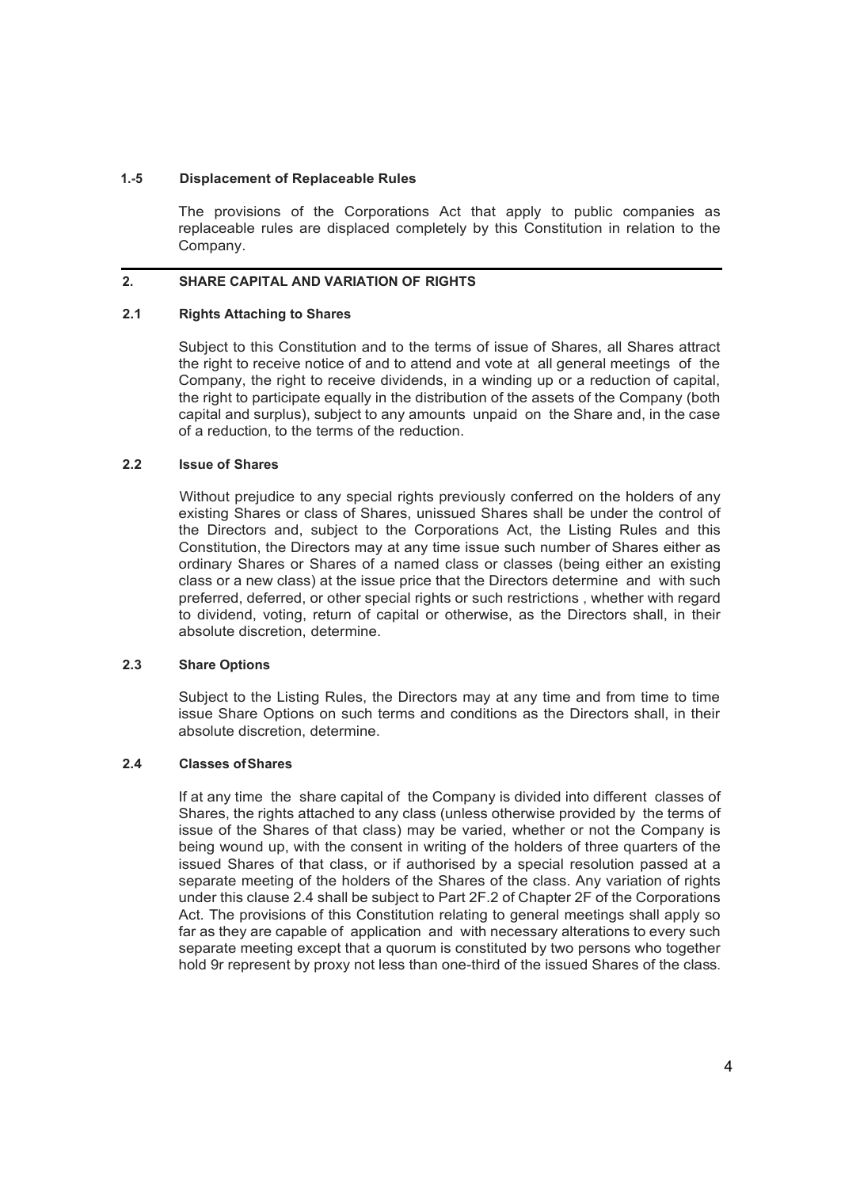### 1.-5 Displacement of Replaceable Rules

The provisions of the Corporations Act that apply to public companies as replaceable rules are displaced completely by this Constitution in relation to the Company.

## 2. SHARE CAPITAL AND VARIATION OF RIGHTS

### 2.1 Rights Attaching to Shares

Subject to this Constitution and to the terms of issue of Shares, all Shares attract the right to receive notice of and to attend and vote at all general meetings of the Company, the right to receive dividends, in a winding up or a reduction of capital, the right to participate equally in the distribution of the assets of the Company (both capital and surplus), subject to any amounts unpaid on the Share and, in the case of a reduction, to the terms of the reduction.

### 2.2 Issue of Shares

Without prejudice to any special rights previously conferred on the holders of any existing Shares or class of Shares, unissued Shares shall be under the control of the Directors and, subject to the Corporations Act, the Listing Rules and this Constitution, the Directors may at any time issue such number of Shares either as ordinary Shares or Shares of a named class or classes (being either an existing class or a new class) at the issue price that the Directors determine and with such preferred, deferred, or other special rights or such restrictions , whether with regard to dividend, voting, return of capital or otherwise, as the Directors shall, in their absolute discretion, determine.

### 2.3 Share Options

Subject to the Listing Rules, the Directors may at any time and from time to time issue Share Options on such terms and conditions as the Directors shall, in their absolute discretion, determine.

### 2.4 Classes of Shares

If at any time the share capital of the Company is divided into different classes of Shares, the rights attached to any class (unless otherwise provided by the terms of issue of the Shares of that class) may be varied, whether or not the Company is being wound up, with the consent in writing of the holders of three quarters of the issued Shares of that class, or if authorised by a special resolution passed at a separate meeting of the holders of the Shares of the class. Any variation of rights under this clause 2.4 shall be subject to Part 2F.2 of Chapter 2F of the Corporations Act. The provisions of this Constitution relating to general meetings shall apply so far as they are capable of application and with necessary alterations to every such separate meeting except that a quorum is constituted by two persons who together hold 9r represent by proxy not less than one-third of the issued Shares of the class.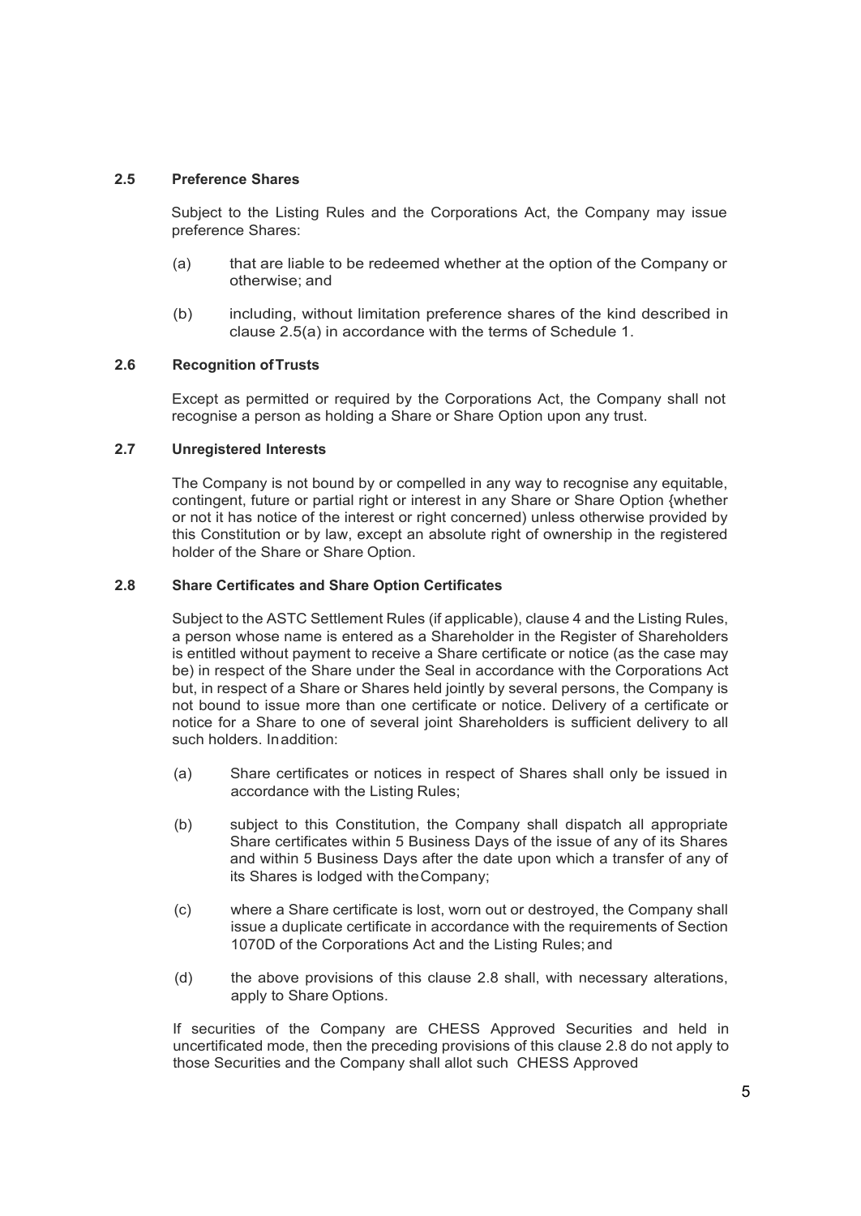### 2.5 Preference Shares

Subject to the Listing Rules and the Corporations Act, the Company may issue preference Shares:

(a) that are liable to be redeemed whether at the option of the Company or otherwise; and

(b) including, without limitation preference shares of the kind described in clause 2.5(a) in accordance with the terms of Schedule 1.

### 2.6 Recognition of Trusts

Except as permitted or required by the Corporations Act, the Company shall not recognise a person as holding a Share or Share Option upon any trust.

### 2.7 Unregistered Interests

The Company is not bound by or compelled in any way to recognise any equitable, contingent, future or partial right or interest in any Share or Share Option {whether or not it has notice of the interest or right concerned) unless otherwise provided by this Constitution or by law, except an absolute right of ownership in the registered holder of the Share or Share Option.

### 2.8 Share Certificates and Share Option Certificates

Subject to the ASTC Settlement Rules (if applicable), clause 4 and the Listing Rules, a person whose name is entered as a Shareholder in the Register of Shareholders is entitled without payment to receive a Share certificate or notice (as the case may be) in respect of the Share under the Seal in accordance with the Corporations Act but, in respect of a Share or Shares held jointly by several persons, the Company is not bound to issue more than one certificate or notice. Delivery of a certificate or notice for a Share to one of several joint Shareholders is sufficient delivery to all such holders. In addition:

(a) Share certificates or notices in respect of Shares shall only be issued in accordance with the Listing Rules;

(b) subject to this Constitution, the Company shall dispatch all appropriate Share certificates within 5 Business Days of the issue of any of its Shares and within 5 Business Days after the date upon which a transfer of any of its Shares is lodged with the Company;

(c) where a Share certificate is lost, worn out or destroyed, the Company shall issue a duplicate certificate in accordance with the requirements of Section 1070D of the Corporations Act and the Listing Rules; and

(d) the above provisions of this clause 2.8 shall, with necessary alterations, apply to Share Options.

If securities of the Company are CHESS Approved Securities and held in uncertificated mode, then the preceding provisions of this clause 2.8 do not apply to those Securities and the Company shall allot such CHESS Approved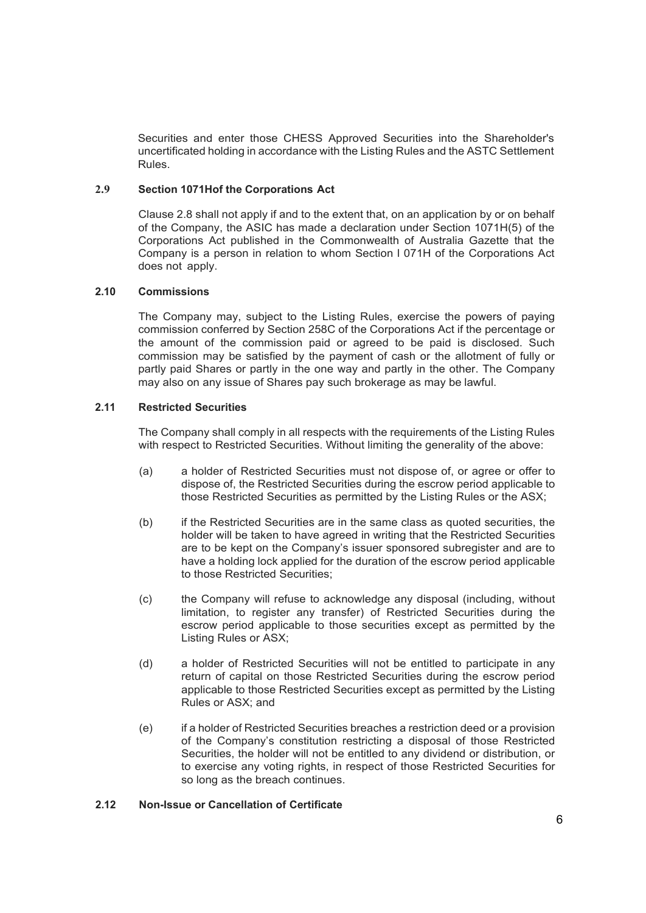Securities and enter those CHESS Approved Securities into the Shareholder's uncertificated holding in accordance with the Listing Rules and the ASTC Settlement Rules.

### 2.9 Section 1071Hof the Corporations Act

Clause 2.8 shall not apply if and to the extent that, on an application by or on behalf of the Company, the ASIC has made a declaration under Section 1071H(5) of the Corporations Act published in the Commonwealth of Australia Gazette that the Company is a person in relation to whom Section l 071H of the Corporations Act does not apply.

### 2.10 Commissions

The Company may, subject to the Listing Rules, exercise the powers of paying commission conferred by Section 258C of the Corporations Act if the percentage or the amount of the commission paid or agreed to be paid is disclosed. Such commission may be satisfied by the payment of cash or the allotment of fully or partly paid Shares or partly in the one way and partly in the other. The Company may also on any issue of Shares pay such brokerage as may be lawful.

### 2.11 Restricted Securities

The Company shall comply in all respects with the requirements of the Listing Rules with respect to Restricted Securities. Without limiting the generality of the above:

(a) a holder of Restricted Securities must not dispose of, or agree or offer to dispose of, the Restricted Securities during the escrow period applicable to those Restricted Securities as permitted by the Listing Rules or the ASX;

(b) if the Restricted Securities are in the same class as quoted securities, the holder will be taken to have agreed in writing that the Restricted Securities are to be kept on the Company's issuer sponsored subregister and are to have a holding lock applied for the duration of the escrow period applicable to those Restricted Securities;

(c) the Company will refuse to acknowledge any disposal (including, without limitation, to register any transfer) of Restricted Securities during the escrow period applicable to those securities except as permitted by the Listing Rules or ASX;

(d) a holder of Restricted Securities will not be entitled to participate in any return of capital on those Restricted Securities during the escrow period applicable to those Restricted Securities except as permitted by the Listing Rules or ASX; and

(e) if a holder of Restricted Securities breaches a restriction deed or a provision of the Company's constitution restricting a disposal of those Restricted Securities, the holder will not be entitled to any dividend or distribution, or to exercise any voting rights, in respect of those Restricted Securities for so long as the breach continues.

### 2.12 Non-Issue or Cancellation of Certificate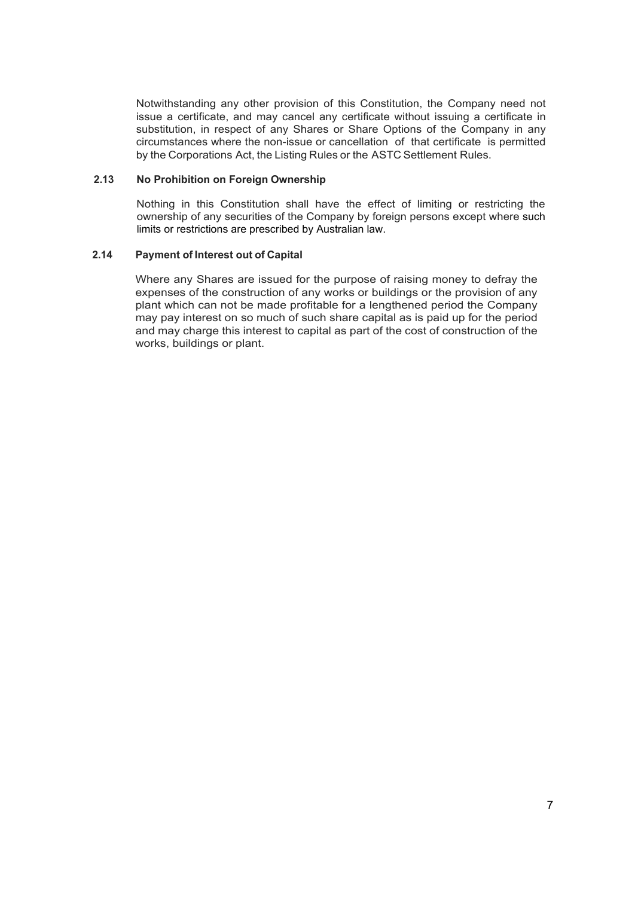Notwithstanding any other provision of this Constitution, the Company need not issue a certificate, and may cancel any certificate without issuing a certificate in substitution, in respect of any Shares or Share Options of the Company in any circumstances where the non-issue or cancellation of that certificate is permitted by the Corporations Act, the Listing Rules or the ASTC Settlement Rules.

### 2.13 No Prohibition on Foreign Ownership

Nothing in this Constitution shall have the effect of limiting or restricting the ownership of any securities of the Company by foreign persons except where such limits or restrictions are prescribed by Australian law.

### 2.14 Payment of Interest out of Capital

Where any Shares are issued for the purpose of raising money to defray the expenses of the construction of any works or buildings or the provision of any plant which can not be made profitable for a lengthened period the Company may pay interest on so much of such share capital as is paid up for the period and may charge this interest to capital as part of the cost of construction of the works, buildings or plant.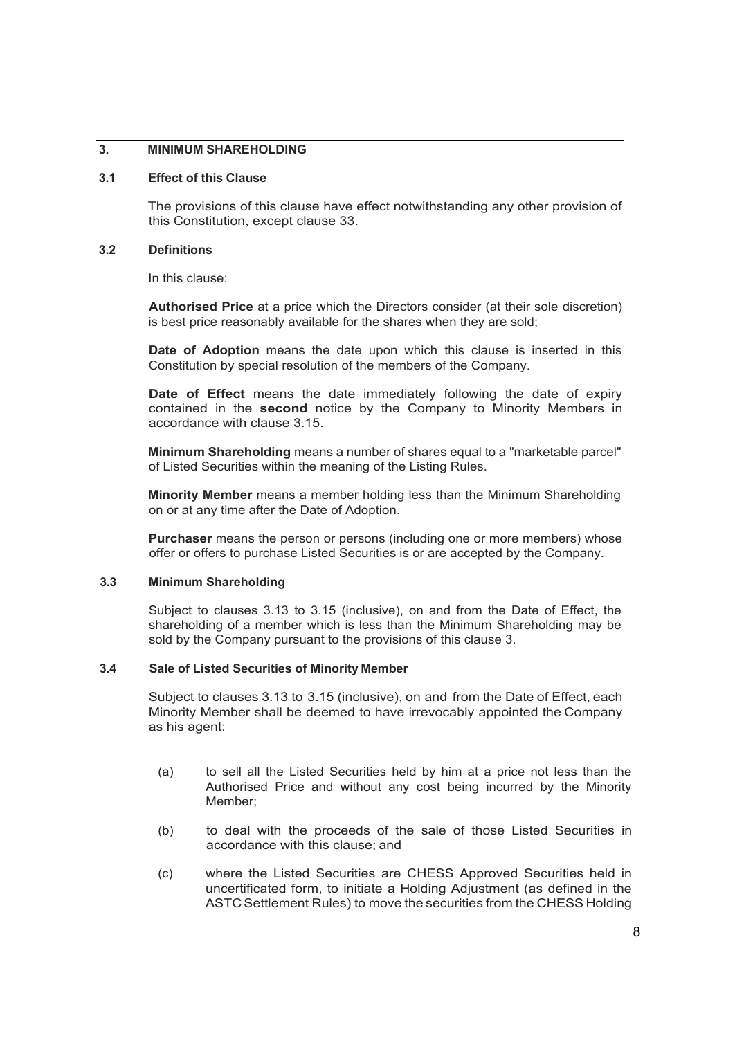## 3. MINIMUM SHAREHOLDING

### 3.1 Effect of this Clause

The provisions of this clause have effect notwithstanding any other provision of this Constitution, except clause 33.

### 3.2 Definitions

In this clause:

**Authorised Price** at a price which the Directors consider (at their sole discretion) is best price reasonably available for the shares when they are sold;

**Date of Adoption** means the date upon which this clause is inserted in this Constitution by special resolution of the members of the Company.

**Date of Effect** means the date immediately following the date of expiry contained in the **second** notice by the Company to Minority Members in accordance with clause 3.15.

**Minimum Shareholding** means a number of shares equal to a "marketable parcel" of Listed Securities within the meaning of the Listing Rules.

**Minority Member** means a member holding less than the Minimum Shareholding on or at any time after the Date of Adoption.

**Purchaser** means the person or persons (including one or more members) whose offer or offers to purchase Listed Securities is or are accepted by the Company.

### 3.3 Minimum Shareholding

Subject to clauses 3.13 to 3.15 (inclusive), on and from the Date of Effect, the shareholding of a member which is less than the Minimum Shareholding may be sold by the Company pursuant to the provisions of this clause 3.

### 3.4 Sale of Listed Securities of Minority Member

Subject to clauses 3.13 to 3.15 (inclusive), on and from the Date of Effect, each Minority Member shall be deemed to have irrevocably appointed the Company as his agent:

(a) to sell all the Listed Securities held by him at a price not less than the Authorised Price and without any cost being incurred by the Minority Member;

(b) to deal with the proceeds of the sale of those Listed Securities in accordance with this clause; and

(c) where the Listed Securities are CHESS Approved Securities held in uncertificated form, to initiate a Holding Adjustment (as defined in the ASTC Settlement Rules) to move the securities from the CHESS Holding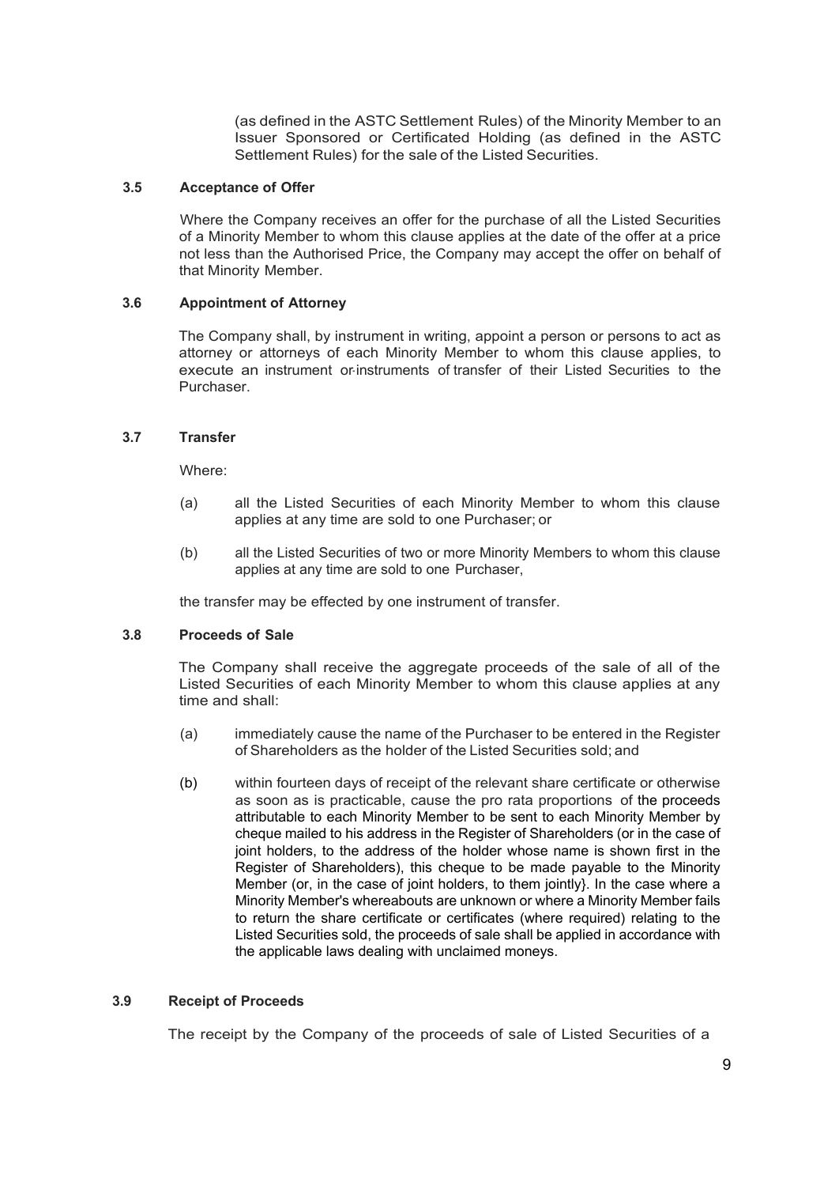(as defined in the ASTC Settlement Rules) of the Minority Member to an Issuer Sponsored or Certificated Holding (as defined in the ASTC Settlement Rules) for the sale of the Listed Securities.

### 3.5 Acceptance of Offer

Where the Company receives an offer for the purchase of all the Listed Securities of a Minority Member to whom this clause applies at the date of the offer at a price not less than the Authorised Price, the Company may accept the offer on behalf of that Minority Member.

### 3.6 Appointment of Attorney

The Company shall, by instrument in writing, appoint a person or persons to act as attorney or attorneys of each Minority Member to whom this clause applies, to execute an instrument or instruments of transfer of their Listed Securities to the Purchaser.

### 3.7 Transfer

Where:

(a) all the Listed Securities of each Minority Member to whom this clause applies at any time are sold to one Purchaser; or

(b) all the Listed Securities of two or more Minority Members to whom this clause applies at any time are sold to one Purchaser,

the transfer may be effected by one instrument of transfer.

### 3.8 Proceeds of Sale

The Company shall receive the aggregate proceeds of the sale of all of the Listed Securities of each Minority Member to whom this clause applies at any time and shall:

(a) immediately cause the name of the Purchaser to be entered in the Register of Shareholders as the holder of the Listed Securities sold; and

(b) within fourteen days of receipt of the relevant share certificate or otherwise as soon as is practicable, cause the pro rata proportions of the proceeds attributable to each Minority Member to be sent to each Minority Member by cheque mailed to his address in the Register of Shareholders (or in the case of joint holders, to the address of the holder whose name is shown first in the Register of Shareholders), this cheque to be made payable to the Minority Member (or, in the case of joint holders, to them jointly}. In the case where a Minority Member's whereabouts are unknown or where a Minority Member fails to return the share certificate or certificates (where required) relating to the Listed Securities sold, the proceeds of sale shall be applied in accordance with the applicable laws dealing with unclaimed moneys.

### 3.9 Receipt of Proceeds

The receipt by the Company of the proceeds of sale of Listed Securities of a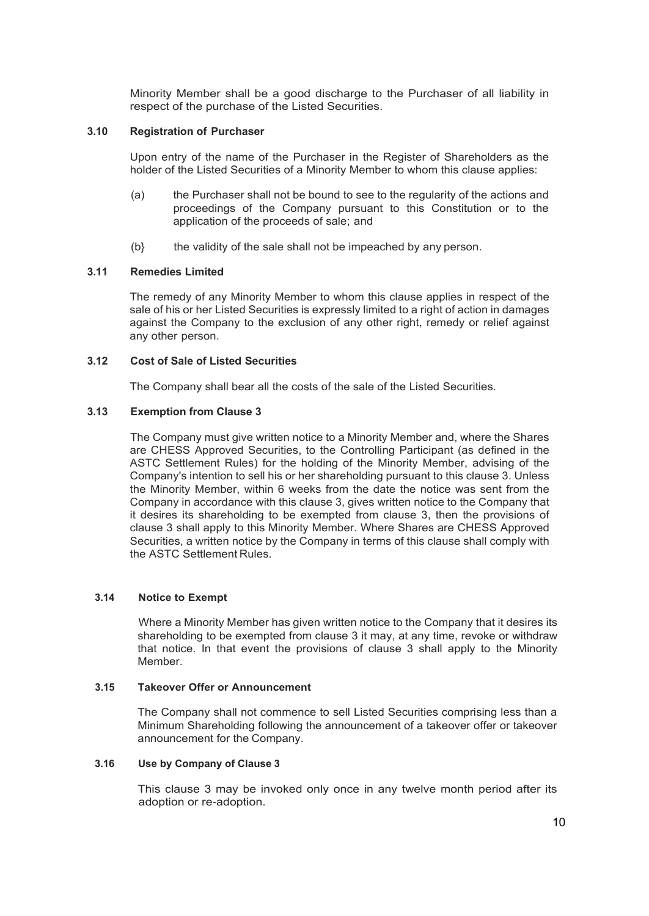Minority Member shall be a good discharge to the Purchaser of all liability in respect of the purchase of the Listed Securities.

### 3.10 Registration of Purchaser

Upon entry of the name of the Purchaser in the Register of Shareholders as the holder of the Listed Securities of a Minority Member to whom this clause applies:

(a) the Purchaser shall not be bound to see to the regularity of the actions and proceedings of the Company pursuant to this Constitution or to the application of the proceeds of sale; and

(b} the validity of the sale shall not be impeached by any person.

### 3.11 Remedies Limited

The remedy of any Minority Member to whom this clause applies in respect of the sale of his or her Listed Securities is expressly limited to a right of action in damages against the Company to the exclusion of any other right, remedy or relief against any other person.

### 3.12 Cost of Sale of Listed Securities

The Company shall bear all the costs of the sale of the Listed Securities.

### 3.13 Exemption from Clause 3

The Company must give written notice to a Minority Member and, where the Shares are CHESS Approved Securities, to the Controlling Participant (as defined in the ASTC Settlement Rules) for the holding of the Minority Member, advising of the Company's intention to sell his or her shareholding pursuant to this clause 3. Unless the Minority Member, within 6 weeks from the date the notice was sent from the Company in accordance with this clause 3, gives written notice to the Company that it desires its shareholding to be exempted from clause 3, then the provisions of clause 3 shall apply to this Minority Member. Where Shares are CHESS Approved Securities, a written notice by the Company in terms of this clause shall comply with the ASTC Settlement Rules.

### 3.14 Notice to Exempt

Where a Minority Member has given written notice to the Company that it desires its shareholding to be exempted from clause 3 it may, at any time, revoke or withdraw that notice. In that event the provisions of clause 3 shall apply to the Minority Member.

### 3.15 Takeover Offer or Announcement

The Company shall not commence to sell Listed Securities comprising less than a Minimum Shareholding following the announcement of a takeover offer or takeover announcement for the Company.

### 3.16 Use by Company of Clause 3

This clause 3 may be invoked only once in any twelve month period after its adoption or re-adoption.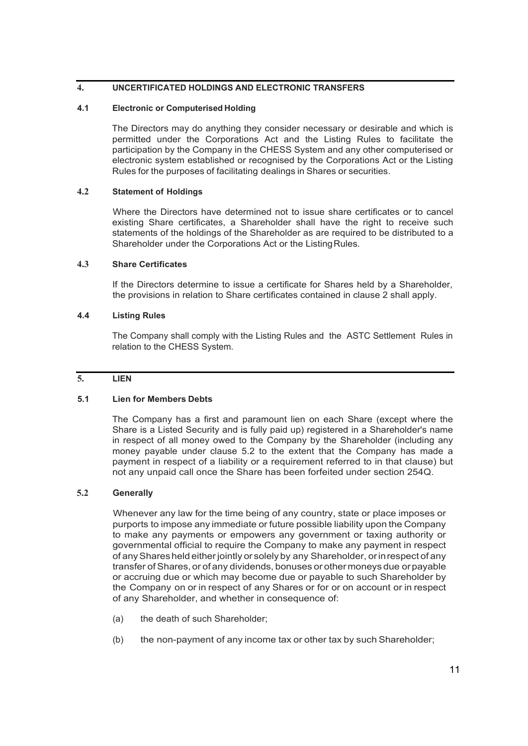## 4. UNCERTIFICATED HOLDINGS AND ELECTRONIC TRANSFERS

### 4.1 Electronic or Computerised Holding

The Directors may do anything they consider necessary or desirable and which is permitted under the Corporations Act and the Listing Rules to facilitate the participation by the Company in the CHESS System and any other computerised or electronic system established or recognised by the Corporations Act or the Listing Rules for the purposes of facilitating dealings in Shares or securities.

### 4.2 Statement of Holdings

Where the Directors have determined not to issue share certificates or to cancel existing Share certificates, a Shareholder shall have the right to receive such statements of the holdings of the Shareholder as are required to be distributed to a Shareholder under the Corporations Act or the Listing Rules.

### 4.3 Share Certificates

If the Directors determine to issue a certificate for Shares held by a Shareholder, the provisions in relation to Share certificates contained in clause 2 shall apply.

### 4.4 Listing Rules

The Company shall comply with the Listing Rules and the ASTC Settlement Rules in relation to the CHESS System.

## 5. LIEN

### 5.1 Lien for Members Debts

The Company has a first and paramount lien on each Share (except where the Share is a Listed Security and is fully paid up) registered in a Shareholder's name in respect of all money owed to the Company by the Shareholder (including any money payable under clause 5.2 to the extent that the Company has made a payment in respect of a liability or a requirement referred to in that clause) but not any unpaid call once the Share has been forfeited under section 254Q.

### 5.2 Generally

Whenever any law for the time being of any country, state or place imposes or purports to impose any immediate or future possible liability upon the Company to make any payments or empowers any government or taxing authority or governmental official to require the Company to make any payment in respect of any Shares held either jointly or solely by any Shareholder, or in respect of any transfer of Shares, or of any dividends, bonuses or other moneys due or payable or accruing due or which may become due or payable to such Shareholder by the Company on or in respect of any Shares or for or on account or in respect of any Shareholder, and whether in consequence of:

(a) the death of such Shareholder;

(b) the non-payment of any income tax or other tax by such Shareholder;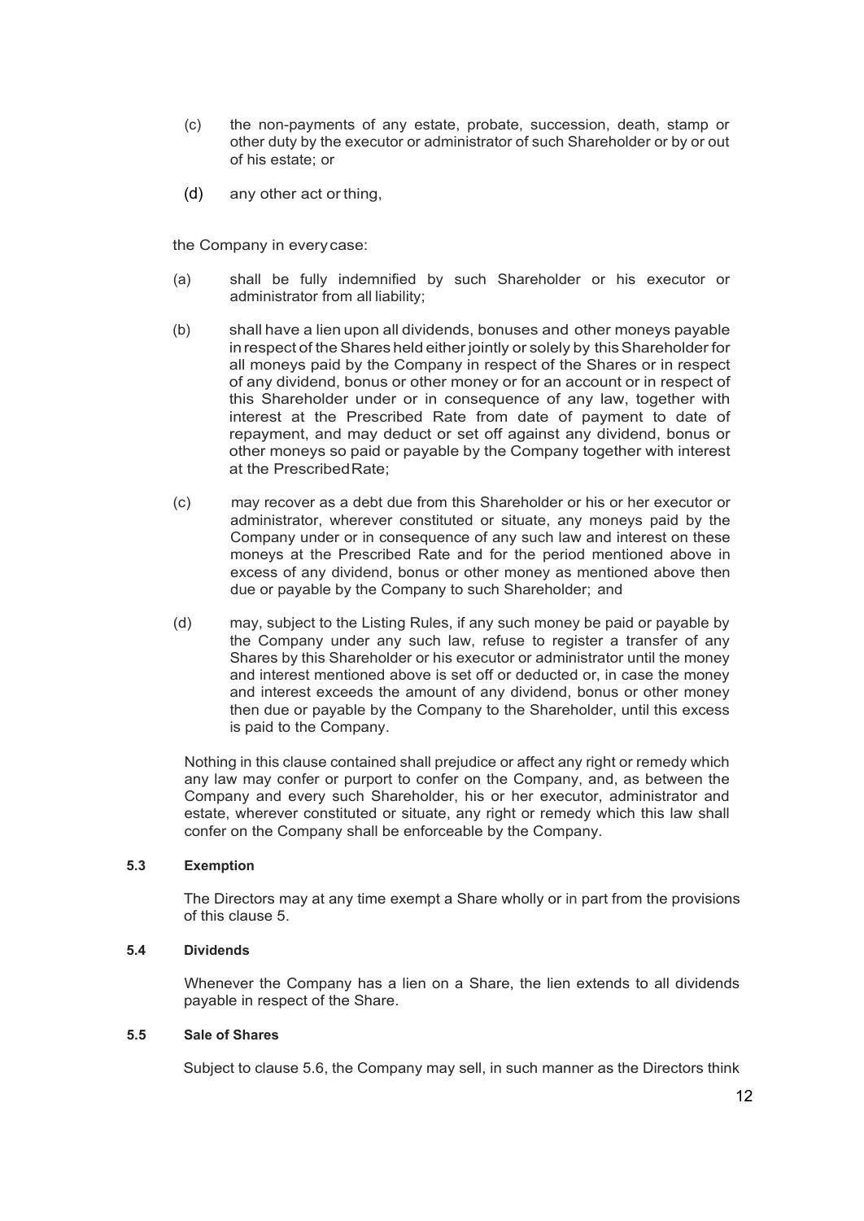(c) the non-payments of any estate, probate, succession, death, stamp or other duty by the executor or administrator of such Shareholder or by or out of his estate; or

(d) any other act or thing,

the Company in every case:

(a) shall be fully indemnified by such Shareholder or his executor or administrator from all liability;

(b) shall have a lien upon all dividends, bonuses and other moneys payable in respect of the Shares held either jointly or solely by this Shareholder for all moneys paid by the Company in respect of the Shares or in respect of any dividend, bonus or other money or for an account or in respect of this Shareholder under or in consequence of any law, together with interest at the Prescribed Rate from date of payment to date of repayment, and may deduct or set off against any dividend, bonus or other moneys so paid or payable by the Company together with interest at the Prescribed Rate;

(c) may recover as a debt due from this Shareholder or his or her executor or administrator, wherever constituted or situate, any moneys paid by the Company under or in consequence of any such law and interest on these moneys at the Prescribed Rate and for the period mentioned above in excess of any dividend, bonus or other money as mentioned above then due or payable by the Company to such Shareholder; and

(d) may, subject to the Listing Rules, if any such money be paid or payable by the Company under any such law, refuse to register a transfer of any Shares by this Shareholder or his executor or administrator until the money and interest mentioned above is set off or deducted or, in case the money and interest exceeds the amount of any dividend, bonus or other money then due or payable by the Company to the Shareholder, until this excess is paid to the Company.

Nothing in this clause contained shall prejudice or affect any right or remedy which any law may confer or purport to confer on the Company, and, as between the Company and every such Shareholder, his or her executor, administrator and estate, wherever constituted or situate, any right or remedy which this law shall confer on the Company shall be enforceable by the Company.

**5.3 Exemption**

The Directors may at any time exempt a Share wholly or in part from the provisions of this clause 5.

**5.4 Dividends**

Whenever the Company has a lien on a Share, the lien extends to all dividends payable in respect of the Share.

**5.5 Sale of Shares**

Subject to clause 5.6, the Company may sell, in such manner as the Directors think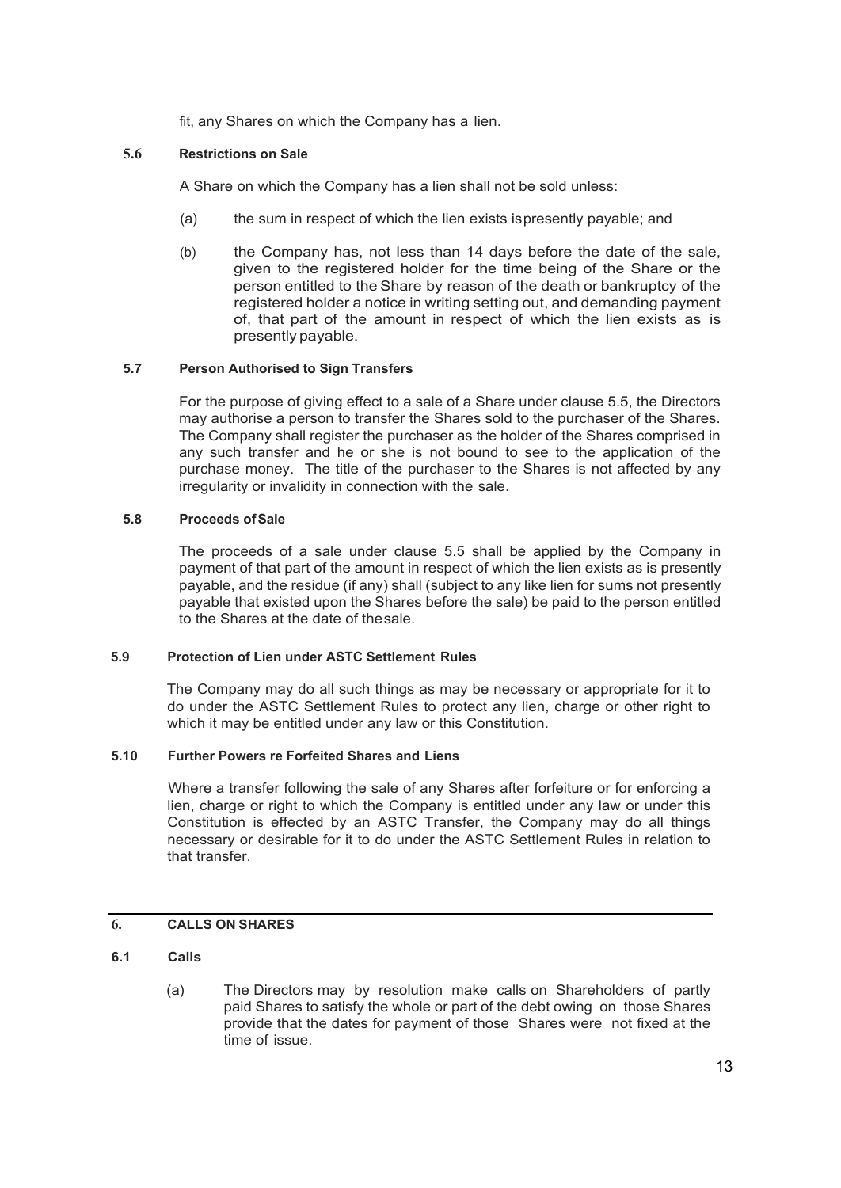fit, any Shares on which the Company has a lien.

### 5.6 Restrictions on Sale

A Share on which the Company has a lien shall not be sold unless:

(a) the sum in respect of which the lien exists ispresently payable; and

(b) the Company has, not less than 14 days before the date of the sale, given to the registered holder for the time being of the Share or the person entitled to the Share by reason of the death or bankruptcy of the registered holder a notice in writing setting out, and demanding payment of, that part of the amount in respect of which the lien exists as is presently payable.

### 5.7 Person Authorised to Sign Transfers

For the purpose of giving effect to a sale of a Share under clause 5.5, the Directors may authorise a person to transfer the Shares sold to the purchaser of the Shares. The Company shall register the purchaser as the holder of the Shares comprised in any such transfer and he or she is not bound to see to the application of the purchase money. The title of the purchaser to the Shares is not affected by any irregularity or invalidity in connection with the sale.

### 5.8 Proceeds of Sale

The proceeds of a sale under clause 5.5 shall be applied by the Company in payment of that part of the amount in respect of which the lien exists as is presently payable, and the residue (if any) shall (subject to any like lien for sums not presently payable that existed upon the Shares before the sale) be paid to the person entitled to the Shares at the date of thesale.

### 5.9 Protection of Lien under ASTC Settlement Rules

The Company may do all such things as may be necessary or appropriate for it to do under the ASTC Settlement Rules to protect any lien, charge or other right to which it may be entitled under any law or this Constitution.

### 5.10 Further Powers re Forfeited Shares and Liens

Where a transfer following the sale of any Shares after forfeiture or for enforcing a lien, charge or right to which the Company is entitled under any law or under this Constitution is effected by an ASTC Transfer, the Company may do all things necessary or desirable for it to do under the ASTC Settlement Rules in relation to that transfer.

## 6. CALLS ON SHARES

### 6.1 Calls

(a) The Directors may by resolution make calls on Shareholders of partly paid Shares to satisfy the whole or part of the debt owing on those Shares provide that the dates for payment of those Shares were not fixed at the time of issue.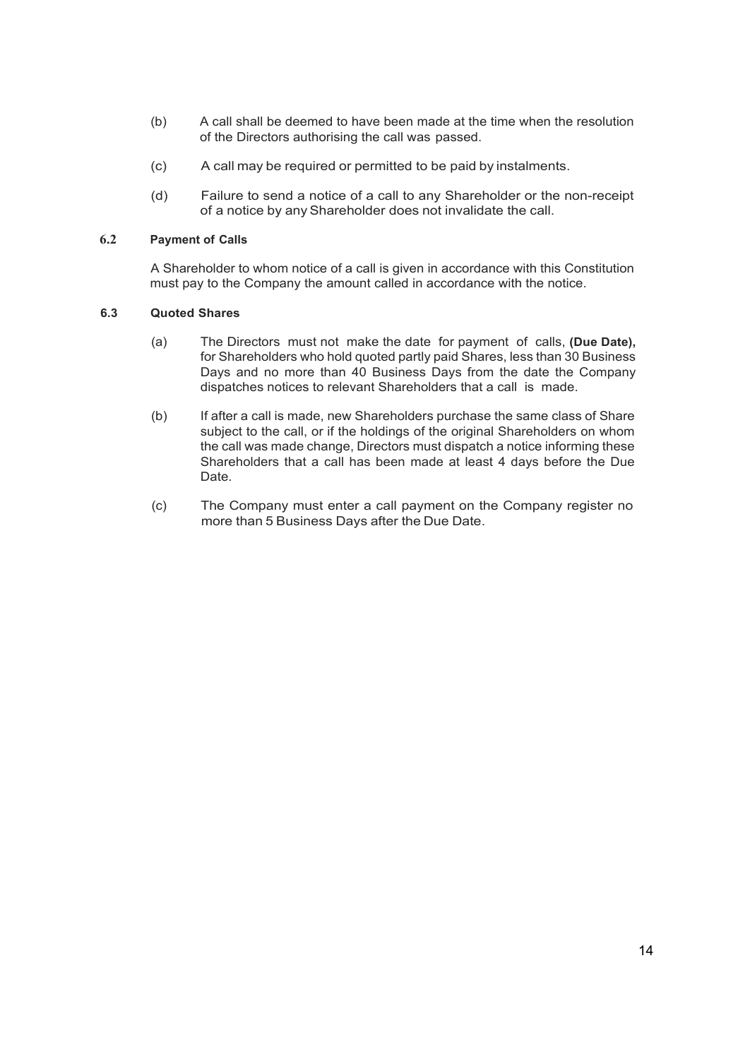(b) A call shall be deemed to have been made at the time when the resolution of the Directors authorising the call was passed.

(c) A call may be required or permitted to be paid by instalments.

(d) Failure to send a notice of a call to any Shareholder or the non-receipt of a notice by any Shareholder does not invalidate the call.

### 6.2 Payment of Calls

A Shareholder to whom notice of a call is given in accordance with this Constitution must pay to the Company the amount called in accordance with the notice.

### 6.3 Quoted Shares

(a) The Directors must not make the date for payment of calls, **(Due Date),** for Shareholders who hold quoted partly paid Shares, less than 30 Business Days and no more than 40 Business Days from the date the Company dispatches notices to relevant Shareholders that a call is made.

(b) If after a call is made, new Shareholders purchase the same class of Share subject to the call, or if the holdings of the original Shareholders on whom the call was made change, Directors must dispatch a notice informing these Shareholders that a call has been made at least 4 days before the Due Date.

(c) The Company must enter a call payment on the Company register no more than 5 Business Days after the Due Date.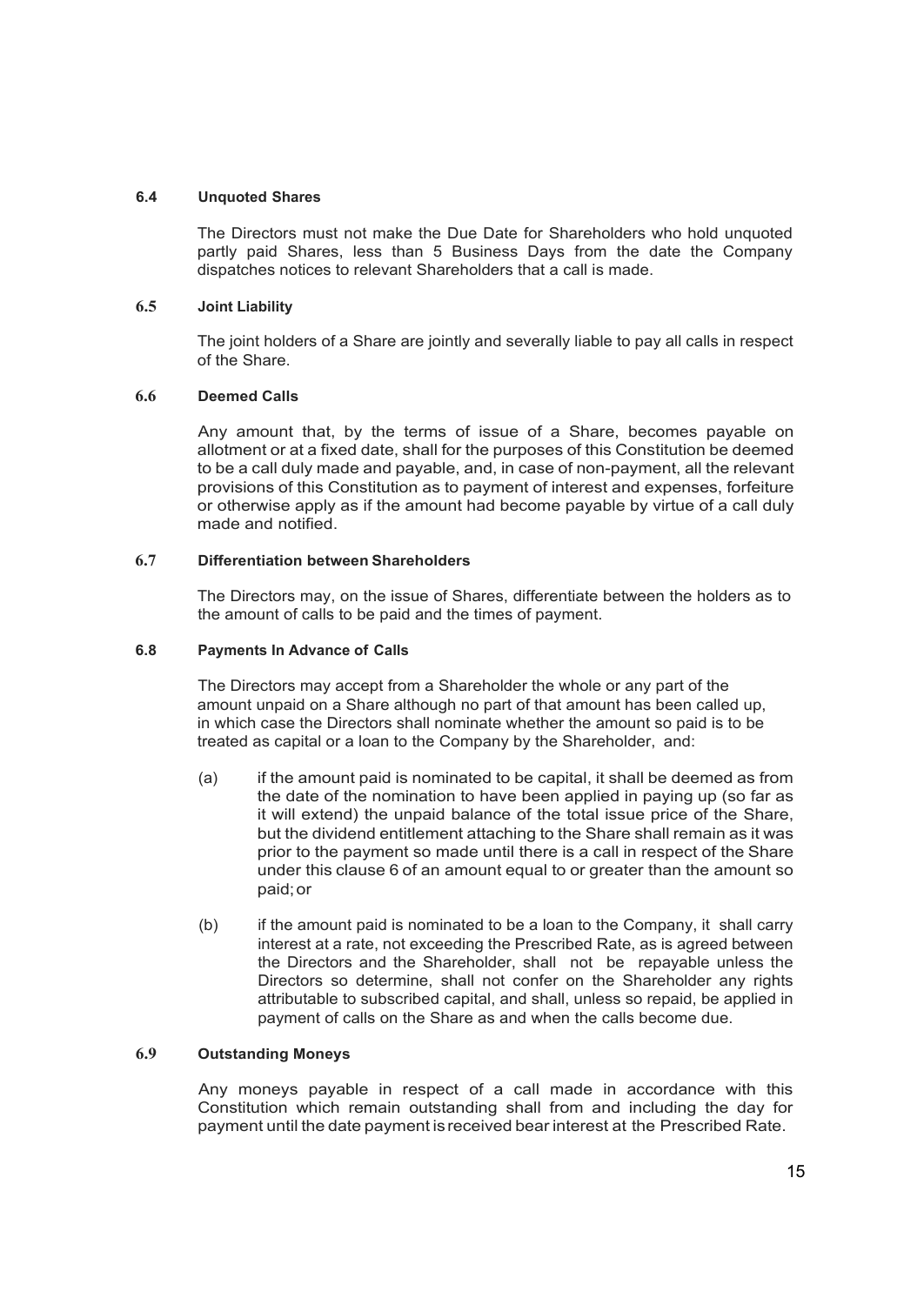### 6.4 Unquoted Shares

The Directors must not make the Due Date for Shareholders who hold unquoted partly paid Shares, less than 5 Business Days from the date the Company dispatches notices to relevant Shareholders that a call is made.

### 6.5 Joint Liability

The joint holders of a Share are jointly and severally liable to pay all calls in respect of the Share.

### 6.6 Deemed Calls

Any amount that, by the terms of issue of a Share, becomes payable on allotment or at a fixed date, shall for the purposes of this Constitution be deemed to be a call duly made and payable, and, in case of non-payment, all the relevant provisions of this Constitution as to payment of interest and expenses, forfeiture or otherwise apply as if the amount had become payable by virtue of a call duly made and notified.

### 6.7 Differentiation between Shareholders

The Directors may, on the issue of Shares, differentiate between the holders as to the amount of calls to be paid and the times of payment.

### 6.8 Payments In Advance of Calls

The Directors may accept from a Shareholder the whole or any part of the amount unpaid on a Share although no part of that amount has been called up, in which case the Directors shall nominate whether the amount so paid is to be treated as capital or a loan to the Company by the Shareholder, and:

(a) if the amount paid is nominated to be capital, it shall be deemed as from the date of the nomination to have been applied in paying up (so far as it will extend) the unpaid balance of the total issue price of the Share, but the dividend entitlement attaching to the Share shall remain as it was prior to the payment so made until there is a call in respect of the Share under this clause 6 of an amount equal to or greater than the amount so paid; or

(b) if the amount paid is nominated to be a loan to the Company, it shall carry interest at a rate, not exceeding the Prescribed Rate, as is agreed between the Directors and the Shareholder, shall not be repayable unless the Directors so determine, shall not confer on the Shareholder any rights attributable to subscribed capital, and shall, unless so repaid, be applied in payment of calls on the Share as and when the calls become due.

### 6.9 Outstanding Moneys

Any moneys payable in respect of a call made in accordance with this Constitution which remain outstanding shall from and including the day for payment until the date payment is received bear interest at the Prescribed Rate.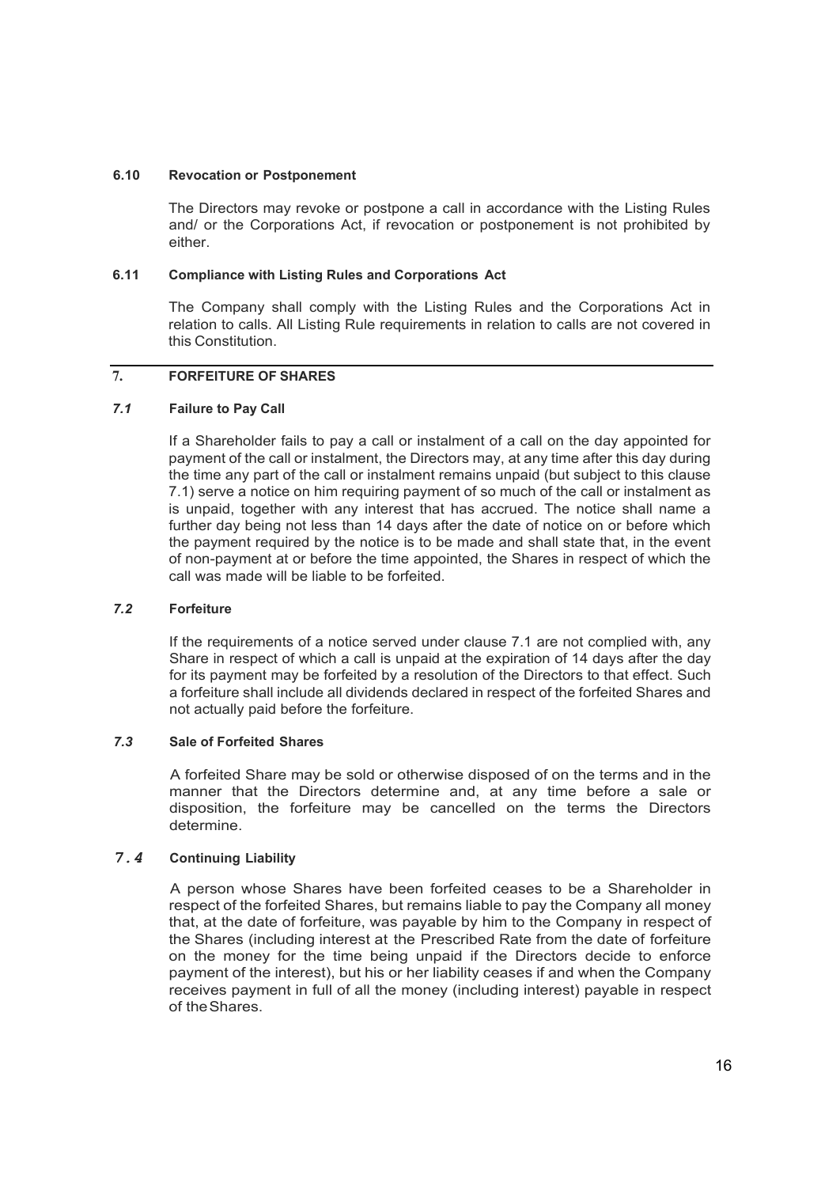### 6.10 Revocation or Postponement

The Directors may revoke or postpone a call in accordance with the Listing Rules and/ or the Corporations Act, if revocation or postponement is not prohibited by either.

### 6.11 Compliance with Listing Rules and Corporations Act

The Company shall comply with the Listing Rules and the Corporations Act in relation to calls. All Listing Rule requirements in relation to calls are not covered in this Constitution.

## 7. FORFEITURE OF SHARES

### *7.1* Failure to Pay Call

If a Shareholder fails to pay a call or instalment of a call on the day appointed for payment of the call or instalment, the Directors may, at any time after this day during the time any part of the call or instalment remains unpaid (but subject to this clause 7.1) serve a notice on him requiring payment of so much of the call or instalment as is unpaid, together with any interest that has accrued. The notice shall name a further day being not less than 14 days after the date of notice on or before which the payment required by the notice is to be made and shall state that, in the event of non-payment at or before the time appointed, the Shares in respect of which the call was made will be liable to be forfeited.

### *7.2* Forfeiture

If the requirements of a notice served under clause 7.1 are not complied with, any Share in respect of which a call is unpaid at the expiration of 14 days after the day for its payment may be forfeited by a resolution of the Directors to that effect. Such a forfeiture shall include all dividends declared in respect of the forfeited Shares and not actually paid before the forfeiture.

### *7.3* Sale of Forfeited Shares

A forfeited Share may be sold or otherwise disposed of on the terms and in the manner that the Directors determine and, at any time before a sale or disposition, the forfeiture may be cancelled on the terms the Directors determine.

### *7.4* Continuing Liability

A person whose Shares have been forfeited ceases to be a Shareholder in respect of the forfeited Shares, but remains liable to pay the Company all money that, at the date of forfeiture, was payable by him to the Company in respect of the Shares (including interest at the Prescribed Rate from the date of forfeiture on the money for the time being unpaid if the Directors decide to enforce payment of the interest), but his or her liability ceases if and when the Company receives payment in full of all the money (including interest) payable in respect of the Shares.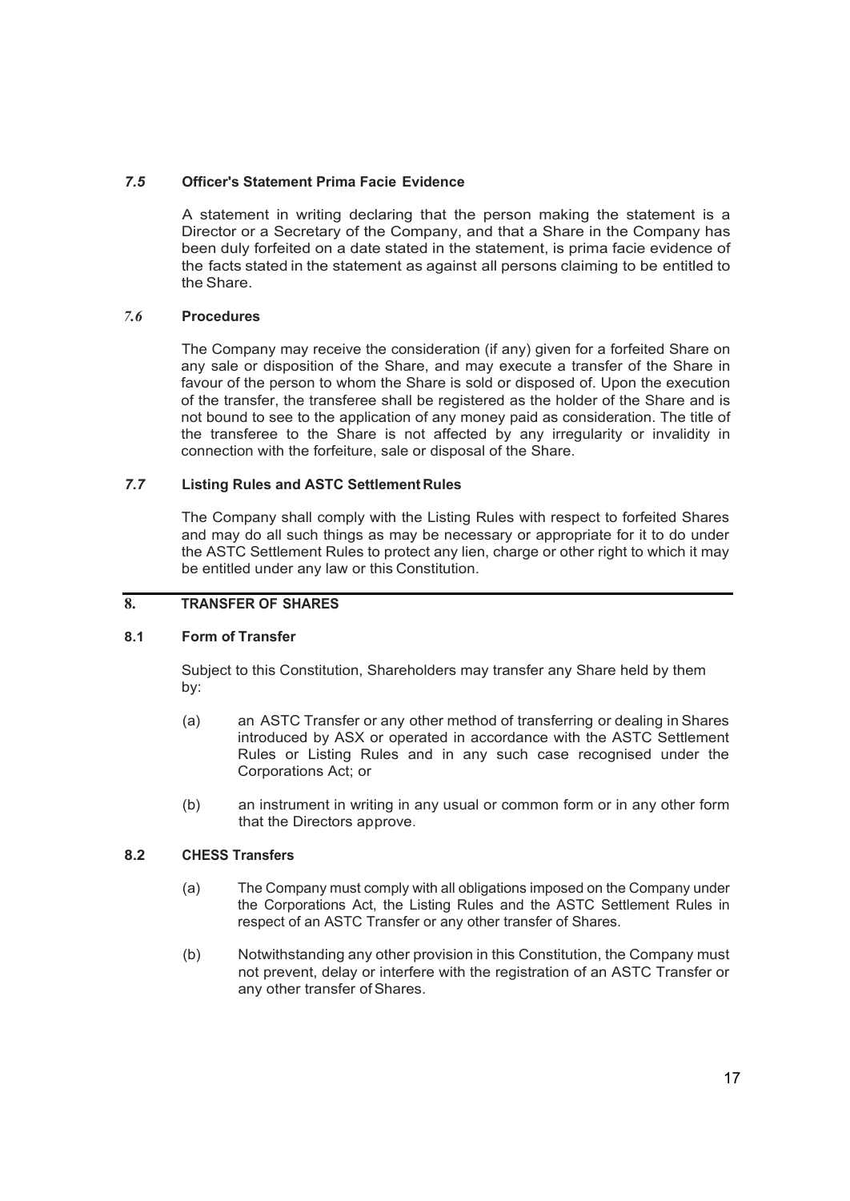### *7.5* Officer's Statement Prima Facie Evidence

A statement in writing declaring that the person making the statement is a Director or a Secretary of the Company, and that a Share in the Company has been duly forfeited on a date stated in the statement, is prima facie evidence of the facts stated in the statement as against all persons claiming to be entitled to the Share.

### *7.6* Procedures

The Company may receive the consideration (if any) given for a forfeited Share on any sale or disposition of the Share, and may execute a transfer of the Share in favour of the person to whom the Share is sold or disposed of. Upon the execution of the transfer, the transferee shall be registered as the holder of the Share and is not bound to see to the application of any money paid as consideration. The title of the transferee to the Share is not affected by any irregularity or invalidity in connection with the forfeiture, sale or disposal of the Share.

### *7.7* Listing Rules and ASTC Settlement Rules

The Company shall comply with the Listing Rules with respect to forfeited Shares and may do all such things as may be necessary or appropriate for it to do under the ASTC Settlement Rules to protect any lien, charge or other right to which it may be entitled under any law or this Constitution.

## 8. TRANSFER OF SHARES

### 8.1 Form of Transfer

Subject to this Constitution, Shareholders may transfer any Share held by them by:

(a) an ASTC Transfer or any other method of transferring or dealing in Shares introduced by ASX or operated in accordance with the ASTC Settlement Rules or Listing Rules and in any such case recognised under the Corporations Act; or

(b) an instrument in writing in any usual or common form or in any other form that the Directors approve.

### 8.2 CHESS Transfers

(a) The Company must comply with all obligations imposed on the Company under the Corporations Act, the Listing Rules and the ASTC Settlement Rules in respect of an ASTC Transfer or any other transfer of Shares.

(b) Notwithstanding any other provision in this Constitution, the Company must not prevent, delay or interfere with the registration of an ASTC Transfer or any other transfer of Shares.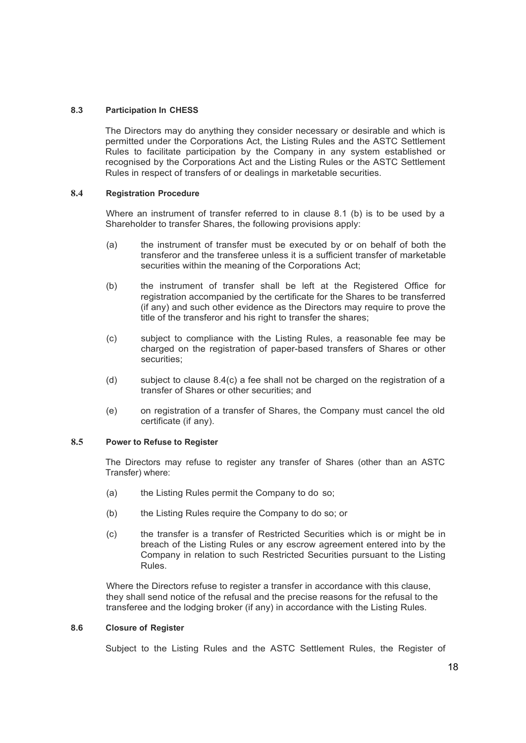### 8.3 Participation In CHESS

The Directors may do anything they consider necessary or desirable and which is permitted under the Corporations Act, the Listing Rules and the ASTC Settlement Rules to facilitate participation by the Company in any system established or recognised by the Corporations Act and the Listing Rules or the ASTC Settlement Rules in respect of transfers of or dealings in marketable securities.

### 8.4 Registration Procedure

Where an instrument of transfer referred to in clause 8.1 (b) is to be used by a Shareholder to transfer Shares, the following provisions apply:

(a) the instrument of transfer must be executed by or on behalf of both the transferor and the transferee unless it is a sufficient transfer of marketable securities within the meaning of the Corporations Act;

(b) the instrument of transfer shall be left at the Registered Office for registration accompanied by the certificate for the Shares to be transferred (if any) and such other evidence as the Directors may require to prove the title of the transferor and his right to transfer the shares;

(c) subject to compliance with the Listing Rules, a reasonable fee may be charged on the registration of paper-based transfers of Shares or other securities;

(d) subject to clause 8.4(c) a fee shall not be charged on the registration of a transfer of Shares or other securities; and

(e) on registration of a transfer of Shares, the Company must cancel the old certificate (if any).

### 8.5 Power to Refuse to Register

The Directors may refuse to register any transfer of Shares (other than an ASTC Transfer) where:

(a) the Listing Rules permit the Company to do so;

(b) the Listing Rules require the Company to do so; or

(c) the transfer is a transfer of Restricted Securities which is or might be in breach of the Listing Rules or any escrow agreement entered into by the Company in relation to such Restricted Securities pursuant to the Listing Rules.

Where the Directors refuse to register a transfer in accordance with this clause, they shall send notice of the refusal and the precise reasons for the refusal to the transferee and the lodging broker (if any) in accordance with the Listing Rules.

### 8.6 Closure of Register

Subject to the Listing Rules and the ASTC Settlement Rules, the Register of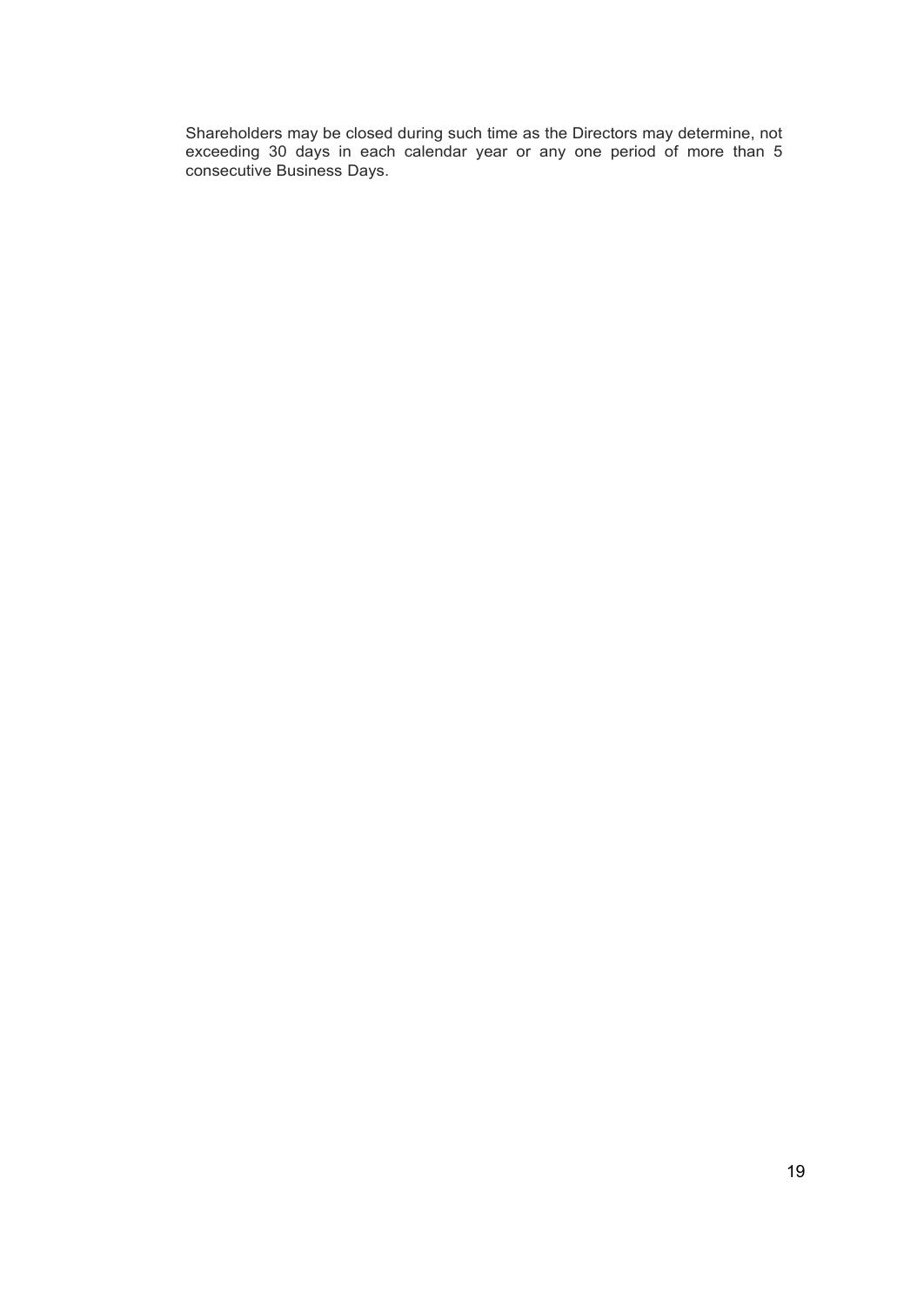Shareholders may be closed during such time as the Directors may determine, not exceeding 30 days in each calendar year or any one period of more than 5 consecutive Business Days.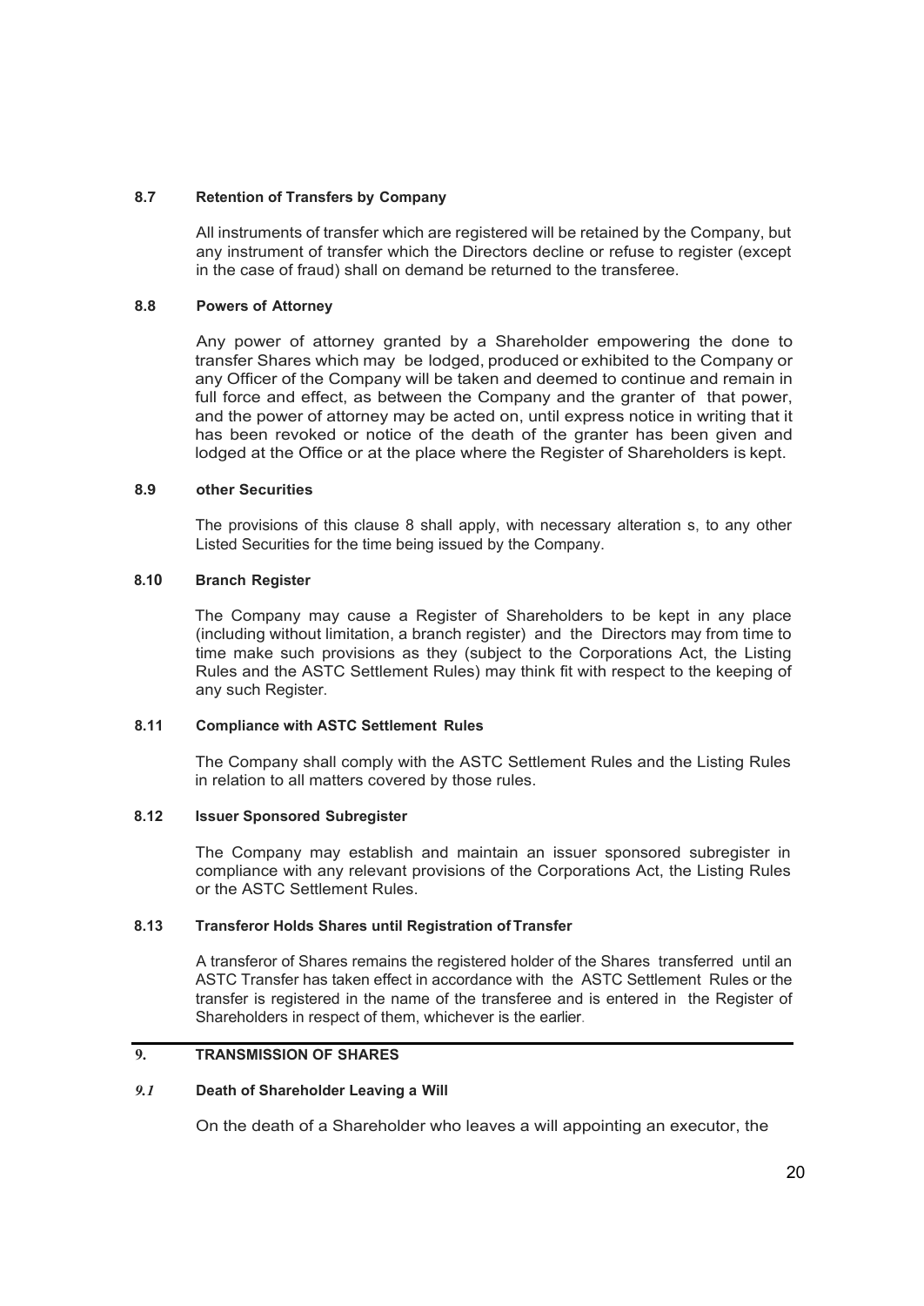#### 8.7 Retention of Transfers by Company

All instruments of transfer which are registered will be retained by the Company, but any instrument of transfer which the Directors decline or refuse to register (except in the case of fraud) shall on demand be returned to the transferee.

#### 8.8 Powers of Attorney

Any power of attorney granted by a Shareholder empowering the done to transfer Shares which may be lodged, produced or exhibited to the Company or any Officer of the Company will be taken and deemed to continue and remain in full force and effect, as between the Company and the granter of that power, and the power of attorney may be acted on, until express notice in writing that it has been revoked or notice of the death of the granter has been given and lodged at the Office or at the place where the Register of Shareholders is kept.

#### 8.9 other Securities

The provisions of this clause 8 shall apply, with necessary alteration s, to any other Listed Securities for the time being issued by the Company.

#### 8.10 Branch Register

The Company may cause a Register of Shareholders to be kept in any place (including without limitation, a branch register) and the Directors may from time to time make such provisions as they (subject to the Corporations Act, the Listing Rules and the ASTC Settlement Rules) may think fit with respect to the keeping of any such Register.

#### 8.11 Compliance with ASTC Settlement Rules

The Company shall comply with the ASTC Settlement Rules and the Listing Rules in relation to all matters covered by those rules.

#### 8.12 Issuer Sponsored Subregister

The Company may establish and maintain an issuer sponsored subregister in compliance with any relevant provisions of the Corporations Act, the Listing Rules or the ASTC Settlement Rules.

#### 8.13 Transferor Holds Shares until Registration of Transfer

A transferor of Shares remains the registered holder of the Shares transferred until an ASTC Transfer has taken effect in accordance with the ASTC Settlement Rules or the transfer is registered in the name of the transferee and is entered in the Register of Shareholders in respect of them, whichever is the earlier.

---

### 9. TRANSMISSION OF SHARES

#### *9.1* Death of Shareholder Leaving a Will

On the death of a Shareholder who leaves a will appointing an executor, the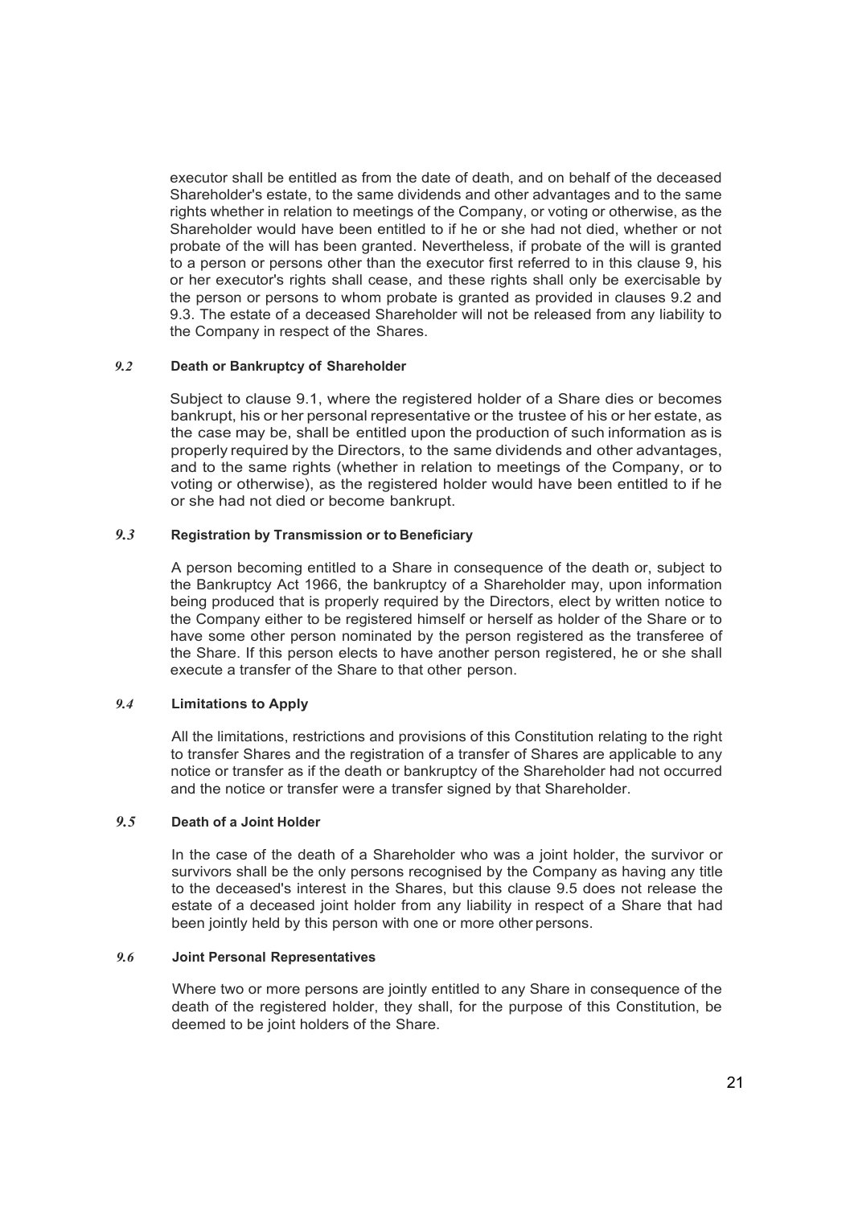executor shall be entitled as from the date of death, and on behalf of the deceased Shareholder's estate, to the same dividends and other advantages and to the same rights whether in relation to meetings of the Company, or voting or otherwise, as the Shareholder would have been entitled to if he or she had not died, whether or not probate of the will has been granted. Nevertheless, if probate of the will is granted to a person or persons other than the executor first referred to in this clause 9, his or her executor's rights shall cease, and these rights shall only be exercisable by the person or persons to whom probate is granted as provided in clauses 9.2 and 9.3. The estate of a deceased Shareholder will not be released from any liability to the Company in respect of the Shares.

### *9.2* Death or Bankruptcy of Shareholder

Subject to clause 9.1, where the registered holder of a Share dies or becomes bankrupt, his or her personal representative or the trustee of his or her estate, as the case may be, shall be entitled upon the production of such information as is properly required by the Directors, to the same dividends and other advantages, and to the same rights (whether in relation to meetings of the Company, or to voting or otherwise), as the registered holder would have been entitled to if he or she had not died or become bankrupt.

### *9.3* Registration by Transmission or to Beneficiary

A person becoming entitled to a Share in consequence of the death or, subject to the Bankruptcy Act 1966, the bankruptcy of a Shareholder may, upon information being produced that is properly required by the Directors, elect by written notice to the Company either to be registered himself or herself as holder of the Share or to have some other person nominated by the person registered as the transferee of the Share. If this person elects to have another person registered, he or she shall execute a transfer of the Share to that other person.

### *9.4* Limitations to Apply

All the limitations, restrictions and provisions of this Constitution relating to the right to transfer Shares and the registration of a transfer of Shares are applicable to any notice or transfer as if the death or bankruptcy of the Shareholder had not occurred and the notice or transfer were a transfer signed by that Shareholder.

### *9.5* Death of a Joint Holder

In the case of the death of a Shareholder who was a joint holder, the survivor or survivors shall be the only persons recognised by the Company as having any title to the deceased's interest in the Shares, but this clause 9.5 does not release the estate of a deceased joint holder from any liability in respect of a Share that had been jointly held by this person with one or more other persons.

### *9.6* Joint Personal Representatives

Where two or more persons are jointly entitled to any Share in consequence of the death of the registered holder, they shall, for the purpose of this Constitution, be deemed to be joint holders of the Share.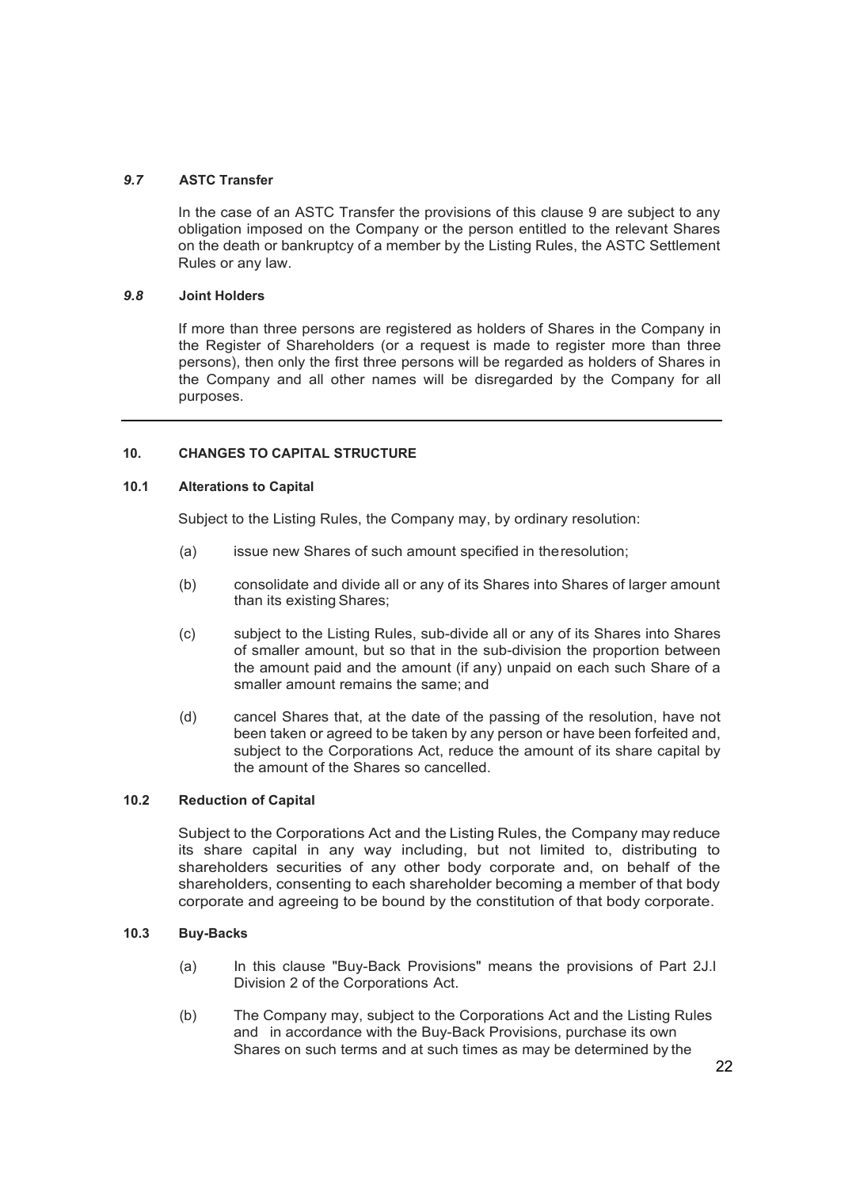### *9.7* ASTC Transfer

In the case of an ASTC Transfer the provisions of this clause 9 are subject to any obligation imposed on the Company or the person entitled to the relevant Shares on the death or bankruptcy of a member by the Listing Rules, the ASTC Settlement Rules or any law.

### *9.8* Joint Holders

If more than three persons are registered as holders of Shares in the Company in the Register of Shareholders (or a request is made to register more than three persons), then only the first three persons will be regarded as holders of Shares in the Company and all other names will be disregarded by the Company for all purposes.

---

## 10. CHANGES TO CAPITAL STRUCTURE

### 10.1 Alterations to Capital

Subject to the Listing Rules, the Company may, by ordinary resolution:

(a) issue new Shares of such amount specified in theresolution;

(b) consolidate and divide all or any of its Shares into Shares of larger amount than its existing Shares;

(c) subject to the Listing Rules, sub-divide all or any of its Shares into Shares of smaller amount, but so that in the sub-division the proportion between the amount paid and the amount (if any) unpaid on each such Share of a smaller amount remains the same; and

(d) cancel Shares that, at the date of the passing of the resolution, have not been taken or agreed to be taken by any person or have been forfeited and, subject to the Corporations Act, reduce the amount of its share capital by the amount of the Shares so cancelled.

### 10.2 Reduction of Capital

Subject to the Corporations Act and the Listing Rules, the Company may reduce its share capital in any way including, but not limited to, distributing to shareholders securities of any other body corporate and, on behalf of the shareholders, consenting to each shareholder becoming a member of that body corporate and agreeing to be bound by the constitution of that body corporate.

### 10.3 Buy-Backs

(a) In this clause "Buy-Back Provisions" means the provisions of Part 2J.l Division 2 of the Corporations Act.

(b) The Company may, subject to the Corporations Act and the Listing Rules and in accordance with the Buy-Back Provisions, purchase its own Shares on such terms and at such times as may be determined by the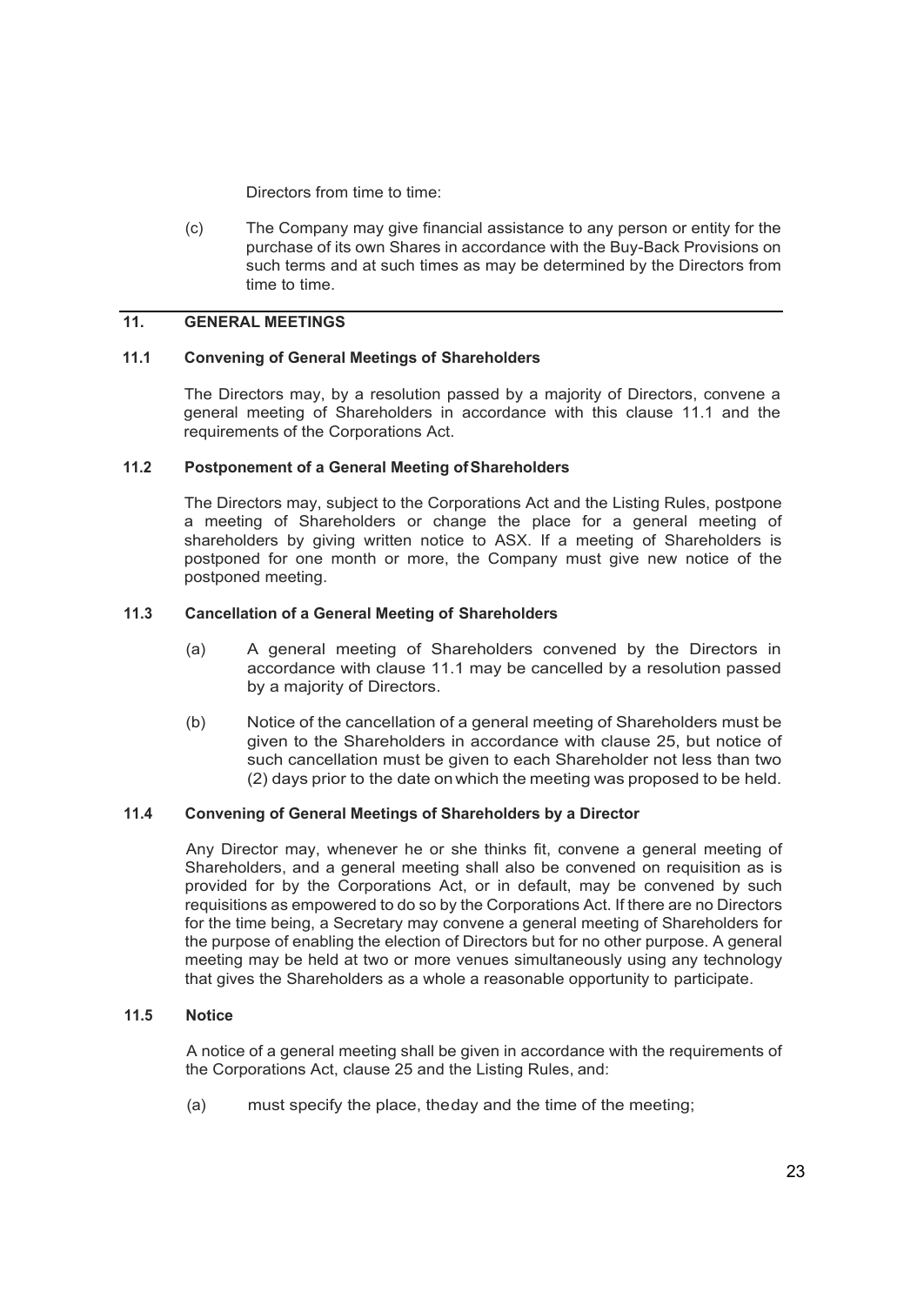Directors from time to time:

(c) The Company may give financial assistance to any person or entity for the purchase of its own Shares in accordance with the Buy-Back Provisions on such terms and at such times as may be determined by the Directors from time to time.

## 11. GENERAL MEETINGS

### 11.1 Convening of General Meetings of Shareholders

The Directors may, by a resolution passed by a majority of Directors, convene a general meeting of Shareholders in accordance with this clause 11.1 and the requirements of the Corporations Act.

### 11.2 Postponement of a General Meeting of Shareholders

The Directors may, subject to the Corporations Act and the Listing Rules, postpone a meeting of Shareholders or change the place for a general meeting of shareholders by giving written notice to ASX. If a meeting of Shareholders is postponed for one month or more, the Company must give new notice of the postponed meeting.

### 11.3 Cancellation of a General Meeting of Shareholders

(a) A general meeting of Shareholders convened by the Directors in accordance with clause 11.1 may be cancelled by a resolution passed by a majority of Directors.

(b) Notice of the cancellation of a general meeting of Shareholders must be given to the Shareholders in accordance with clause 25, but notice of such cancellation must be given to each Shareholder not less than two (2) days prior to the date on which the meeting was proposed to be held.

### 11.4 Convening of General Meetings of Shareholders by a Director

Any Director may, whenever he or she thinks fit, convene a general meeting of Shareholders, and a general meeting shall also be convened on requisition as is provided for by the Corporations Act, or in default, may be convened by such requisitions as empowered to do so by the Corporations Act. If there are no Directors for the time being, a Secretary may convene a general meeting of Shareholders for the purpose of enabling the election of Directors but for no other purpose. A general meeting may be held at two or more venues simultaneously using any technology that gives the Shareholders as a whole a reasonable opportunity to participate.

### 11.5 Notice

A notice of a general meeting shall be given in accordance with the requirements of the Corporations Act, clause 25 and the Listing Rules, and:

(a) must specify the place, the day and the time of the meeting;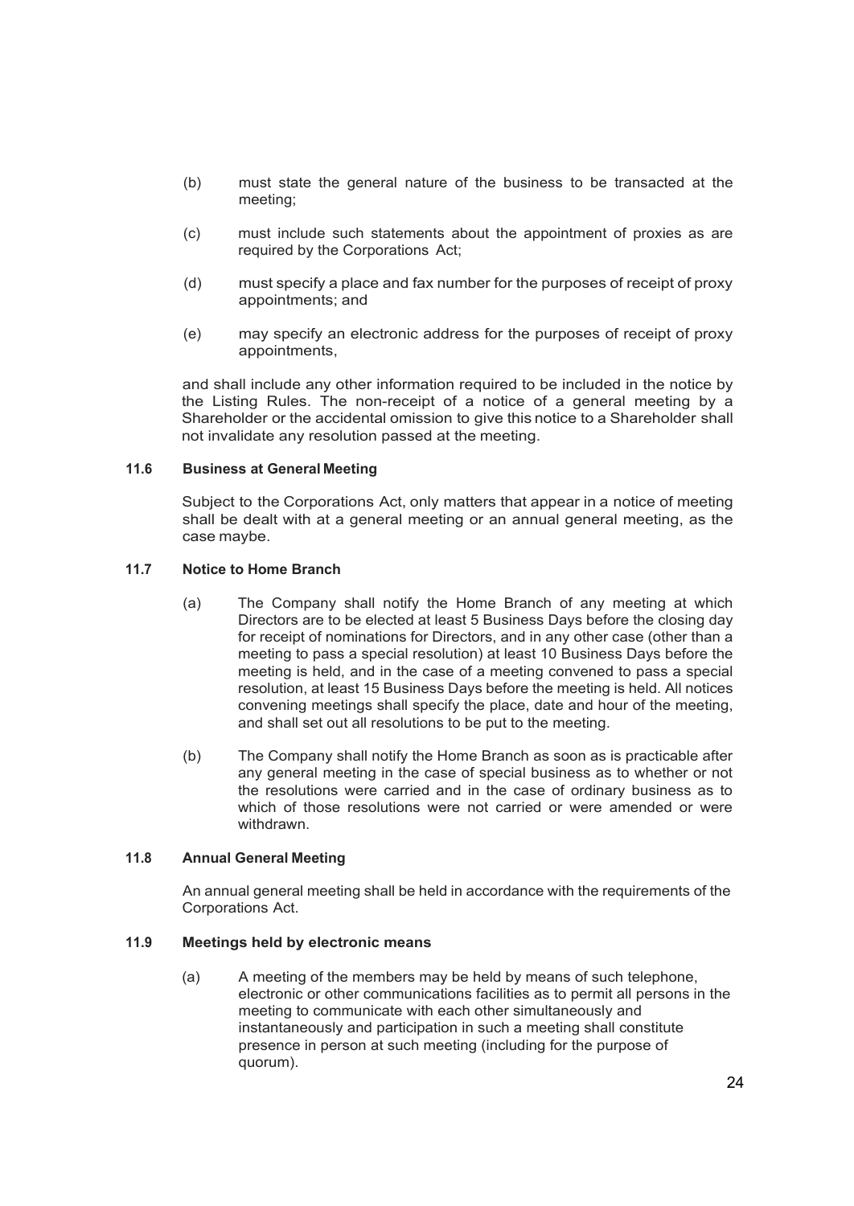(b) must state the general nature of the business to be transacted at the meeting;

(c) must include such statements about the appointment of proxies as are required by the Corporations Act;

(d) must specify a place and fax number for the purposes of receipt of proxy appointments; and

(e) may specify an electronic address for the purposes of receipt of proxy appointments,

and shall include any other information required to be included in the notice by the Listing Rules. The non-receipt of a notice of a general meeting by a Shareholder or the accidental omission to give this notice to a Shareholder shall not invalidate any resolution passed at the meeting.

### 11.6 Business at General Meeting

Subject to the Corporations Act, only matters that appear in a notice of meeting shall be dealt with at a general meeting or an annual general meeting, as the case maybe.

### 11.7 Notice to Home Branch

(a) The Company shall notify the Home Branch of any meeting at which Directors are to be elected at least 5 Business Days before the closing day for receipt of nominations for Directors, and in any other case (other than a meeting to pass a special resolution) at least 10 Business Days before the meeting is held, and in the case of a meeting convened to pass a special resolution, at least 15 Business Days before the meeting is held. All notices convening meetings shall specify the place, date and hour of the meeting, and shall set out all resolutions to be put to the meeting.

(b) The Company shall notify the Home Branch as soon as is practicable after any general meeting in the case of special business as to whether or not the resolutions were carried and in the case of ordinary business as to which of those resolutions were not carried or were amended or were withdrawn.

### 11.8 Annual General Meeting

An annual general meeting shall be held in accordance with the requirements of the Corporations Act.

### 11.9 Meetings held by electronic means

(a) A meeting of the members may be held by means of such telephone, electronic or other communications facilities as to permit all persons in the meeting to communicate with each other simultaneously and instantaneously and participation in such a meeting shall constitute presence in person at such meeting (including for the purpose of quorum).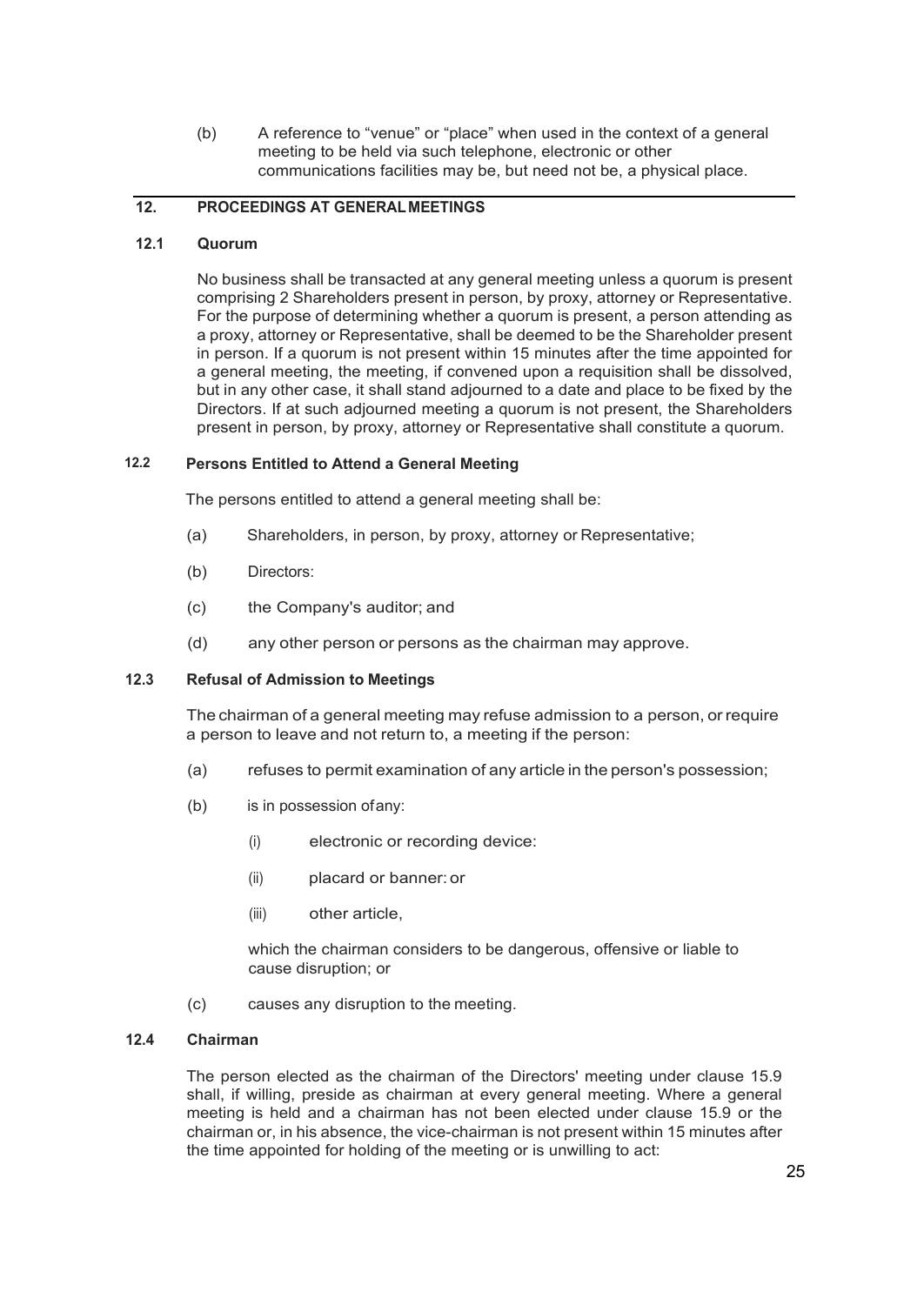(b) A reference to "venue" or "place" when used in the context of a general meeting to be held via such telephone, electronic or other communications facilities may be, but need not be, a physical place.

## 12. PROCEEDINGS AT GENERAL MEETINGS

### 12.1 Quorum

No business shall be transacted at any general meeting unless a quorum is present comprising 2 Shareholders present in person, by proxy, attorney or Representative. For the purpose of determining whether a quorum is present, a person attending as a proxy, attorney or Representative, shall be deemed to be the Shareholder present in person. If a quorum is not present within 15 minutes after the time appointed for a general meeting, the meeting, if convened upon a requisition shall be dissolved, but in any other case, it shall stand adjourned to a date and place to be fixed by the Directors. If at such adjourned meeting a quorum is not present, the Shareholders present in person, by proxy, attorney or Representative shall constitute a quorum.

### 12.2 Persons Entitled to Attend a General Meeting

The persons entitled to attend a general meeting shall be:

(a) Shareholders, in person, by proxy, attorney or Representative;

(b) Directors:

(c) the Company's auditor; and

(d) any other person or persons as the chairman may approve.

### 12.3 Refusal of Admission to Meetings

The chairman of a general meeting may refuse admission to a person, or require a person to leave and not return to, a meeting if the person:

(a) refuses to permit examination of any article in the person's possession;

(b) is in possession of any:

(i) electronic or recording device:

(ii) placard or banner: or

(iii) other article,

which the chairman considers to be dangerous, offensive or liable to cause disruption; or

(c) causes any disruption to the meeting.

### 12.4 Chairman

The person elected as the chairman of the Directors' meeting under clause 15.9 shall, if willing, preside as chairman at every general meeting. Where a general meeting is held and a chairman has not been elected under clause 15.9 or the chairman or, in his absence, the vice-chairman is not present within 15 minutes after the time appointed for holding of the meeting or is unwilling to act: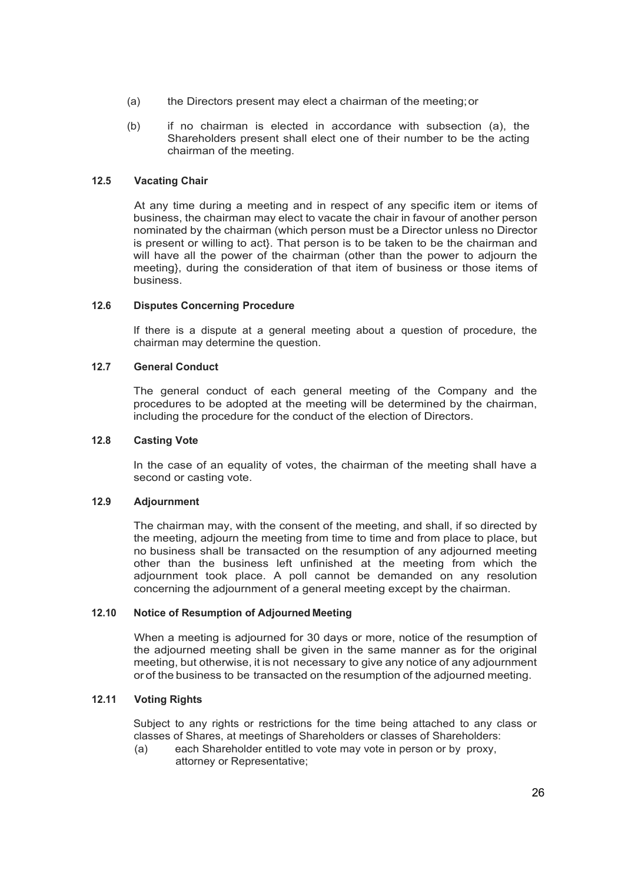(a) the Directors present may elect a chairman of the meeting; or

(b) if no chairman is elected in accordance with subsection (a), the Shareholders present shall elect one of their number to be the acting chairman of the meeting.

### 12.5 Vacating Chair

At any time during a meeting and in respect of any specific item or items of business, the chairman may elect to vacate the chair in favour of another person nominated by the chairman (which person must be a Director unless no Director is present or willing to act}. That person is to be taken to be the chairman and will have all the power of the chairman (other than the power to adjourn the meeting}, during the consideration of that item of business or those items of business.

### 12.6 Disputes Concerning Procedure

If there is a dispute at a general meeting about a question of procedure, the chairman may determine the question.

### 12.7 General Conduct

The general conduct of each general meeting of the Company and the procedures to be adopted at the meeting will be determined by the chairman, including the procedure for the conduct of the election of Directors.

### 12.8 Casting Vote

In the case of an equality of votes, the chairman of the meeting shall have a second or casting vote.

### 12.9 Adjournment

The chairman may, with the consent of the meeting, and shall, if so directed by the meeting, adjourn the meeting from time to time and from place to place, but no business shall be transacted on the resumption of any adjourned meeting other than the business left unfinished at the meeting from which the adjournment took place. A poll cannot be demanded on any resolution concerning the adjournment of a general meeting except by the chairman.

### 12.10 Notice of Resumption of Adjourned Meeting

When a meeting is adjourned for 30 days or more, notice of the resumption of the adjourned meeting shall be given in the same manner as for the original meeting, but otherwise, it is not necessary to give any notice of any adjournment or of the business to be transacted on the resumption of the adjourned meeting.

### 12.11 Voting Rights

Subject to any rights or restrictions for the time being attached to any class or classes of Shares, at meetings of Shareholders or classes of Shareholders:

(a) each Shareholder entitled to vote may vote in person or by proxy, attorney or Representative;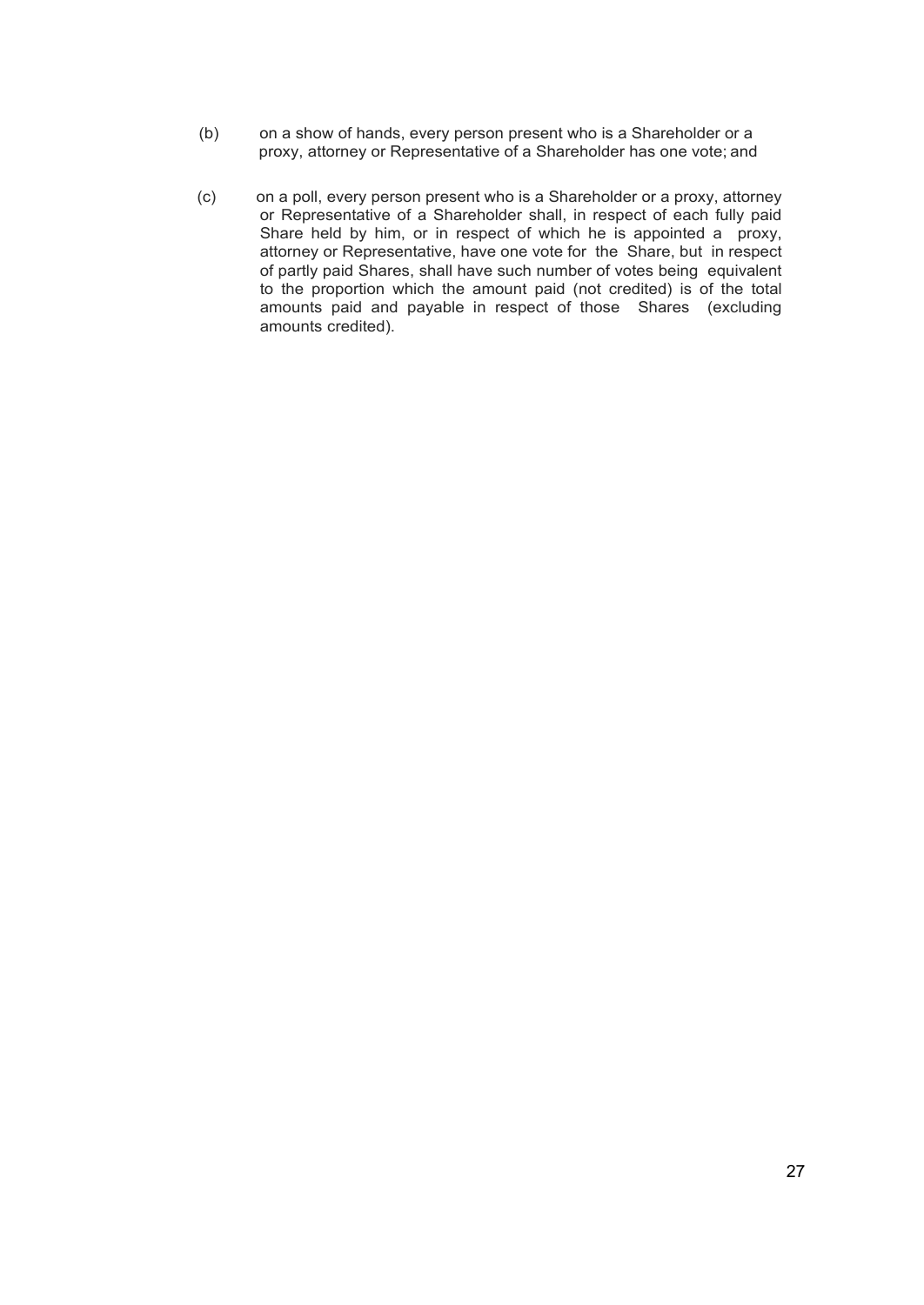(b) on a show of hands, every person present who is a Shareholder or a proxy, attorney or Representative of a Shareholder has one vote; and

(c) on a poll, every person present who is a Shareholder or a proxy, attorney or Representative of a Shareholder shall, in respect of each fully paid Share held by him, or in respect of which he is appointed a proxy, attorney or Representative, have one vote for the Share, but in respect of partly paid Shares, shall have such number of votes being equivalent to the proportion which the amount paid (not credited) is of the total amounts paid and payable in respect of those Shares (excluding amounts credited).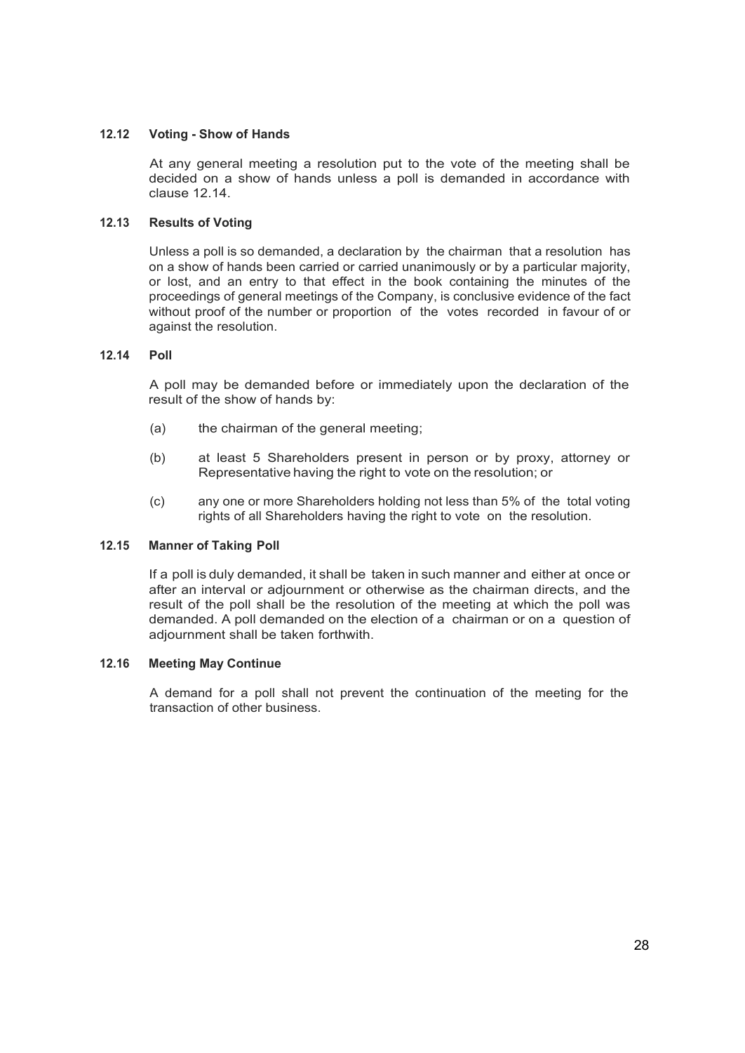### 12.12 Voting - Show of Hands

At any general meeting a resolution put to the vote of the meeting shall be decided on a show of hands unless a poll is demanded in accordance with clause 12.14.

### 12.13 Results of Voting

Unless a poll is so demanded, a declaration by the chairman that a resolution has on a show of hands been carried or carried unanimously or by a particular majority, or lost, and an entry to that effect in the book containing the minutes of the proceedings of general meetings of the Company, is conclusive evidence of the fact without proof of the number or proportion of the votes recorded in favour of or against the resolution.

### 12.14 Poll

A poll may be demanded before or immediately upon the declaration of the result of the show of hands by:

(a) the chairman of the general meeting;

(b) at least 5 Shareholders present in person or by proxy, attorney or Representative having the right to vote on the resolution; or

(c) any one or more Shareholders holding not less than 5% of the total voting rights of all Shareholders having the right to vote on the resolution.

### 12.15 Manner of Taking Poll

If a poll is duly demanded, it shall be taken in such manner and either at once or after an interval or adjournment or otherwise as the chairman directs, and the result of the poll shall be the resolution of the meeting at which the poll was demanded. A poll demanded on the election of a chairman or on a question of adjournment shall be taken forthwith.

### 12.16 Meeting May Continue

A demand for a poll shall not prevent the continuation of the meeting for the transaction of other business.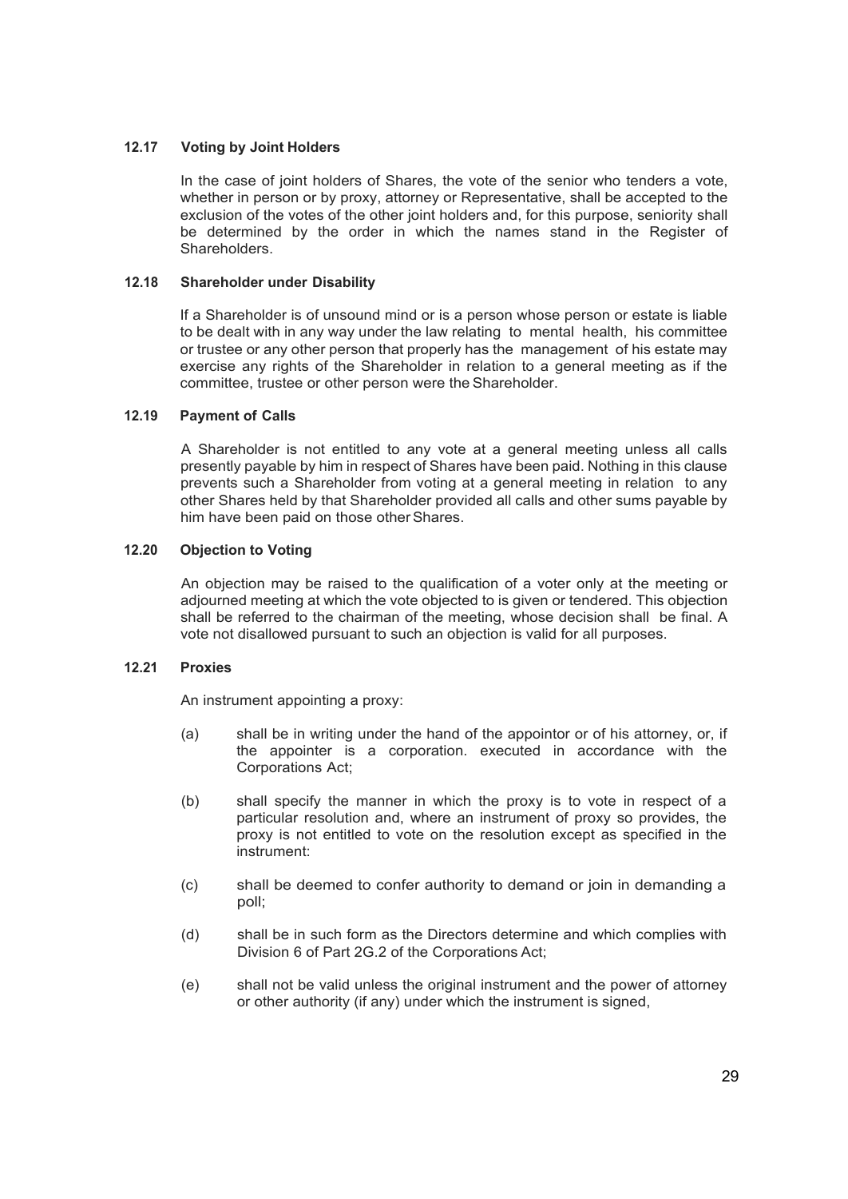### 12.17 Voting by Joint Holders

In the case of joint holders of Shares, the vote of the senior who tenders a vote, whether in person or by proxy, attorney or Representative, shall be accepted to the exclusion of the votes of the other joint holders and, for this purpose, seniority shall be determined by the order in which the names stand in the Register of Shareholders.

### 12.18 Shareholder under Disability

If a Shareholder is of unsound mind or is a person whose person or estate is liable to be dealt with in any way under the law relating to mental health, his committee or trustee or any other person that properly has the management of his estate may exercise any rights of the Shareholder in relation to a general meeting as if the committee, trustee or other person were the Shareholder.

### 12.19 Payment of Calls

A Shareholder is not entitled to any vote at a general meeting unless all calls presently payable by him in respect of Shares have been paid. Nothing in this clause prevents such a Shareholder from voting at a general meeting in relation to any other Shares held by that Shareholder provided all calls and other sums payable by him have been paid on those other Shares.

### 12.20 Objection to Voting

An objection may be raised to the qualification of a voter only at the meeting or adjourned meeting at which the vote objected to is given or tendered. This objection shall be referred to the chairman of the meeting, whose decision shall be final. A vote not disallowed pursuant to such an objection is valid for all purposes.

### 12.21 Proxies

An instrument appointing a proxy:

(a) shall be in writing under the hand of the appointor or of his attorney, or, if the appointer is a corporation. executed in accordance with the Corporations Act;

(b) shall specify the manner in which the proxy is to vote in respect of a particular resolution and, where an instrument of proxy so provides, the proxy is not entitled to vote on the resolution except as specified in the instrument:

(c) shall be deemed to confer authority to demand or join in demanding a poll;

(d) shall be in such form as the Directors determine and which complies with Division 6 of Part 2G.2 of the Corporations Act;

(e) shall not be valid unless the original instrument and the power of attorney or other authority (if any) under which the instrument is signed,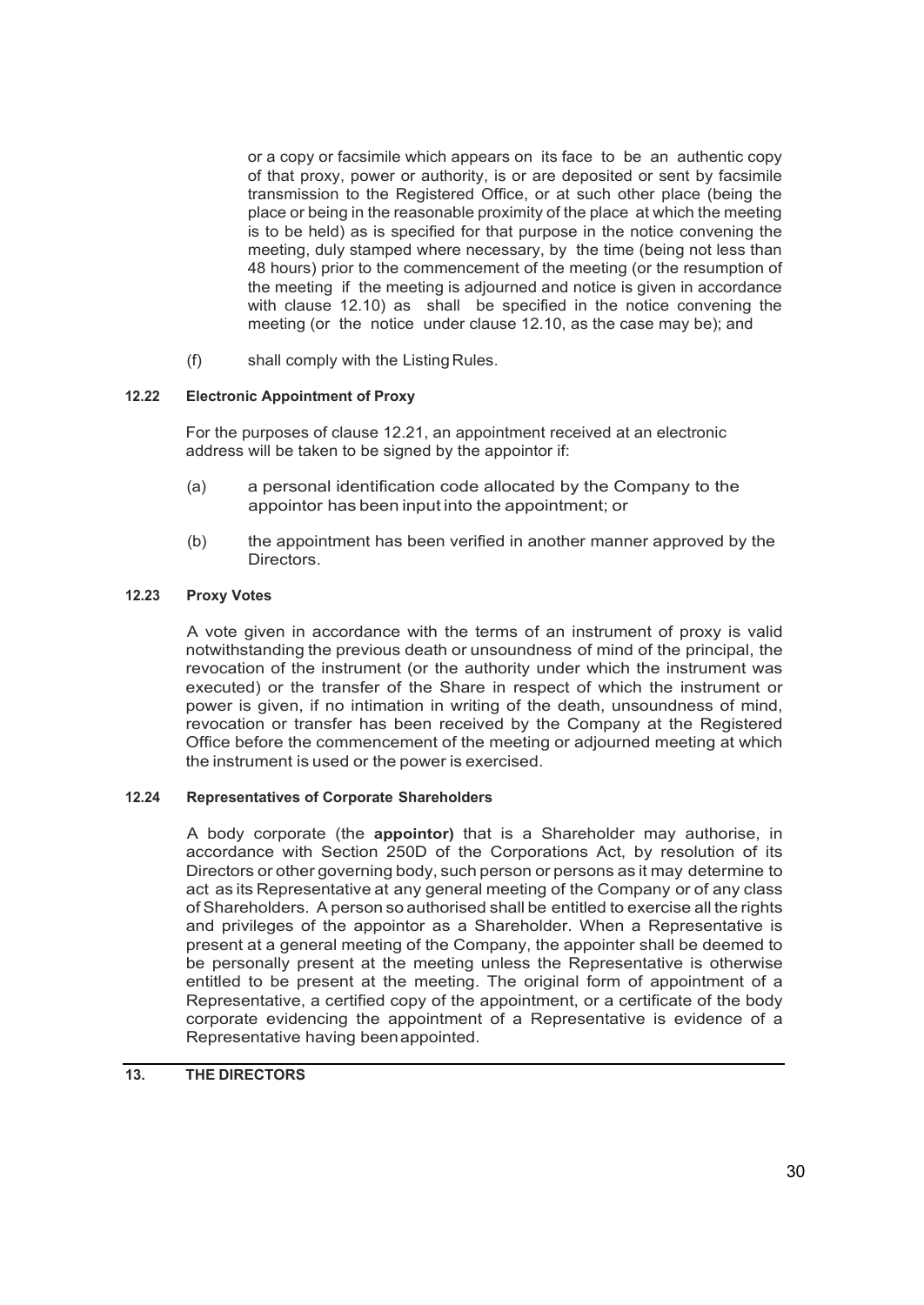or a copy or facsimile which appears on its face to be an authentic copy of that proxy, power or authority, is or are deposited or sent by facsimile transmission to the Registered Office, or at such other place (being the place or being in the reasonable proximity of the place at which the meeting is to be held) as is specified for that purpose in the notice convening the meeting, duly stamped where necessary, by the time (being not less than 48 hours) prior to the commencement of the meeting (or the resumption of the meeting if the meeting is adjourned and notice is given in accordance with clause 12.10) as shall be specified in the notice convening the meeting (or the notice under clause 12.10, as the case may be); and

(f) shall comply with the Listing Rules.

#### 12.22 Electronic Appointment of Proxy

For the purposes of clause 12.21, an appointment received at an electronic address will be taken to be signed by the appointor if:

(a) a personal identification code allocated by the Company to the appointor has been input into the appointment; or

(b) the appointment has been verified in another manner approved by the Directors.

#### 12.23 Proxy Votes

A vote given in accordance with the terms of an instrument of proxy is valid notwithstanding the previous death or unsoundness of mind of the principal, the revocation of the instrument (or the authority under which the instrument was executed) or the transfer of the Share in respect of which the instrument or power is given, if no intimation in writing of the death, unsoundness of mind, revocation or transfer has been received by the Company at the Registered Office before the commencement of the meeting or adjourned meeting at which the instrument is used or the power is exercised.

#### 12.24 Representatives of Corporate Shareholders

A body corporate (the **appointor)** that is a Shareholder may authorise, in accordance with Section 250D of the Corporations Act, by resolution of its Directors or other governing body, such person or persons as it may determine to act as its Representative at any general meeting of the Company or of any class of Shareholders. A person so authorised shall be entitled to exercise all the rights and privileges of the appointor as a Shareholder. When a Representative is present at a general meeting of the Company, the appointer shall be deemed to be personally present at the meeting unless the Representative is otherwise entitled to be present at the meeting. The original form of appointment of a Representative, a certified copy of the appointment, or a certificate of the body corporate evidencing the appointment of a Representative is evidence of a Representative having been appointed.

## 13. THE DIRECTORS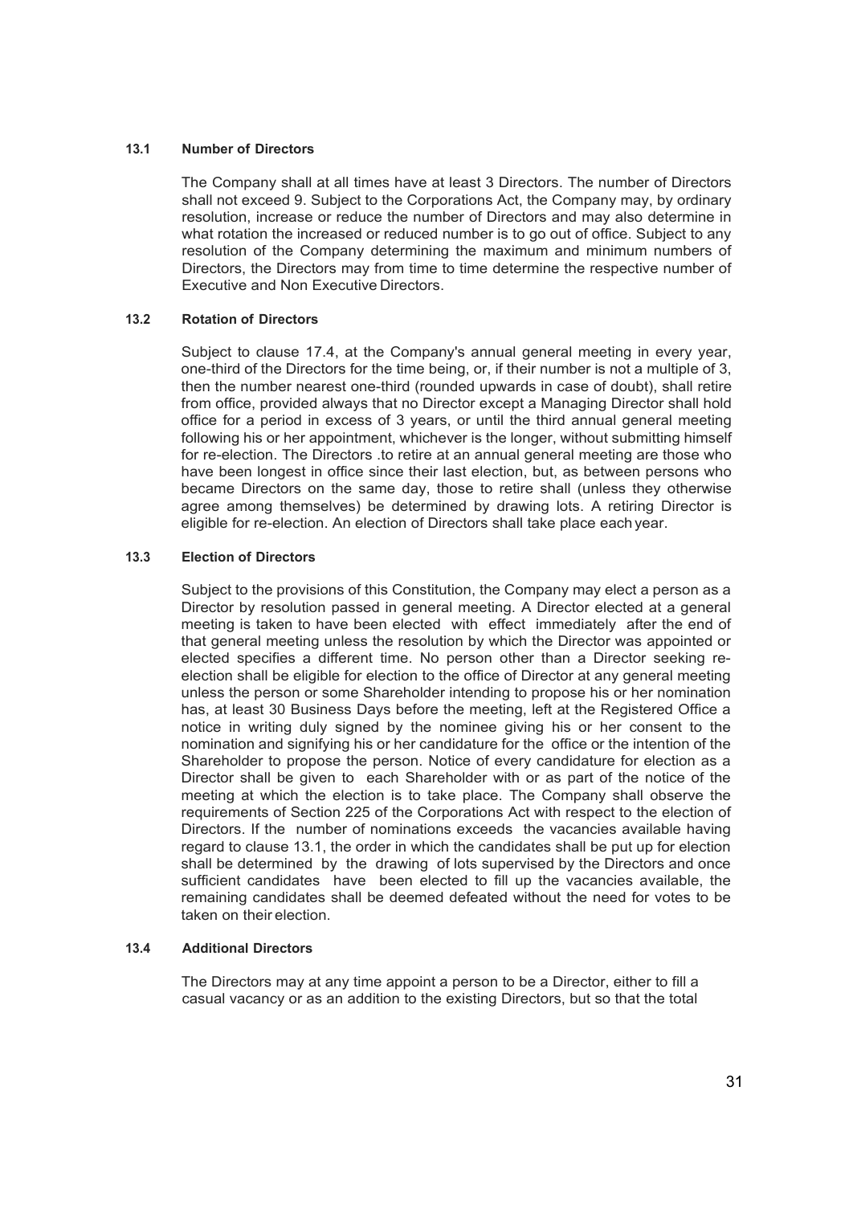### 13.1 Number of Directors

The Company shall at all times have at least 3 Directors. The number of Directors shall not exceed 9. Subject to the Corporations Act, the Company may, by ordinary resolution, increase or reduce the number of Directors and may also determine in what rotation the increased or reduced number is to go out of office. Subject to any resolution of the Company determining the maximum and minimum numbers of Directors, the Directors may from time to time determine the respective number of Executive and Non Executive Directors.

### 13.2 Rotation of Directors

Subject to clause 17.4, at the Company's annual general meeting in every year, one-third of the Directors for the time being, or, if their number is not a multiple of 3, then the number nearest one-third (rounded upwards in case of doubt), shall retire from office, provided always that no Director except a Managing Director shall hold office for a period in excess of 3 years, or until the third annual general meeting following his or her appointment, whichever is the longer, without submitting himself for re-election. The Directors .to retire at an annual general meeting are those who have been longest in office since their last election, but, as between persons who became Directors on the same day, those to retire shall (unless they otherwise agree among themselves) be determined by drawing lots. A retiring Director is eligible for re-election. An election of Directors shall take place each year.

### 13.3 Election of Directors

Subject to the provisions of this Constitution, the Company may elect a person as a Director by resolution passed in general meeting. A Director elected at a general meeting is taken to have been elected with effect immediately after the end of that general meeting unless the resolution by which the Director was appointed or elected specifies a different time. No person other than a Director seeking re-election shall be eligible for election to the office of Director at any general meeting unless the person or some Shareholder intending to propose his or her nomination has, at least 30 Business Days before the meeting, left at the Registered Office a notice in writing duly signed by the nominee giving his or her consent to the nomination and signifying his or her candidature for the office or the intention of the Shareholder to propose the person. Notice of every candidature for election as a Director shall be given to each Shareholder with or as part of the notice of the meeting at which the election is to take place. The Company shall observe the requirements of Section 225 of the Corporations Act with respect to the election of Directors. If the number of nominations exceeds the vacancies available having regard to clause 13.1, the order in which the candidates shall be put up for election shall be determined by the drawing of lots supervised by the Directors and once sufficient candidates have been elected to fill up the vacancies available, the remaining candidates shall be deemed defeated without the need for votes to be taken on their election.

### 13.4 Additional Directors

The Directors may at any time appoint a person to be a Director, either to fill a casual vacancy or as an addition to the existing Directors, but so that the total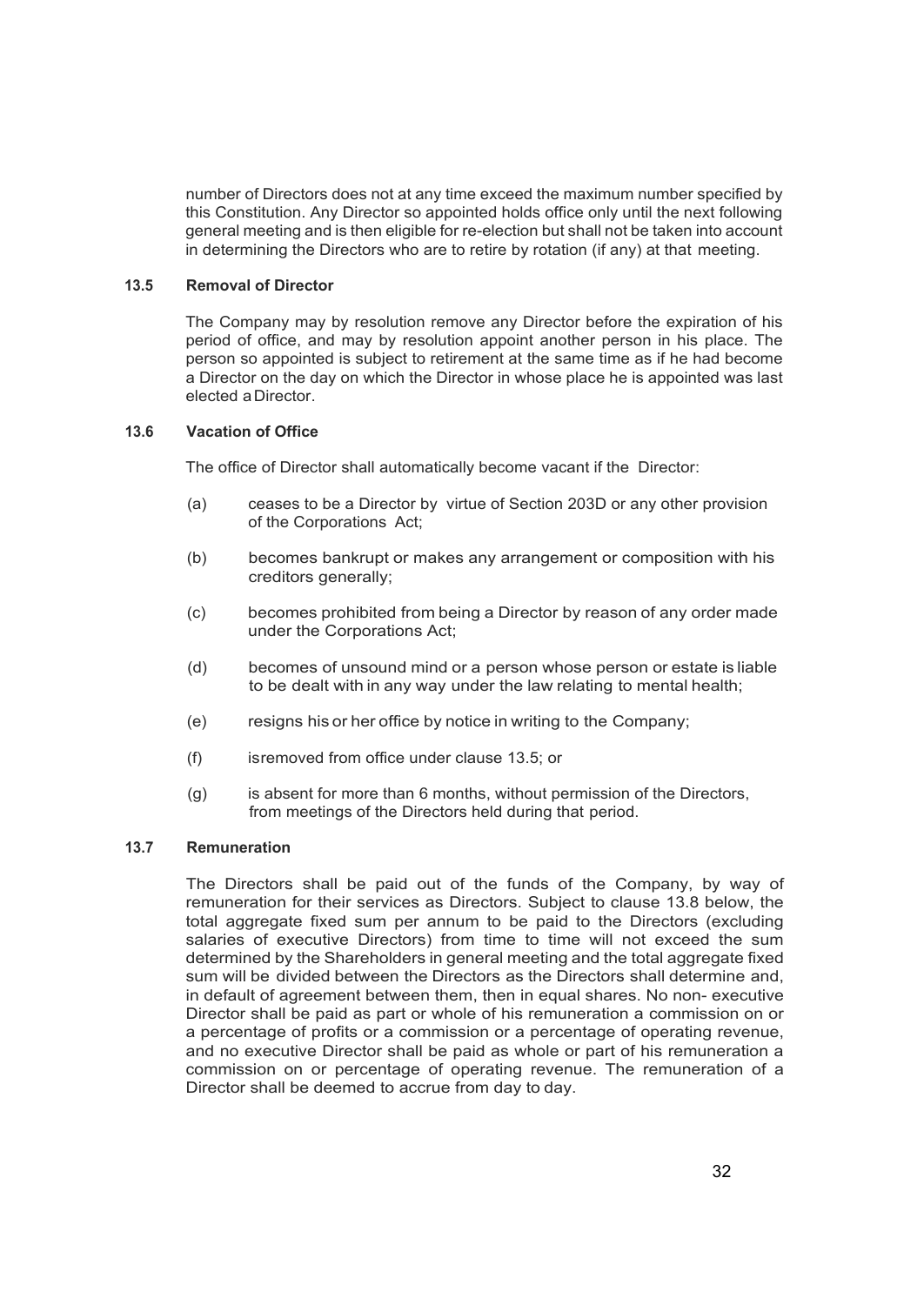number of Directors does not at any time exceed the maximum number specified by this Constitution. Any Director so appointed holds office only until the next following general meeting and is then eligible for re-election but shall not be taken into account in determining the Directors who are to retire by rotation (if any) at that meeting.

### 13.5 Removal of Director

The Company may by resolution remove any Director before the expiration of his period of office, and may by resolution appoint another person in his place. The person so appointed is subject to retirement at the same time as if he had become a Director on the day on which the Director in whose place he is appointed was last elected a Director.

### 13.6 Vacation of Office

The office of Director shall automatically become vacant if the Director:

(a) ceases to be a Director by virtue of Section 203D or any other provision of the Corporations Act;

(b) becomes bankrupt or makes any arrangement or composition with his creditors generally;

(c) becomes prohibited from being a Director by reason of any order made under the Corporations Act;

(d) becomes of unsound mind or a person whose person or estate is liable to be dealt with in any way under the law relating to mental health;

(e) resigns his or her office by notice in writing to the Company;

(f) isremoved from office under clause 13.5; or

(g) is absent for more than 6 months, without permission of the Directors, from meetings of the Directors held during that period.

### 13.7 Remuneration

The Directors shall be paid out of the funds of the Company, by way of remuneration for their services as Directors. Subject to clause 13.8 below, the total aggregate fixed sum per annum to be paid to the Directors (excluding salaries of executive Directors) from time to time will not exceed the sum determined by the Shareholders in general meeting and the total aggregate fixed sum will be divided between the Directors as the Directors shall determine and, in default of agreement between them, then in equal shares. No non- executive Director shall be paid as part or whole of his remuneration a commission on or a percentage of profits or a commission or a percentage of operating revenue, and no executive Director shall be paid as whole or part of his remuneration a commission on or percentage of operating revenue. The remuneration of a Director shall be deemed to accrue from day to day.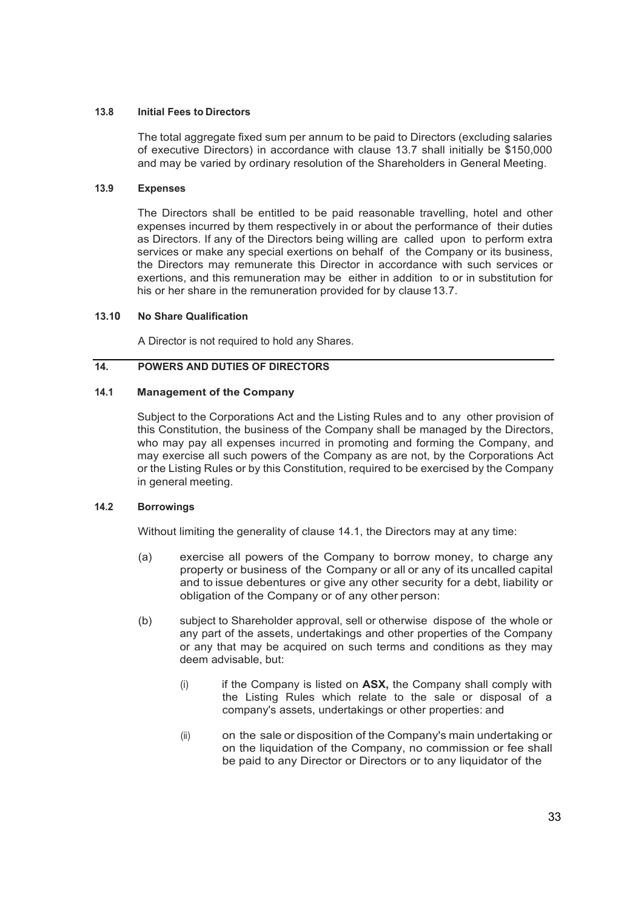### 13.8 Initial Fees to Directors

The total aggregate fixed sum per annum to be paid to Directors (excluding salaries of executive Directors) in accordance with clause 13.7 shall initially be $150,000 and may be varied by ordinary resolution of the Shareholders in General Meeting.

### 13.9 Expenses

The Directors shall be entitled to be paid reasonable travelling, hotel and other expenses incurred by them respectively in or about the performance of their duties as Directors. If any of the Directors being willing are called upon to perform extra services or make any special exertions on behalf of the Company or its business, the Directors may remunerate this Director in accordance with such services or exertions, and this remuneration may be either in addition to or in substitution for his or her share in the remuneration provided for by clause 13.7.

### 13.10 No Share Qualification

A Director is not required to hold any Shares.

## 14. POWERS AND DUTIES OF DIRECTORS

### 14.1 Management of the Company

Subject to the Corporations Act and the Listing Rules and to any other provision of this Constitution, the business of the Company shall be managed by the Directors, who may pay all expenses incurred in promoting and forming the Company, and may exercise all such powers of the Company as are not, by the Corporations Act or the Listing Rules or by this Constitution, required to be exercised by the Company in general meeting.

### 14.2 Borrowings

Without limiting the generality of clause 14.1, the Directors may at any time:

(a) exercise all powers of the Company to borrow money, to charge any property or business of the Company or all or any of its uncalled capital and to issue debentures or give any other security for a debt, liability or obligation of the Company or of any other person:

(b) subject to Shareholder approval, sell or otherwise dispose of the whole or any part of the assets, undertakings and other properties of the Company or any that may be acquired on such terms and conditions as they may deem advisable, but:

   (i) if the Company is listed on **ASX,** the Company shall comply with the Listing Rules which relate to the sale or disposal of a company's assets, undertakings or other properties: and

   (ii) on the sale or disposition of the Company's main undertaking or on the liquidation of the Company, no commission or fee shall be paid to any Director or Directors or to any liquidator of the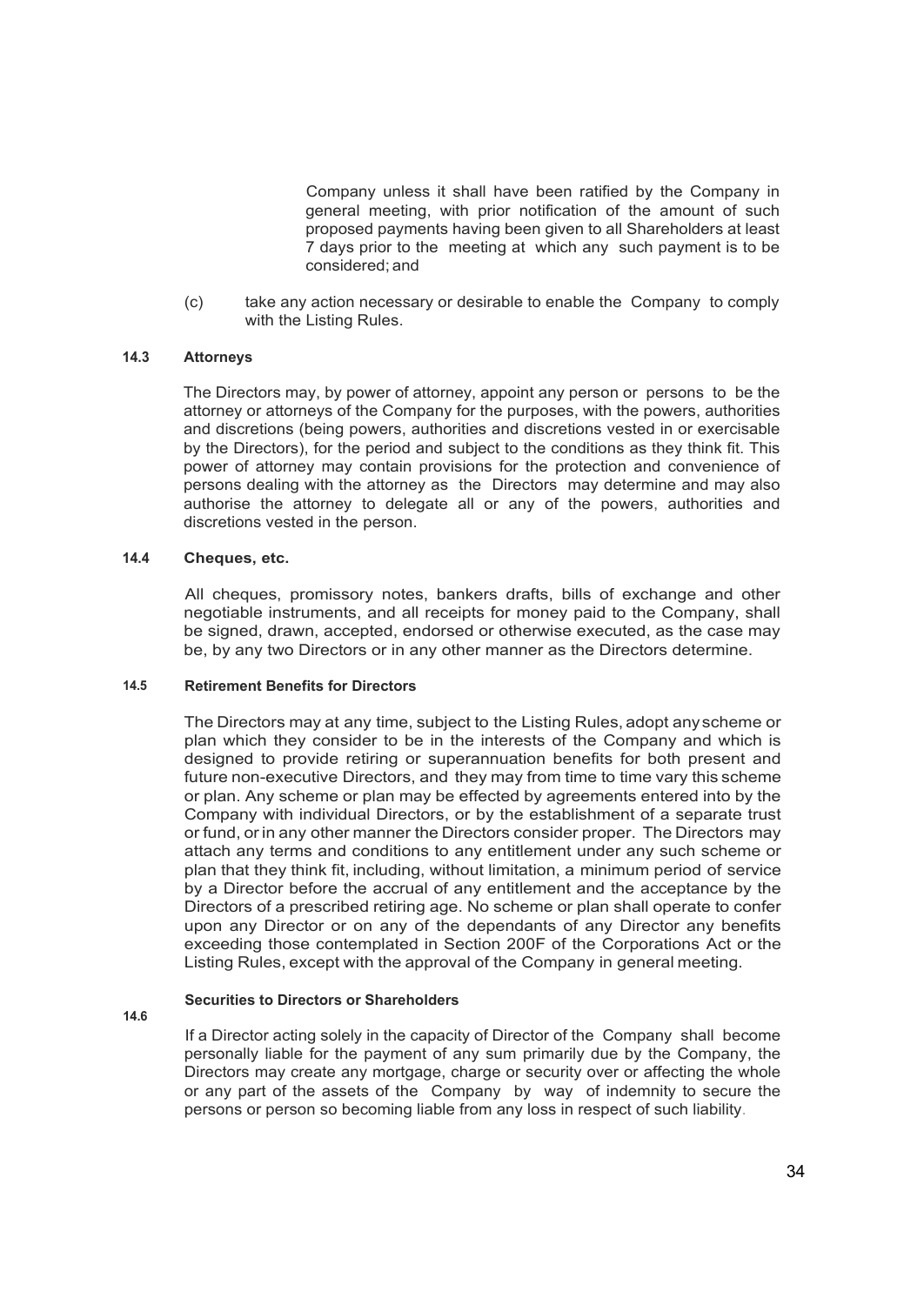Company unless it shall have been ratified by the Company in general meeting, with prior notification of the amount of such proposed payments having been given to all Shareholders at least 7 days prior to the meeting at which any such payment is to be considered; and

(c) take any action necessary or desirable to enable the Company to comply with the Listing Rules.

#### 14.3 Attorneys

The Directors may, by power of attorney, appoint any person or persons to be the attorney or attorneys of the Company for the purposes, with the powers, authorities and discretions (being powers, authorities and discretions vested in or exercisable by the Directors), for the period and subject to the conditions as they think fit. This power of attorney may contain provisions for the protection and convenience of persons dealing with the attorney as the Directors may determine and may also authorise the attorney to delegate all or any of the powers, authorities and discretions vested in the person.

#### 14.4 Cheques, etc.

All cheques, promissory notes, bankers drafts, bills of exchange and other negotiable instruments, and all receipts for money paid to the Company, shall be signed, drawn, accepted, endorsed or otherwise executed, as the case may be, by any two Directors or in any other manner as the Directors determine.

#### 14.5 Retirement Benefits for Directors

The Directors may at any time, subject to the Listing Rules, adopt any scheme or plan which they consider to be in the interests of the Company and which is designed to provide retiring or superannuation benefits for both present and future non-executive Directors, and they may from time to time vary this scheme or plan. Any scheme or plan may be effected by agreements entered into by the Company with individual Directors, or by the establishment of a separate trust or fund, or in any other manner the Directors consider proper. The Directors may attach any terms and conditions to any entitlement under any such scheme or plan that they think fit, including, without limitation, a minimum period of service by a Director before the accrual of any entitlement and the acceptance by the Directors of a prescribed retiring age. No scheme or plan shall operate to confer upon any Director or on any of the dependants of any Director any benefits exceeding those contemplated in Section 200F of the Corporations Act or the Listing Rules, except with the approval of the Company in general meeting.

#### 14.6 Securities to Directors or Shareholders

If a Director acting solely in the capacity of Director of the Company shall become personally liable for the payment of any sum primarily due by the Company, the Directors may create any mortgage, charge or security over or affecting the whole or any part of the assets of the Company by way of indemnity to secure the persons or person so becoming liable from any loss in respect of such liability.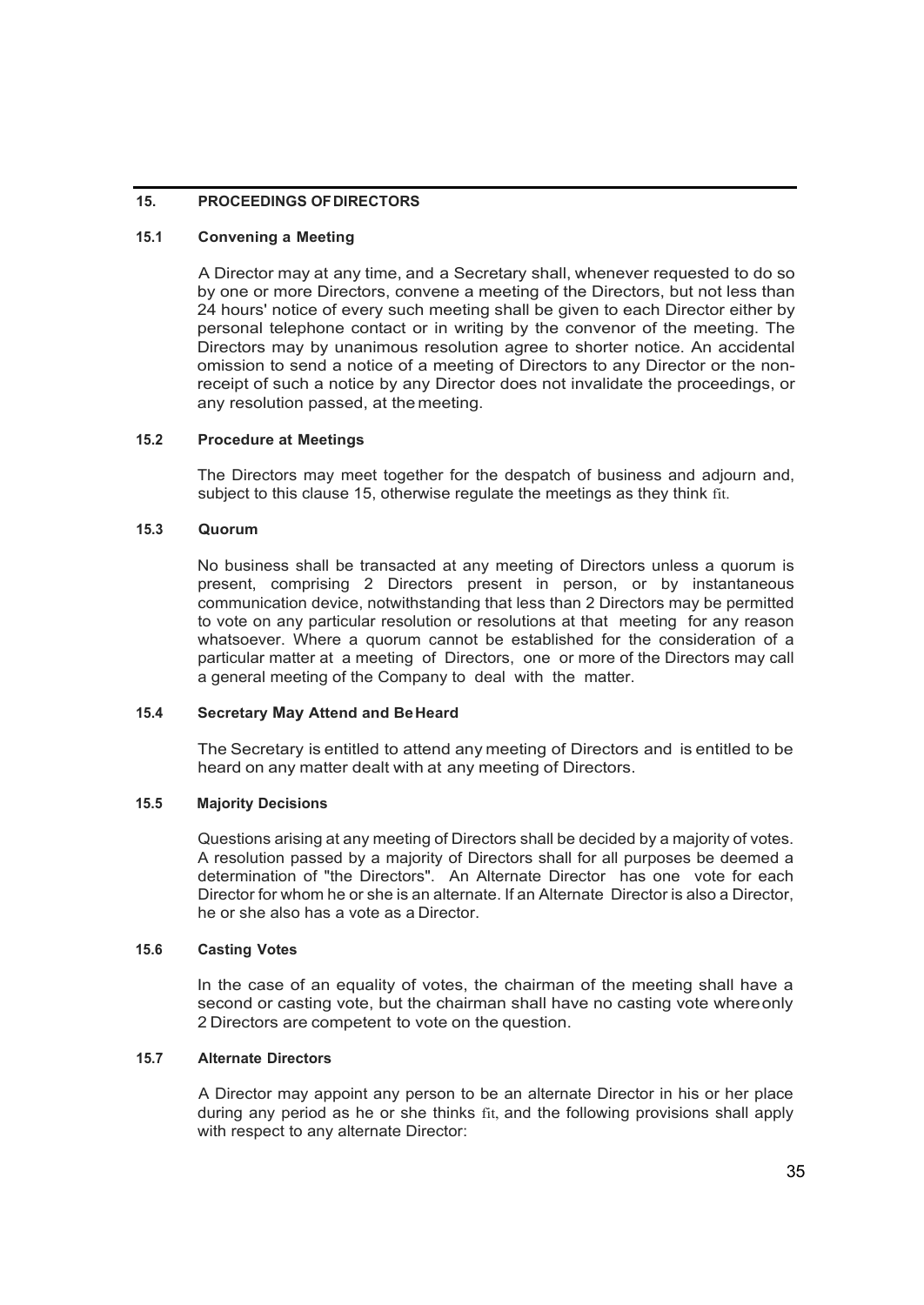## 15. PROCEEDINGS OF DIRECTORS

### 15.1 Convening a Meeting

A Director may at any time, and a Secretary shall, whenever requested to do so by one or more Directors, convene a meeting of the Directors, but not less than 24 hours' notice of every such meeting shall be given to each Director either by personal telephone contact or in writing by the convenor of the meeting. The Directors may by unanimous resolution agree to shorter notice. An accidental omission to send a notice of a meeting of Directors to any Director or the non-receipt of such a notice by any Director does not invalidate the proceedings, or any resolution passed, at the meeting.

### 15.2 Procedure at Meetings

The Directors may meet together for the despatch of business and adjourn and, subject to this clause 15, otherwise regulate the meetings as they think fit.

### 15.3 Quorum

No business shall be transacted at any meeting of Directors unless a quorum is present, comprising 2 Directors present in person, or by instantaneous communication device, notwithstanding that less than 2 Directors may be permitted to vote on any particular resolution or resolutions at that meeting for any reason whatsoever. Where a quorum cannot be established for the consideration of a particular matter at a meeting of Directors, one or more of the Directors may call a general meeting of the Company to deal with the matter.

### 15.4 Secretary May Attend and Be Heard

The Secretary is entitled to attend any meeting of Directors and is entitled to be heard on any matter dealt with at any meeting of Directors.

### 15.5 Majority Decisions

Questions arising at any meeting of Directors shall be decided by a majority of votes. A resolution passed by a majority of Directors shall for all purposes be deemed a determination of "the Directors". An Alternate Director has one vote for each Director for whom he or she is an alternate. If an Alternate Director is also a Director, he or she also has a vote as a Director.

### 15.6 Casting Votes

In the case of an equality of votes, the chairman of the meeting shall have a second or casting vote, but the chairman shall have no casting vote where only 2 Directors are competent to vote on the question.

### 15.7 Alternate Directors

A Director may appoint any person to be an alternate Director in his or her place during any period as he or she thinks fit, and the following provisions shall apply with respect to any alternate Director: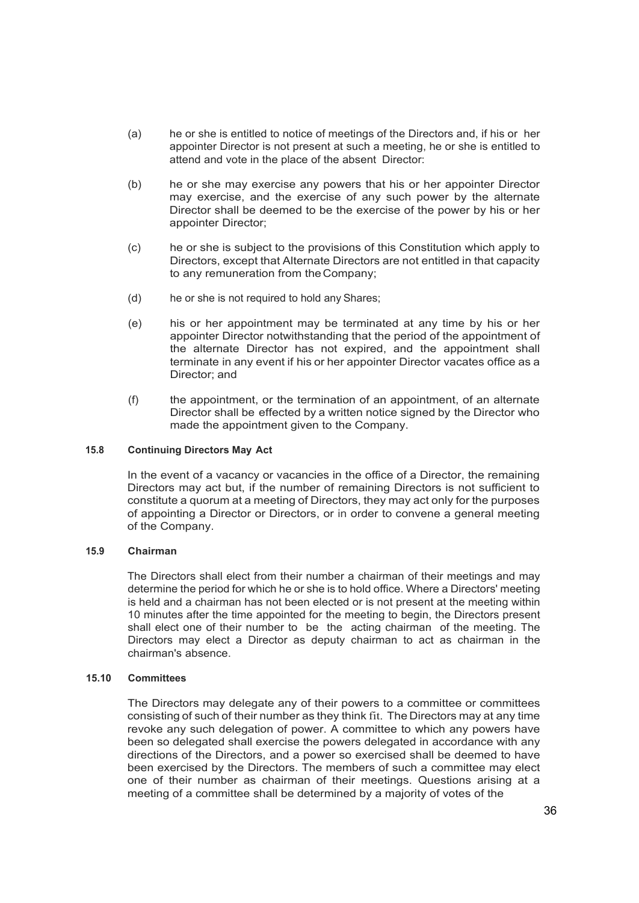(a) he or she is entitled to notice of meetings of the Directors and, if his or her appointer Director is not present at such a meeting, he or she is entitled to attend and vote in the place of the absent Director:

(b) he or she may exercise any powers that his or her appointer Director may exercise, and the exercise of any such power by the alternate Director shall be deemed to be the exercise of the power by his or her appointer Director;

(c) he or she is subject to the provisions of this Constitution which apply to Directors, except that Alternate Directors are not entitled in that capacity to any remuneration from the Company;

(d) he or she is not required to hold any Shares;

(e) his or her appointment may be terminated at any time by his or her appointer Director notwithstanding that the period of the appointment of the alternate Director has not expired, and the appointment shall terminate in any event if his or her appointer Director vacates office as a Director; and

(f) the appointment, or the termination of an appointment, of an alternate Director shall be effected by a written notice signed by the Director who made the appointment given to the Company.

**15.8 Continuing Directors May Act**

In the event of a vacancy or vacancies in the office of a Director, the remaining Directors may act but, if the number of remaining Directors is not sufficient to constitute a quorum at a meeting of Directors, they may act only for the purposes of appointing a Director or Directors, or in order to convene a general meeting of the Company.

**15.9 Chairman**

The Directors shall elect from their number a chairman of their meetings and may determine the period for which he or she is to hold office. Where a Directors' meeting is held and a chairman has not been elected or is not present at the meeting within 10 minutes after the time appointed for the meeting to begin, the Directors present shall elect one of their number to be the acting chairman of the meeting. The Directors may elect a Director as deputy chairman to act as chairman in the chairman's absence.

**15.10 Committees**

The Directors may delegate any of their powers to a committee or committees consisting of such of their number as they think fit. The Directors may at any time revoke any such delegation of power. A committee to which any powers have been so delegated shall exercise the powers delegated in accordance with any directions of the Directors, and a power so exercised shall be deemed to have been exercised by the Directors. The members of such a committee may elect one of their number as chairman of their meetings. Questions arising at a meeting of a committee shall be determined by a majority of votes of the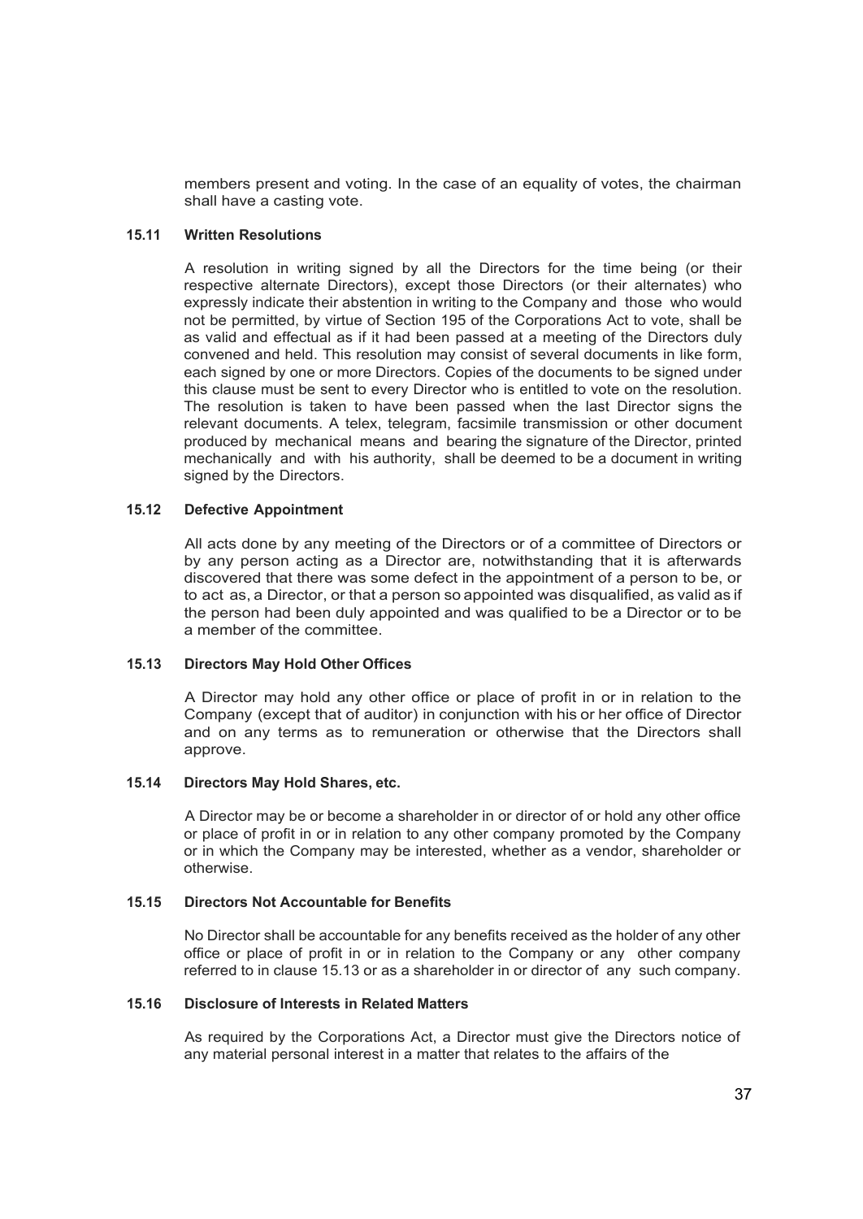members present and voting. In the case of an equality of votes, the chairman shall have a casting vote.

### 15.11 Written Resolutions

A resolution in writing signed by all the Directors for the time being (or their respective alternate Directors), except those Directors (or their alternates) who expressly indicate their abstention in writing to the Company and those who would not be permitted, by virtue of Section 195 of the Corporations Act to vote, shall be as valid and effectual as if it had been passed at a meeting of the Directors duly convened and held. This resolution may consist of several documents in like form, each signed by one or more Directors. Copies of the documents to be signed under this clause must be sent to every Director who is entitled to vote on the resolution. The resolution is taken to have been passed when the last Director signs the relevant documents. A telex, telegram, facsimile transmission or other document produced by mechanical means and bearing the signature of the Director, printed mechanically and with his authority, shall be deemed to be a document in writing signed by the Directors.

### 15.12 Defective Appointment

All acts done by any meeting of the Directors or of a committee of Directors or by any person acting as a Director are, notwithstanding that it is afterwards discovered that there was some defect in the appointment of a person to be, or to act as, a Director, or that a person so appointed was disqualified, as valid as if the person had been duly appointed and was qualified to be a Director or to be a member of the committee.

### 15.13 Directors May Hold Other Offices

A Director may hold any other office or place of profit in or in relation to the Company (except that of auditor) in conjunction with his or her office of Director and on any terms as to remuneration or otherwise that the Directors shall approve.

### 15.14 Directors May Hold Shares, etc.

A Director may be or become a shareholder in or director of or hold any other office or place of profit in or in relation to any other company promoted by the Company or in which the Company may be interested, whether as a vendor, shareholder or otherwise.

### 15.15 Directors Not Accountable for Benefits

No Director shall be accountable for any benefits received as the holder of any other office or place of profit in or in relation to the Company or any other company referred to in clause 15.13 or as a shareholder in or director of any such company.

### 15.16 Disclosure of Interests in Related Matters

As required by the Corporations Act, a Director must give the Directors notice of any material personal interest in a matter that relates to the affairs of the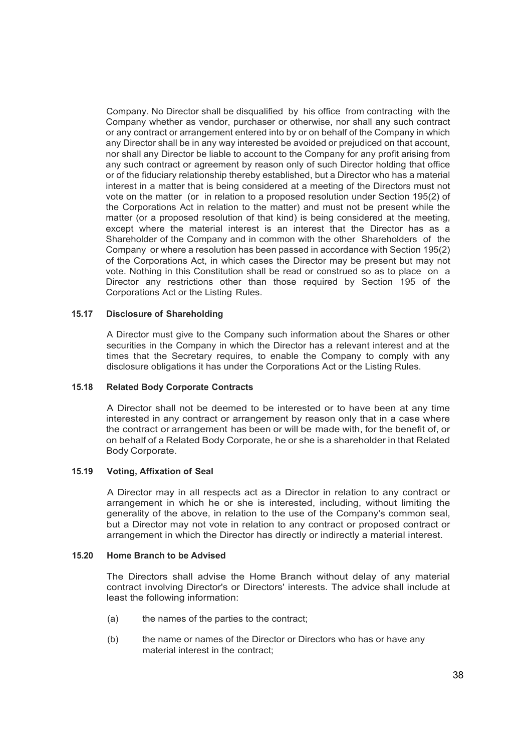Company. No Director shall be disqualified by his office from contracting with the Company whether as vendor, purchaser or otherwise, nor shall any such contract or any contract or arrangement entered into by or on behalf of the Company in which any Director shall be in any way interested be avoided or prejudiced on that account, nor shall any Director be liable to account to the Company for any profit arising from any such contract or agreement by reason only of such Director holding that office or of the fiduciary relationship thereby established, but a Director who has a material interest in a matter that is being considered at a meeting of the Directors must not vote on the matter (or in relation to a proposed resolution under Section 195(2) of the Corporations Act in relation to the matter) and must not be present while the matter (or a proposed resolution of that kind) is being considered at the meeting, except where the material interest is an interest that the Director has as a Shareholder of the Company and in common with the other Shareholders of the Company or where a resolution has been passed in accordance with Section 195(2) of the Corporations Act, in which cases the Director may be present but may not vote. Nothing in this Constitution shall be read or construed so as to place on a Director any restrictions other than those required by Section 195 of the Corporations Act or the Listing Rules.

### 15.17 Disclosure of Shareholding

A Director must give to the Company such information about the Shares or other securities in the Company in which the Director has a relevant interest and at the times that the Secretary requires, to enable the Company to comply with any disclosure obligations it has under the Corporations Act or the Listing Rules.

### 15.18 Related Body Corporate Contracts

A Director shall not be deemed to be interested or to have been at any time interested in any contract or arrangement by reason only that in a case where the contract or arrangement has been or will be made with, for the benefit of, or on behalf of a Related Body Corporate, he or she is a shareholder in that Related Body Corporate.

### 15.19 Voting, Affixation of Seal

A Director may in all respects act as a Director in relation to any contract or arrangement in which he or she is interested, including, without limiting the generality of the above, in relation to the use of the Company's common seal, but a Director may not vote in relation to any contract or proposed contract or arrangement in which the Director has directly or indirectly a material interest.

### 15.20 Home Branch to be Advised

The Directors shall advise the Home Branch without delay of any material contract involving Director's or Directors' interests. The advice shall include at least the following information:

(a) the names of the parties to the contract;

(b) the name or names of the Director or Directors who has or have any material interest in the contract;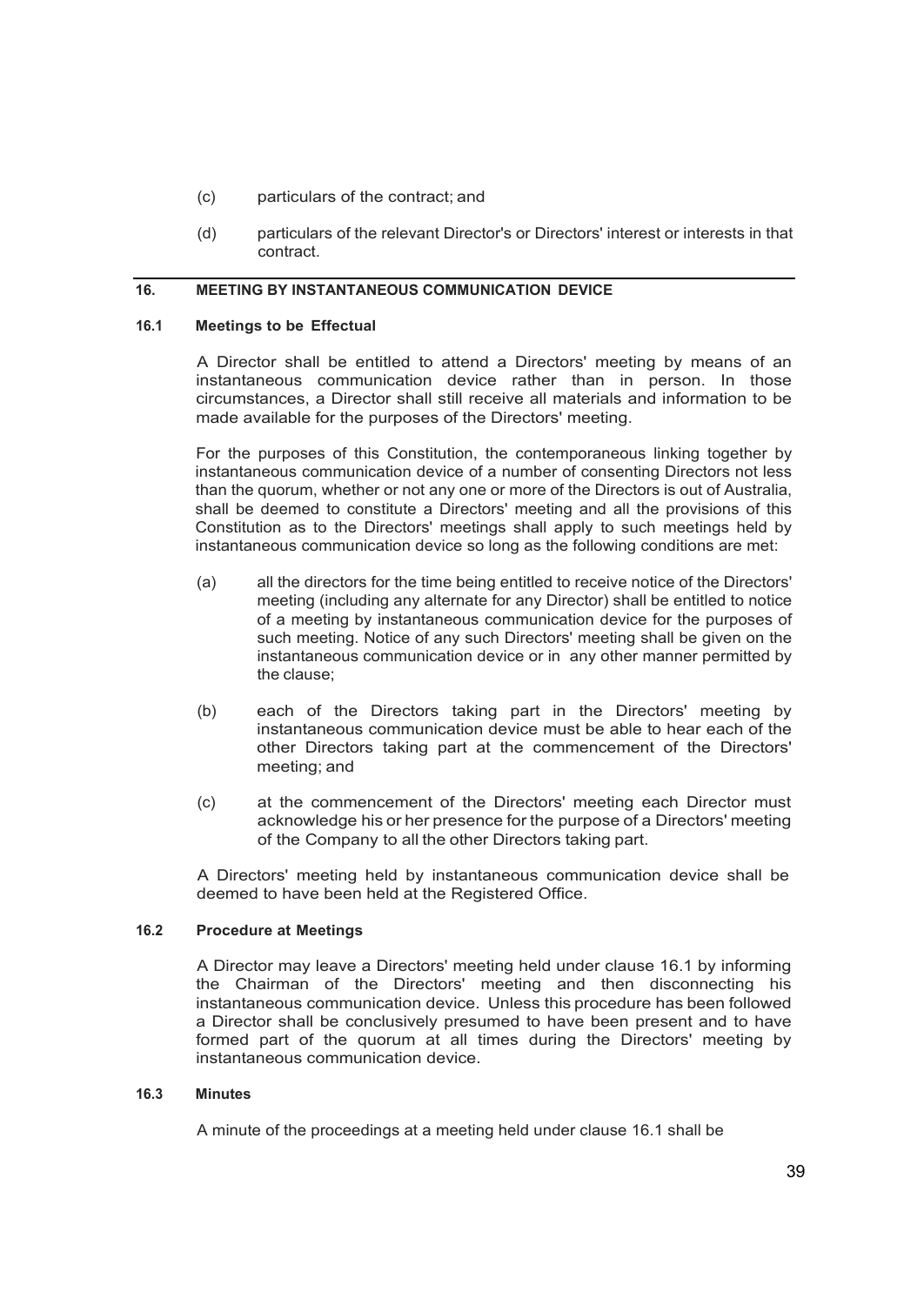(c) particulars of the contract; and

(d) particulars of the relevant Director's or Directors' interest or interests in that contract.

## 16. MEETING BY INSTANTANEOUS COMMUNICATION DEVICE

### 16.1 Meetings to be Effectual

A Director shall be entitled to attend a Directors' meeting by means of an instantaneous communication device rather than in person. In those circumstances, a Director shall still receive all materials and information to be made available for the purposes of the Directors' meeting.

For the purposes of this Constitution, the contemporaneous linking together by instantaneous communication device of a number of consenting Directors not less than the quorum, whether or not any one or more of the Directors is out of Australia, shall be deemed to constitute a Directors' meeting and all the provisions of this Constitution as to the Directors' meetings shall apply to such meetings held by instantaneous communication device so long as the following conditions are met:

(a) all the directors for the time being entitled to receive notice of the Directors' meeting (including any alternate for any Director) shall be entitled to notice of a meeting by instantaneous communication device for the purposes of such meeting. Notice of any such Directors' meeting shall be given on the instantaneous communication device or in any other manner permitted by the clause;

(b) each of the Directors taking part in the Directors' meeting by instantaneous communication device must be able to hear each of the other Directors taking part at the commencement of the Directors' meeting; and

(c) at the commencement of the Directors' meeting each Director must acknowledge his or her presence for the purpose of a Directors' meeting of the Company to all the other Directors taking part.

A Directors' meeting held by instantaneous communication device shall be deemed to have been held at the Registered Office.

### 16.2 Procedure at Meetings

A Director may leave a Directors' meeting held under clause 16.1 by informing the Chairman of the Directors' meeting and then disconnecting his instantaneous communication device. Unless this procedure has been followed a Director shall be conclusively presumed to have been present and to have formed part of the quorum at all times during the Directors' meeting by instantaneous communication device.

### 16.3 Minutes

A minute of the proceedings at a meeting held under clause 16.1 shall be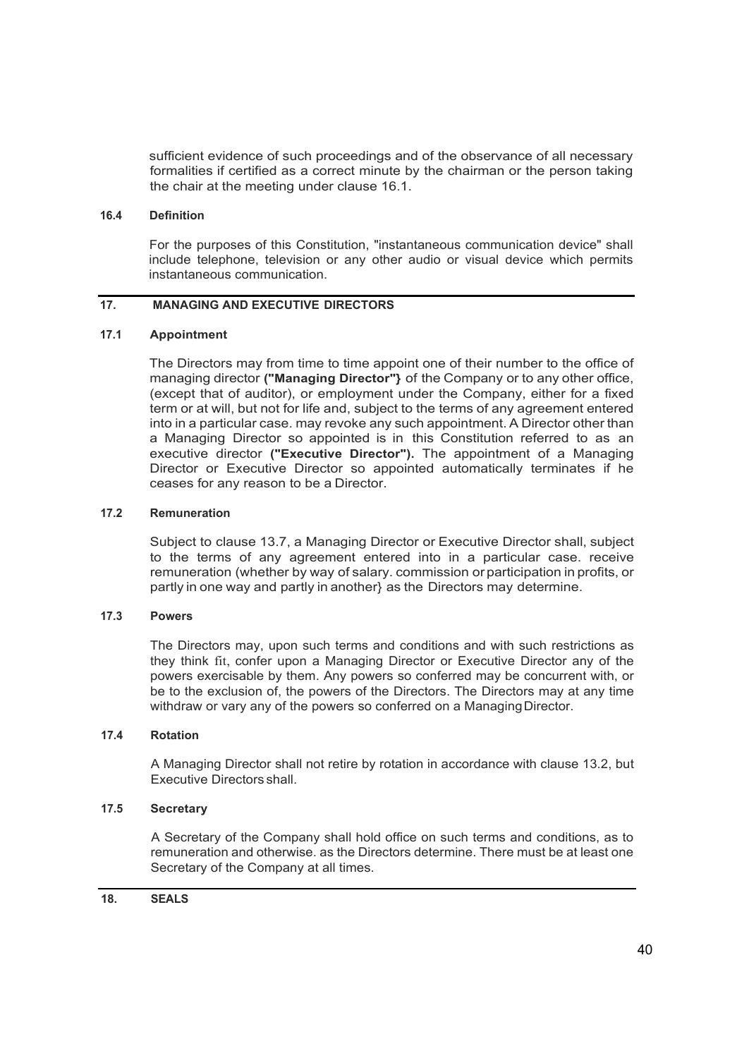sufficient evidence of such proceedings and of the observance of all necessary formalities if certified as a correct minute by the chairman or the person taking the chair at the meeting under clause 16.1.

#### 16.4 Definition

For the purposes of this Constitution, "instantaneous communication device" shall include telephone, television or any other audio or visual device which permits instantaneous communication.

## 17. MANAGING AND EXECUTIVE DIRECTORS

#### 17.1 Appointment

The Directors may from time to time appoint one of their number to the office of managing director **("Managing Director"}** of the Company or to any other office, (except that of auditor), or employment under the Company, either for a fixed term or at will, but not for life and, subject to the terms of any agreement entered into in a particular case. may revoke any such appointment. A Director other than a Managing Director so appointed is in this Constitution referred to as an executive director **("Executive Director").** The appointment of a Managing Director or Executive Director so appointed automatically terminates if he ceases for any reason to be a Director.

#### 17.2 Remuneration

Subject to clause 13.7, a Managing Director or Executive Director shall, subject to the terms of any agreement entered into in a particular case. receive remuneration (whether by way of salary. commission or participation in profits, or partly in one way and partly in another} as the Directors may determine.

#### 17.3 Powers

The Directors may, upon such terms and conditions and with such restrictions as they think fit, confer upon a Managing Director or Executive Director any of the powers exercisable by them. Any powers so conferred may be concurrent with, or be to the exclusion of, the powers of the Directors. The Directors may at any time withdraw or vary any of the powers so conferred on a Managing Director.

#### 17.4 Rotation

A Managing Director shall not retire by rotation in accordance with clause 13.2, but Executive Directors shall.

#### 17.5 Secretary

A Secretary of the Company shall hold office on such terms and conditions, as to remuneration and otherwise. as the Directors determine. There must be at least one Secretary of the Company at all times.

## 18. SEALS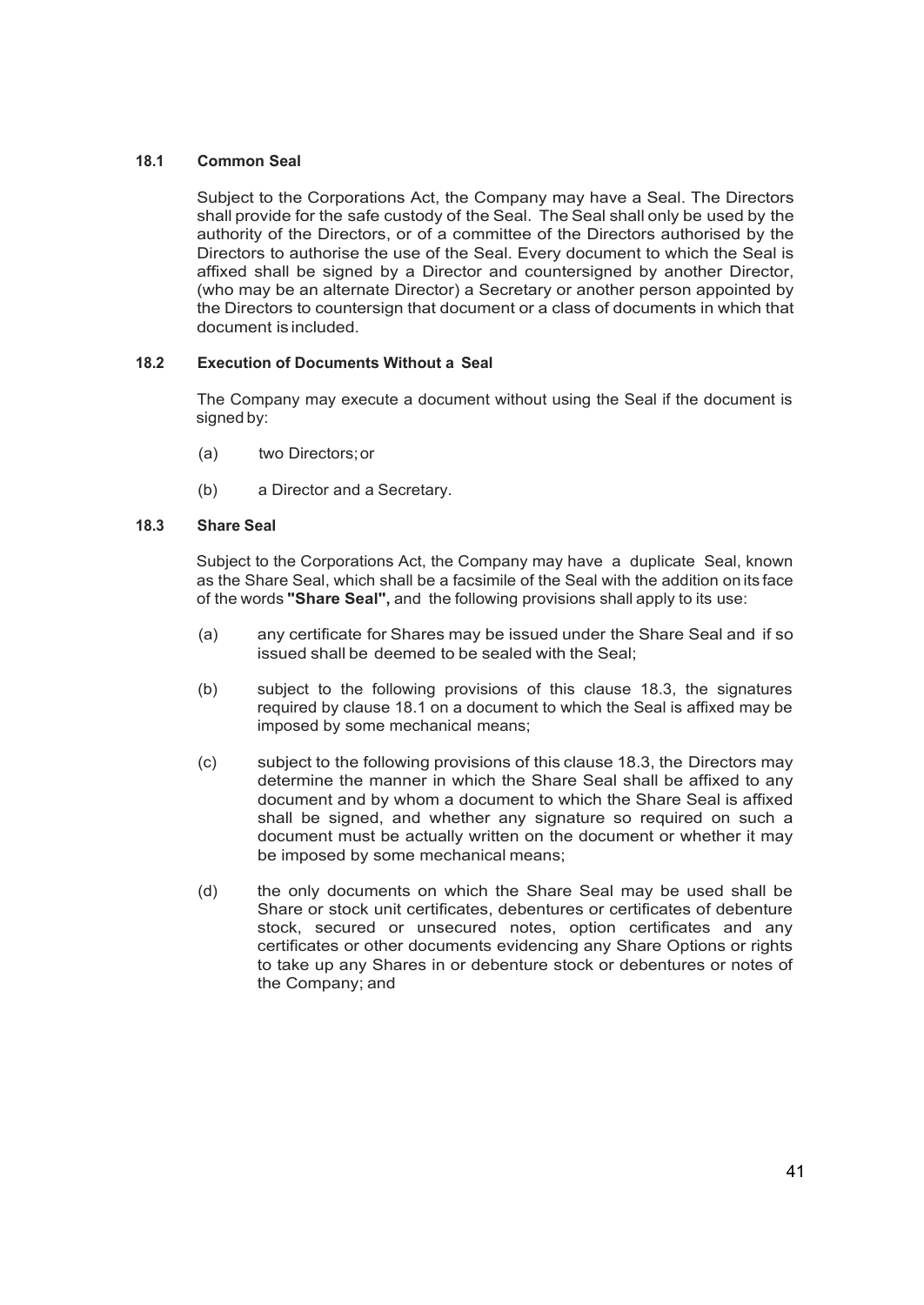### 18.1 Common Seal

Subject to the Corporations Act, the Company may have a Seal. The Directors shall provide for the safe custody of the Seal. The Seal shall only be used by the authority of the Directors, or of a committee of the Directors authorised by the Directors to authorise the use of the Seal. Every document to which the Seal is affixed shall be signed by a Director and countersigned by another Director, (who may be an alternate Director) a Secretary or another person appointed by the Directors to countersign that document or a class of documents in which that document is included.

### 18.2 Execution of Documents Without a Seal

The Company may execute a document without using the Seal if the document is signed by:

(a) two Directors; or

(b) a Director and a Secretary.

### 18.3 Share Seal

Subject to the Corporations Act, the Company may have a duplicate Seal, known as the Share Seal, which shall be a facsimile of the Seal with the addition on its face of the words **"Share Seal",** and the following provisions shall apply to its use:

(a) any certificate for Shares may be issued under the Share Seal and if so issued shall be deemed to be sealed with the Seal;

(b) subject to the following provisions of this clause 18.3, the signatures required by clause 18.1 on a document to which the Seal is affixed may be imposed by some mechanical means;

(c) subject to the following provisions of this clause 18.3, the Directors may determine the manner in which the Share Seal shall be affixed to any document and by whom a document to which the Share Seal is affixed shall be signed, and whether any signature so required on such a document must be actually written on the document or whether it may be imposed by some mechanical means;

(d) the only documents on which the Share Seal may be used shall be Share or stock unit certificates, debentures or certificates of debenture stock, secured or unsecured notes, option certificates and any certificates or other documents evidencing any Share Options or rights to take up any Shares in or debenture stock or debentures or notes of the Company; and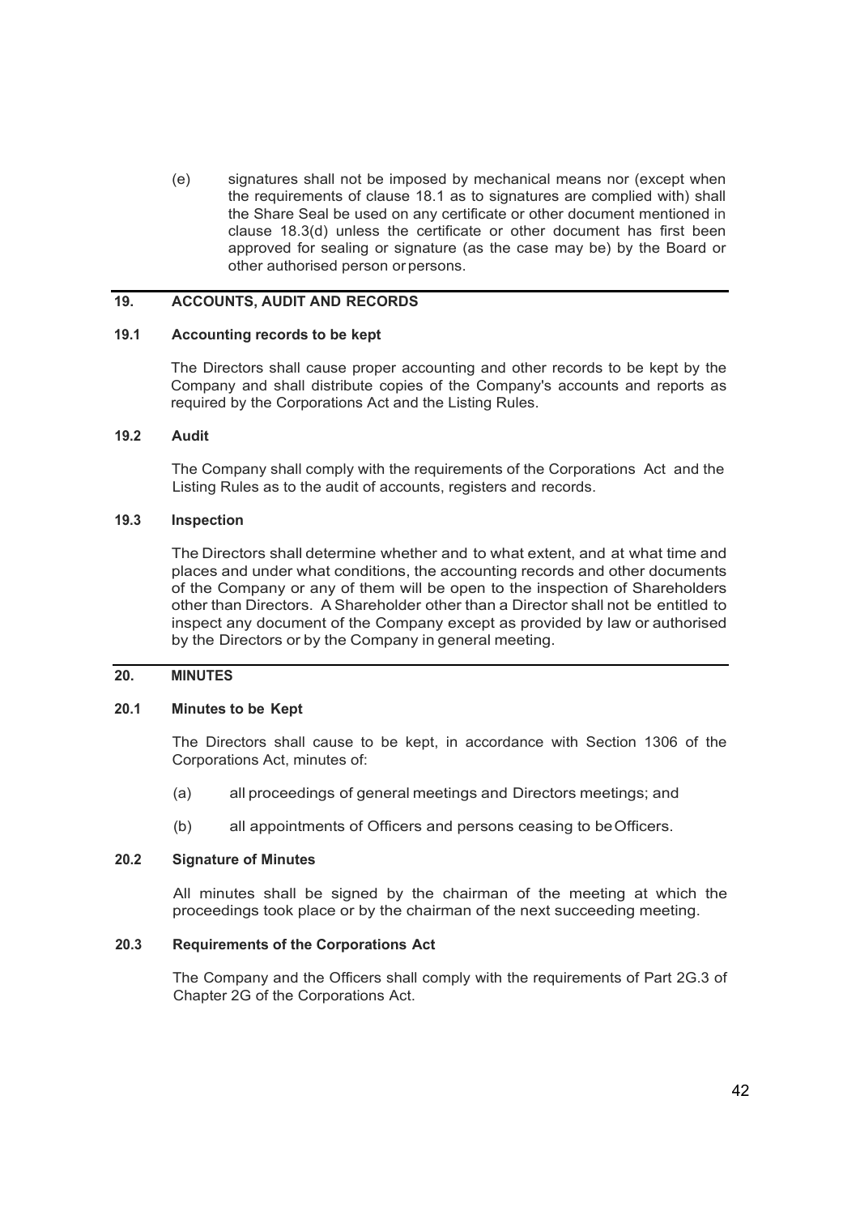(e) signatures shall not be imposed by mechanical means nor (except when the requirements of clause 18.1 as to signatures are complied with) shall the Share Seal be used on any certificate or other document mentioned in clause 18.3(d) unless the certificate or other document has first been approved for sealing or signature (as the case may be) by the Board or other authorised person or persons.

## 19. ACCOUNTS, AUDIT AND RECORDS

### 19.1 Accounting records to be kept

The Directors shall cause proper accounting and other records to be kept by the Company and shall distribute copies of the Company's accounts and reports as required by the Corporations Act and the Listing Rules.

### 19.2 Audit

The Company shall comply with the requirements of the Corporations Act and the Listing Rules as to the audit of accounts, registers and records.

### 19.3 Inspection

The Directors shall determine whether and to what extent, and at what time and places and under what conditions, the accounting records and other documents of the Company or any of them will be open to the inspection of Shareholders other than Directors. A Shareholder other than a Director shall not be entitled to inspect any document of the Company except as provided by law or authorised by the Directors or by the Company in general meeting.

## 20. MINUTES

### 20.1 Minutes to be Kept

The Directors shall cause to be kept, in accordance with Section 1306 of the Corporations Act, minutes of:

(a) all proceedings of general meetings and Directors meetings; and

(b) all appointments of Officers and persons ceasing to be Officers.

### 20.2 Signature of Minutes

All minutes shall be signed by the chairman of the meeting at which the proceedings took place or by the chairman of the next succeeding meeting.

### 20.3 Requirements of the Corporations Act

The Company and the Officers shall comply with the requirements of Part 2G.3 of Chapter 2G of the Corporations Act.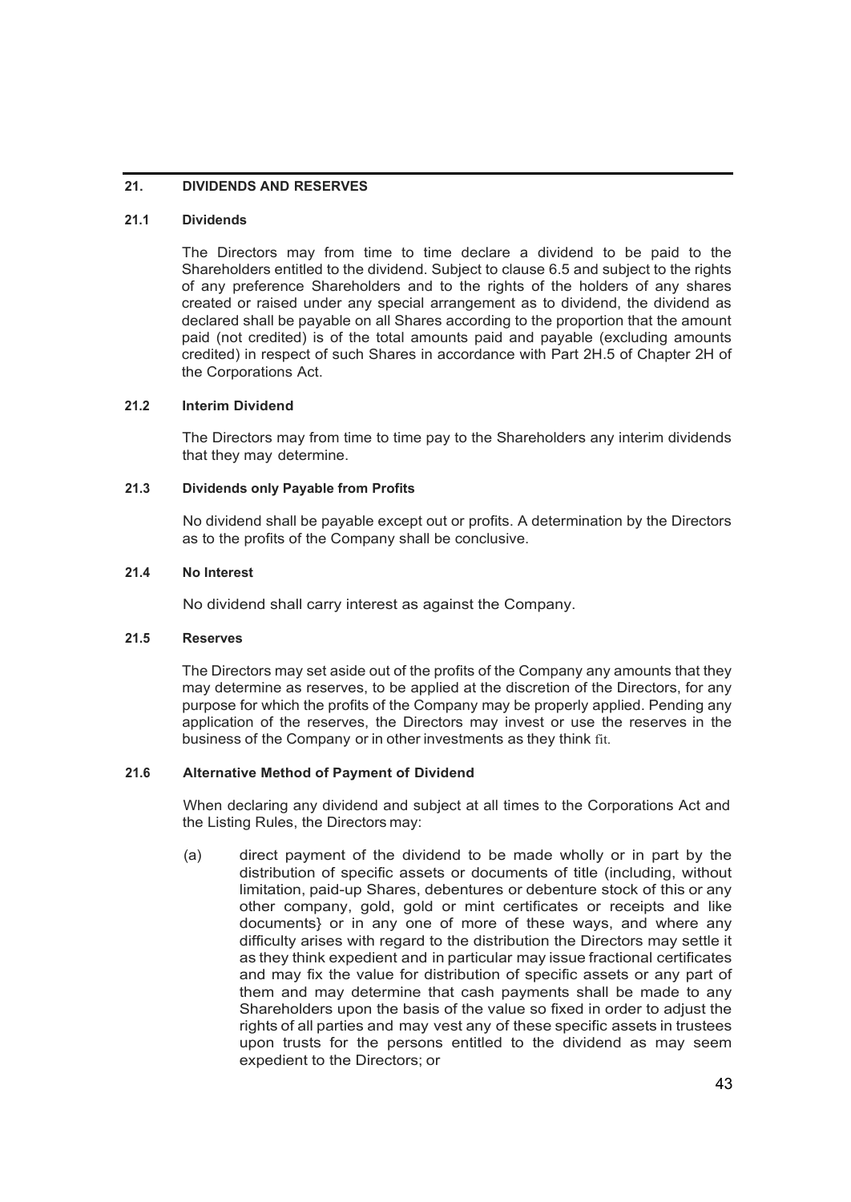## 21. DIVIDENDS AND RESERVES

### 21.1 Dividends

The Directors may from time to time declare a dividend to be paid to the Shareholders entitled to the dividend. Subject to clause 6.5 and subject to the rights of any preference Shareholders and to the rights of the holders of any shares created or raised under any special arrangement as to dividend, the dividend as declared shall be payable on all Shares according to the proportion that the amount paid (not credited) is of the total amounts paid and payable (excluding amounts credited) in respect of such Shares in accordance with Part 2H.5 of Chapter 2H of the Corporations Act.

### 21.2 Interim Dividend

The Directors may from time to time pay to the Shareholders any interim dividends that they may determine.

### 21.3 Dividends only Payable from Profits

No dividend shall be payable except out or profits. A determination by the Directors as to the profits of the Company shall be conclusive.

### 21.4 No Interest

No dividend shall carry interest as against the Company.

### 21.5 Reserves

The Directors may set aside out of the profits of the Company any amounts that they may determine as reserves, to be applied at the discretion of the Directors, for any purpose for which the profits of the Company may be properly applied. Pending any application of the reserves, the Directors may invest or use the reserves in the business of the Company or in other investments as they think fit.

### 21.6 Alternative Method of Payment of Dividend

When declaring any dividend and subject at all times to the Corporations Act and the Listing Rules, the Directors may:

(a) direct payment of the dividend to be made wholly or in part by the distribution of specific assets or documents of title (including, without limitation, paid-up Shares, debentures or debenture stock of this or any other company, gold, gold or mint certificates or receipts and like documents} or in any one of more of these ways, and where any difficulty arises with regard to the distribution the Directors may settle it as they think expedient and in particular may issue fractional certificates and may fix the value for distribution of specific assets or any part of them and may determine that cash payments shall be made to any Shareholders upon the basis of the value so fixed in order to adjust the rights of all parties and may vest any of these specific assets in trustees upon trusts for the persons entitled to the dividend as may seem expedient to the Directors; or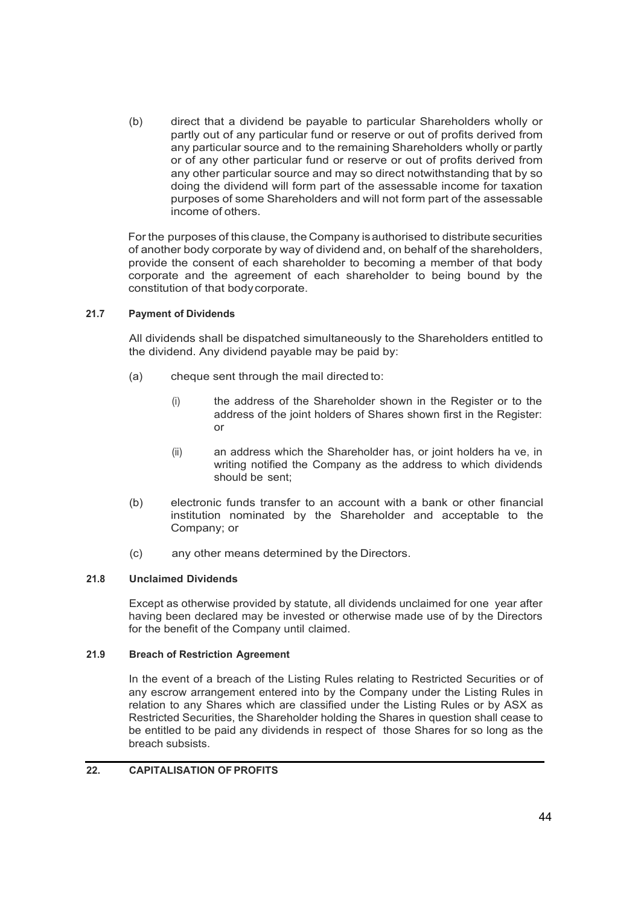(b) direct that a dividend be payable to particular Shareholders wholly or partly out of any particular fund or reserve or out of profits derived from any particular source and to the remaining Shareholders wholly or partly or of any other particular fund or reserve or out of profits derived from any other particular source and may so direct notwithstanding that by so doing the dividend will form part of the assessable income for taxation purposes of some Shareholders and will not form part of the assessable income of others.

For the purposes of this clause, the Company is authorised to distribute securities of another body corporate by way of dividend and, on behalf of the shareholders, provide the consent of each shareholder to becoming a member of that body corporate and the agreement of each shareholder to being bound by the constitution of that body corporate.

#### 21.7 Payment of Dividends

All dividends shall be dispatched simultaneously to the Shareholders entitled to the dividend. Any dividend payable may be paid by:

(a) cheque sent through the mail directed to:

(i) the address of the Shareholder shown in the Register or to the address of the joint holders of Shares shown first in the Register: or

(ii) an address which the Shareholder has, or joint holders ha ve, in writing notified the Company as the address to which dividends should be sent;

(b) electronic funds transfer to an account with a bank or other financial institution nominated by the Shareholder and acceptable to the Company; or

(c) any other means determined by the Directors.

#### 21.8 Unclaimed Dividends

Except as otherwise provided by statute, all dividends unclaimed for one year after having been declared may be invested or otherwise made use of by the Directors for the benefit of the Company until claimed.

#### 21.9 Breach of Restriction Agreement

In the event of a breach of the Listing Rules relating to Restricted Securities or of any escrow arrangement entered into by the Company under the Listing Rules in relation to any Shares which are classified under the Listing Rules or by ASX as Restricted Securities, the Shareholder holding the Shares in question shall cease to be entitled to be paid any dividends in respect of those Shares for so long as the breach subsists.

## 22. CAPITALISATION OF PROFITS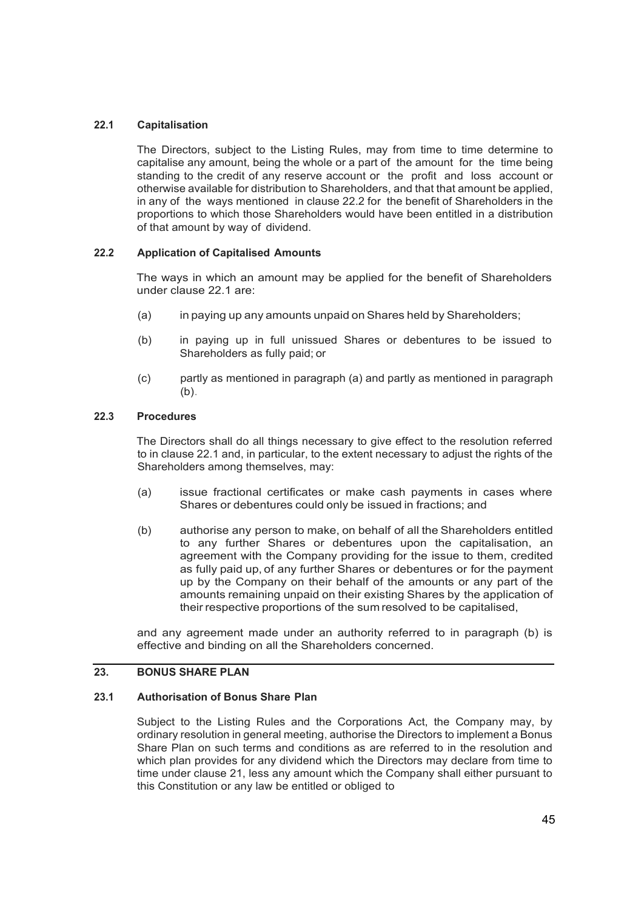### 22.1 Capitalisation

The Directors, subject to the Listing Rules, may from time to time determine to capitalise any amount, being the whole or a part of the amount for the time being standing to the credit of any reserve account or the profit and loss account or otherwise available for distribution to Shareholders, and that that amount be applied, in any of the ways mentioned in clause 22.2 for the benefit of Shareholders in the proportions to which those Shareholders would have been entitled in a distribution of that amount by way of dividend.

### 22.2 Application of Capitalised Amounts

The ways in which an amount may be applied for the benefit of Shareholders under clause 22.1 are:

(a) in paying up any amounts unpaid on Shares held by Shareholders;

(b) in paying up in full unissued Shares or debentures to be issued to Shareholders as fully paid; or

(c) partly as mentioned in paragraph (a) and partly as mentioned in paragraph (b).

### 22.3 Procedures

The Directors shall do all things necessary to give effect to the resolution referred to in clause 22.1 and, in particular, to the extent necessary to adjust the rights of the Shareholders among themselves, may:

(a) issue fractional certificates or make cash payments in cases where Shares or debentures could only be issued in fractions; and

(b) authorise any person to make, on behalf of all the Shareholders entitled to any further Shares or debentures upon the capitalisation, an agreement with the Company providing for the issue to them, credited as fully paid up, of any further Shares or debentures or for the payment up by the Company on their behalf of the amounts or any part of the amounts remaining unpaid on their existing Shares by the application of their respective proportions of the sum resolved to be capitalised,

and any agreement made under an authority referred to in paragraph (b) is effective and binding on all the Shareholders concerned.

## 23. BONUS SHARE PLAN

### 23.1 Authorisation of Bonus Share Plan

Subject to the Listing Rules and the Corporations Act, the Company may, by ordinary resolution in general meeting, authorise the Directors to implement a Bonus Share Plan on such terms and conditions as are referred to in the resolution and which plan provides for any dividend which the Directors may declare from time to time under clause 21, less any amount which the Company shall either pursuant to this Constitution or any law be entitled or obliged to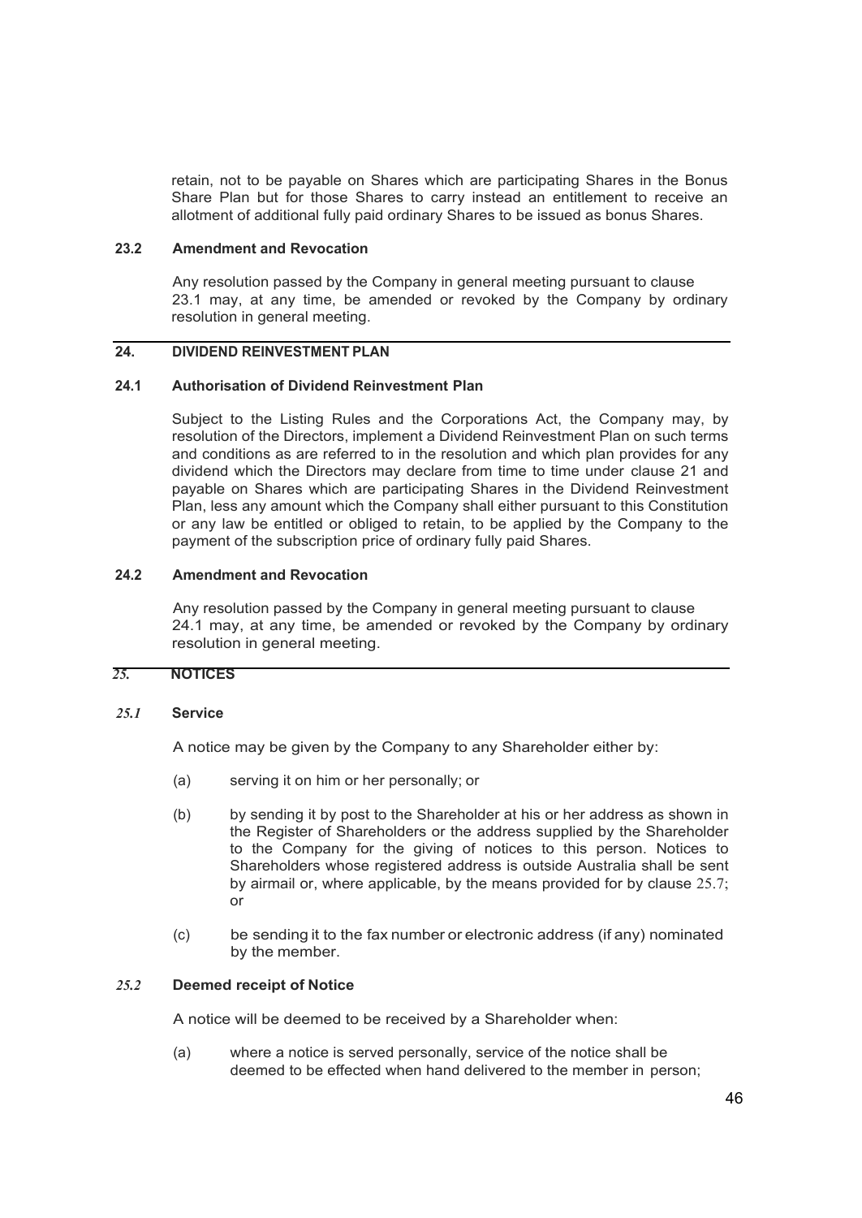retain, not to be payable on Shares which are participating Shares in the Bonus Share Plan but for those Shares to carry instead an entitlement to receive an allotment of additional fully paid ordinary Shares to be issued as bonus Shares.

### 23.2 Amendment and Revocation

Any resolution passed by the Company in general meeting pursuant to clause 23.1 may, at any time, be amended or revoked by the Company by ordinary resolution in general meeting.

## 24. DIVIDEND REINVESTMENT PLAN

### 24.1 Authorisation of Dividend Reinvestment Plan

Subject to the Listing Rules and the Corporations Act, the Company may, by resolution of the Directors, implement a Dividend Reinvestment Plan on such terms and conditions as are referred to in the resolution and which plan provides for any dividend which the Directors may declare from time to time under clause 21 and payable on Shares which are participating Shares in the Dividend Reinvestment Plan, less any amount which the Company shall either pursuant to this Constitution or any law be entitled or obliged to retain, to be applied by the Company to the payment of the subscription price of ordinary fully paid Shares.

### 24.2 Amendment and Revocation

Any resolution passed by the Company in general meeting pursuant to clause 24.1 may, at any time, be amended or revoked by the Company by ordinary resolution in general meeting.

## 25. NOTICES

### 25.1 Service

A notice may be given by the Company to any Shareholder either by:

(a) serving it on him or her personally; or

(b) by sending it by post to the Shareholder at his or her address as shown in the Register of Shareholders or the address supplied by the Shareholder to the Company for the giving of notices to this person. Notices to Shareholders whose registered address is outside Australia shall be sent by airmail or, where applicable, by the means provided for by clause 25.7; or

(c) be sending it to the fax number or electronic address (if any) nominated by the member.

### 25.2 Deemed receipt of Notice

A notice will be deemed to be received by a Shareholder when:

(a) where a notice is served personally, service of the notice shall be deemed to be effected when hand delivered to the member in person;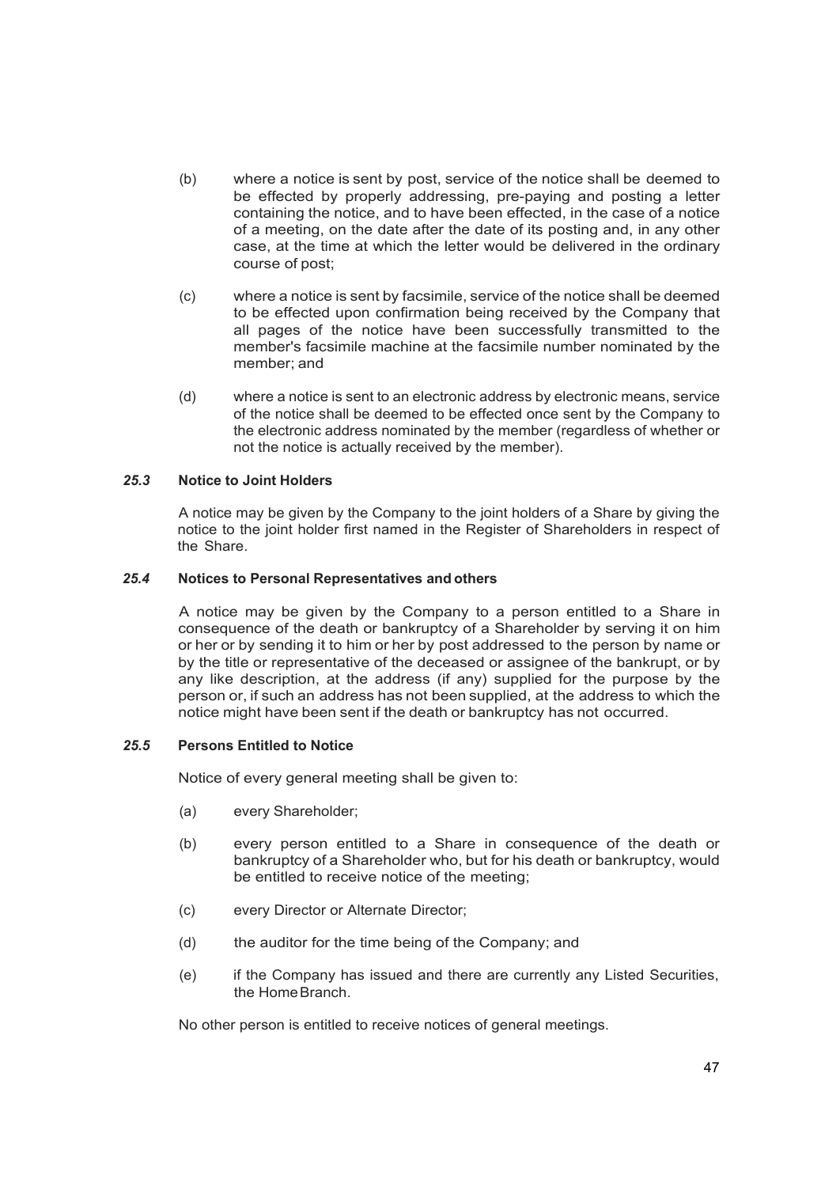(b) where a notice is sent by post, service of the notice shall be deemed to be effected by properly addressing, pre-paying and posting a letter containing the notice, and to have been effected, in the case of a notice of a meeting, on the date after the date of its posting and, in any other case, at the time at which the letter would be delivered in the ordinary course of post;

(c) where a notice is sent by facsimile, service of the notice shall be deemed to be effected upon confirmation being received by the Company that all pages of the notice have been successfully transmitted to the member's facsimile machine at the facsimile number nominated by the member; and

(d) where a notice is sent to an electronic address by electronic means, service of the notice shall be deemed to be effected once sent by the Company to the electronic address nominated by the member (regardless of whether or not the notice is actually received by the member).

### *25.3* Notice to Joint Holders

A notice may be given by the Company to the joint holders of a Share by giving the notice to the joint holder first named in the Register of Shareholders in respect of the Share.

### *25.4* Notices to Personal Representatives and others

A notice may be given by the Company to a person entitled to a Share in consequence of the death or bankruptcy of a Shareholder by serving it on him or her or by sending it to him or her by post addressed to the person by name or by the title or representative of the deceased or assignee of the bankrupt, or by any like description, at the address (if any) supplied for the purpose by the person or, if such an address has not been supplied, at the address to which the notice might have been sent if the death or bankruptcy has not occurred.

### *25.5* Persons Entitled to Notice

Notice of every general meeting shall be given to:

(a) every Shareholder;

(b) every person entitled to a Share in consequence of the death or bankruptcy of a Shareholder who, but for his death or bankruptcy, would be entitled to receive notice of the meeting;

(c) every Director or Alternate Director;

(d) the auditor for the time being of the Company; and

(e) if the Company has issued and there are currently any Listed Securities, the Home Branch.

No other person is entitled to receive notices of general meetings.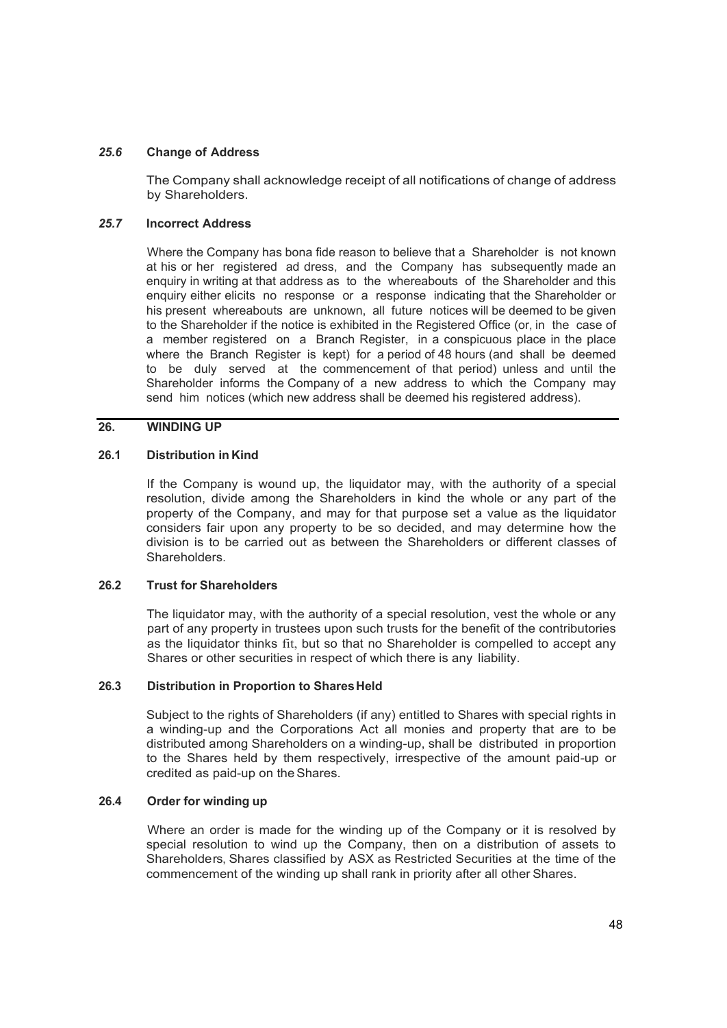### *25.6* Change of Address

The Company shall acknowledge receipt of all notifications of change of address by Shareholders.

### *25.7* Incorrect Address

Where the Company has bona fide reason to believe that a Shareholder is not known at his or her registered ad dress, and the Company has subsequently made an enquiry in writing at that address as to the whereabouts of the Shareholder and this enquiry either elicits no response or a response indicating that the Shareholder or his present whereabouts are unknown, all future notices will be deemed to be given to the Shareholder if the notice is exhibited in the Registered Office (or, in the case of a member registered on a Branch Register, in a conspicuous place in the place where the Branch Register is kept) for a period of 48 hours (and shall be deemed to be duly served at the commencement of that period) unless and until the Shareholder informs the Company of a new address to which the Company may send him notices (which new address shall be deemed his registered address).

## 26. WINDING UP

### 26.1 Distribution in Kind

If the Company is wound up, the liquidator may, with the authority of a special resolution, divide among the Shareholders in kind the whole or any part of the property of the Company, and may for that purpose set a value as the liquidator considers fair upon any property to be so decided, and may determine how the division is to be carried out as between the Shareholders or different classes of Shareholders.

### 26.2 Trust for Shareholders

The liquidator may, with the authority of a special resolution, vest the whole or any part of any property in trustees upon such trusts for the benefit of the contributories as the liquidator thinks fit, but so that no Shareholder is compelled to accept any Shares or other securities in respect of which there is any liability.

### 26.3 Distribution in Proportion to Shares Held

Subject to the rights of Shareholders (if any) entitled to Shares with special rights in a winding-up and the Corporations Act all monies and property that are to be distributed among Shareholders on a winding-up, shall be distributed in proportion to the Shares held by them respectively, irrespective of the amount paid-up or credited as paid-up on the Shares.

### 26.4 Order for winding up

Where an order is made for the winding up of the Company or it is resolved by special resolution to wind up the Company, then on a distribution of assets to Shareholders, Shares classified by ASX as Restricted Securities at the time of the commencement of the winding up shall rank in priority after all other Shares.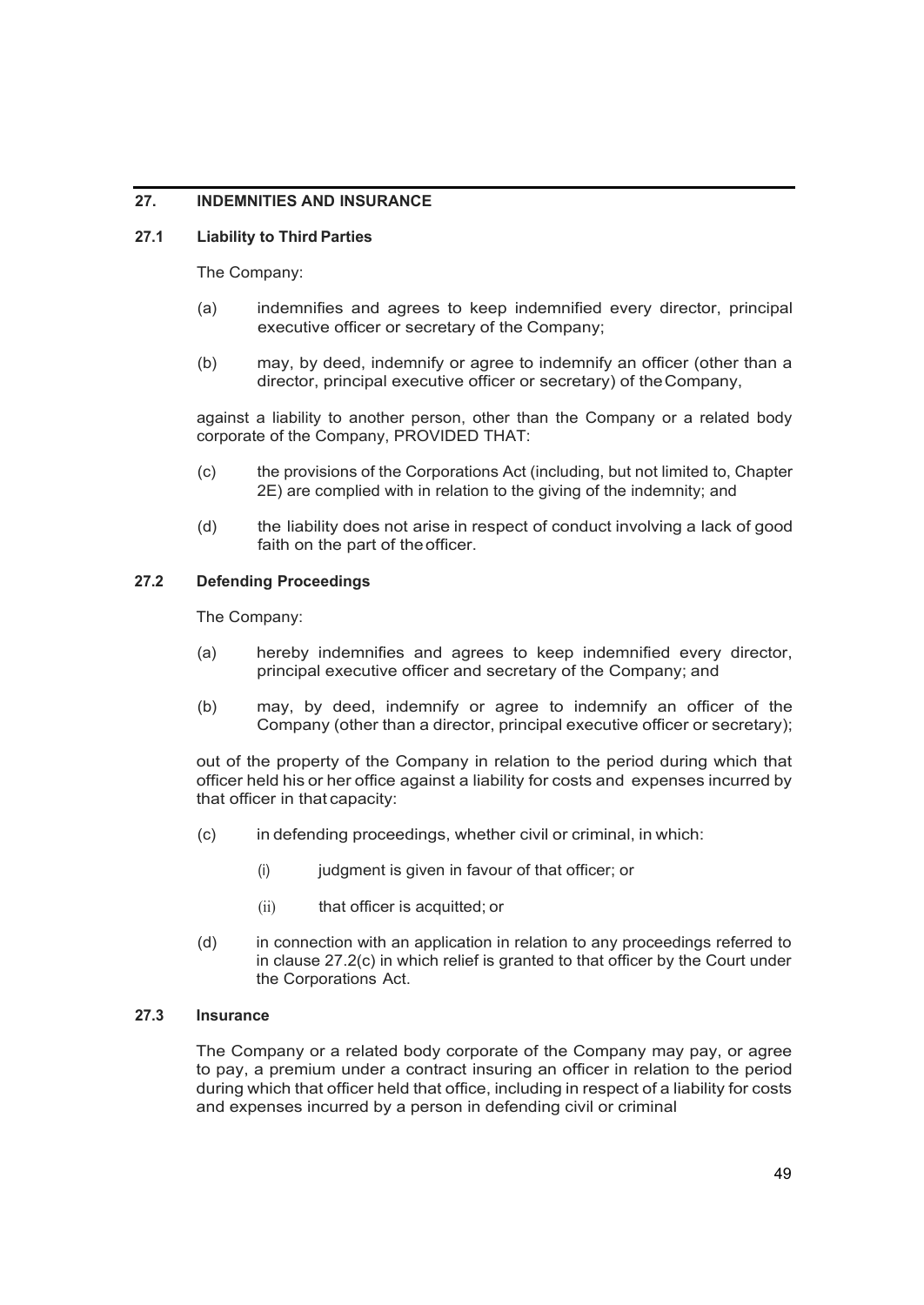## 27. INDEMNITIES AND INSURANCE

### 27.1 Liability to Third Parties

The Company:

(a) indemnifies and agrees to keep indemnified every director, principal executive officer or secretary of the Company;

(b) may, by deed, indemnify or agree to indemnify an officer (other than a director, principal executive officer or secretary) of the Company,

against a liability to another person, other than the Company or a related body corporate of the Company, PROVIDED THAT:

(c) the provisions of the Corporations Act (including, but not limited to, Chapter 2E) are complied with in relation to the giving of the indemnity; and

(d) the liability does not arise in respect of conduct involving a lack of good faith on the part of the officer.

### 27.2 Defending Proceedings

The Company:

(a) hereby indemnifies and agrees to keep indemnified every director, principal executive officer and secretary of the Company; and

(b) may, by deed, indemnify or agree to indemnify an officer of the Company (other than a director, principal executive officer or secretary);

out of the property of the Company in relation to the period during which that officer held his or her office against a liability for costs and expenses incurred by that officer in that capacity:

(c) in defending proceedings, whether civil or criminal, in which:

(i) judgment is given in favour of that officer; or

(ii) that officer is acquitted; or

(d) in connection with an application in relation to any proceedings referred to in clause 27.2(c) in which relief is granted to that officer by the Court under the Corporations Act.

### 27.3 Insurance

The Company or a related body corporate of the Company may pay, or agree to pay, a premium under a contract insuring an officer in relation to the period during which that officer held that office, including in respect of a liability for costs and expenses incurred by a person in defending civil or criminal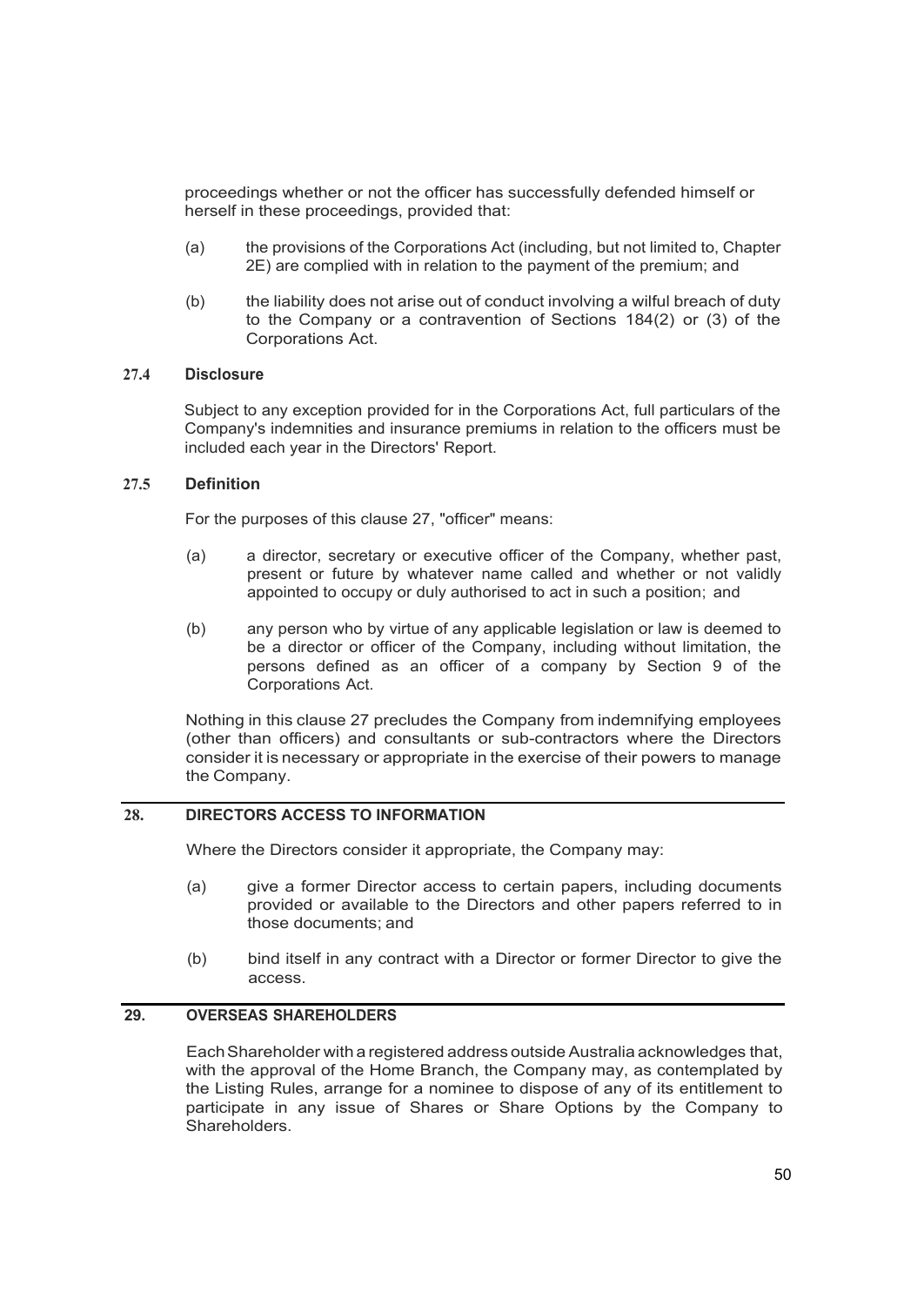proceedings whether or not the officer has successfully defended himself or herself in these proceedings, provided that:

(a) the provisions of the Corporations Act (including, but not limited to, Chapter 2E) are complied with in relation to the payment of the premium; and

(b) the liability does not arise out of conduct involving a wilful breach of duty to the Company or a contravention of Sections 184(2) or (3) of the Corporations Act.

### 27.4 Disclosure

Subject to any exception provided for in the Corporations Act, full particulars of the Company's indemnities and insurance premiums in relation to the officers must be included each year in the Directors' Report.

### 27.5 Definition

For the purposes of this clause 27, "officer" means:

(a) a director, secretary or executive officer of the Company, whether past, present or future by whatever name called and whether or not validly appointed to occupy or duly authorised to act in such a position; and

(b) any person who by virtue of any applicable legislation or law is deemed to be a director or officer of the Company, including without limitation, the persons defined as an officer of a company by Section 9 of the Corporations Act.

Nothing in this clause 27 precludes the Company from indemnifying employees (other than officers) and consultants or sub-contractors where the Directors consider it is necessary or appropriate in the exercise of their powers to manage the Company.

## 28. DIRECTORS ACCESS TO INFORMATION

Where the Directors consider it appropriate, the Company may:

(a) give a former Director access to certain papers, including documents provided or available to the Directors and other papers referred to in those documents; and

(b) bind itself in any contract with a Director or former Director to give the access.

## 29. OVERSEAS SHAREHOLDERS

Each Shareholder with a registered address outside Australia acknowledges that, with the approval of the Home Branch, the Company may, as contemplated by the Listing Rules, arrange for a nominee to dispose of any of its entitlement to participate in any issue of Shares or Share Options by the Company to Shareholders.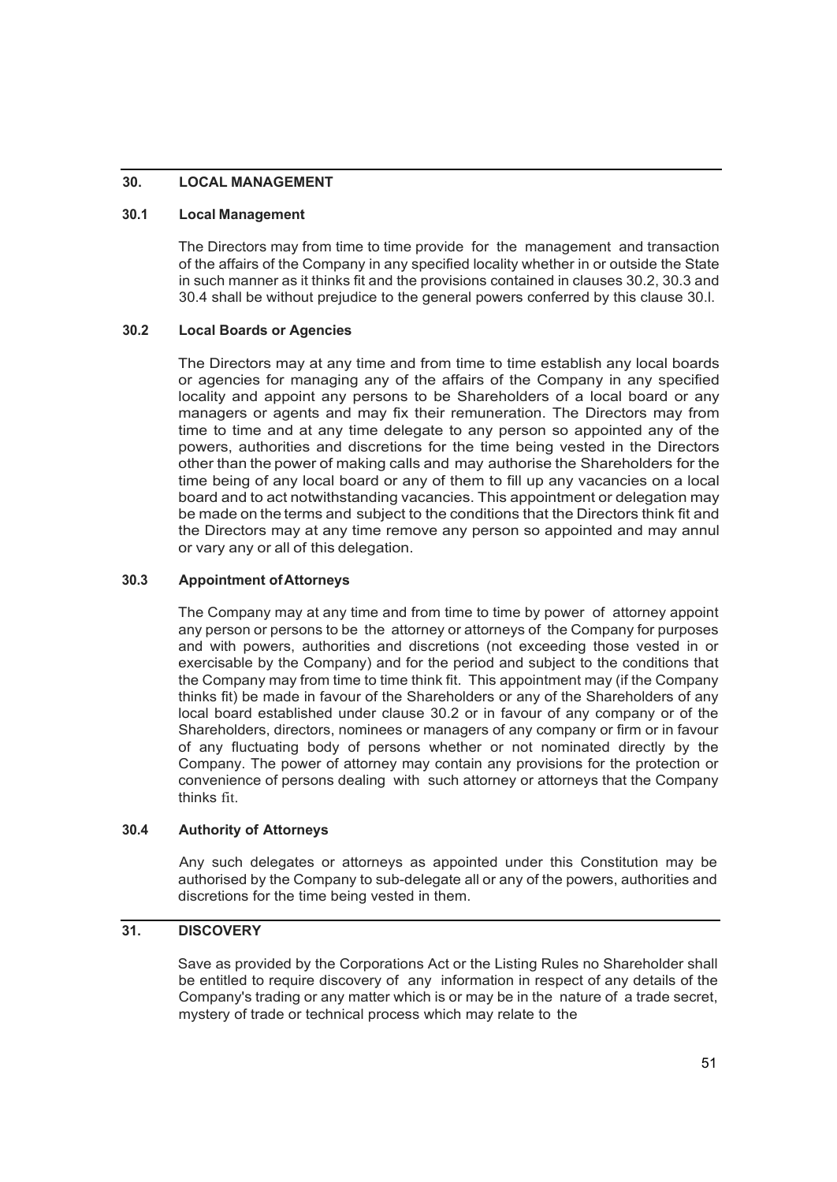## 30. LOCAL MANAGEMENT

### 30.1 Local Management

The Directors may from time to time provide for the management and transaction of the affairs of the Company in any specified locality whether in or outside the State in such manner as it thinks fit and the provisions contained in clauses 30.2, 30.3 and 30.4 shall be without prejudice to the general powers conferred by this clause 30.l.

### 30.2 Local Boards or Agencies

The Directors may at any time and from time to time establish any local boards or agencies for managing any of the affairs of the Company in any specified locality and appoint any persons to be Shareholders of a local board or any managers or agents and may fix their remuneration. The Directors may from time to time and at any time delegate to any person so appointed any of the powers, authorities and discretions for the time being vested in the Directors other than the power of making calls and may authorise the Shareholders for the time being of any local board or any of them to fill up any vacancies on a local board and to act notwithstanding vacancies. This appointment or delegation may be made on the terms and subject to the conditions that the Directors think fit and the Directors may at any time remove any person so appointed and may annul or vary any or all of this delegation.

### 30.3 Appointment of Attorneys

The Company may at any time and from time to time by power of attorney appoint any person or persons to be the attorney or attorneys of the Company for purposes and with powers, authorities and discretions (not exceeding those vested in or exercisable by the Company) and for the period and subject to the conditions that the Company may from time to time think fit. This appointment may (if the Company thinks fit) be made in favour of the Shareholders or any of the Shareholders of any local board established under clause 30.2 or in favour of any company or of the Shareholders, directors, nominees or managers of any company or firm or in favour of any fluctuating body of persons whether or not nominated directly by the Company. The power of attorney may contain any provisions for the protection or convenience of persons dealing with such attorney or attorneys that the Company thinks fit.

### 30.4 Authority of Attorneys

Any such delegates or attorneys as appointed under this Constitution may be authorised by the Company to sub-delegate all or any of the powers, authorities and discretions for the time being vested in them.

## 31. DISCOVERY

Save as provided by the Corporations Act or the Listing Rules no Shareholder shall be entitled to require discovery of any information in respect of any details of the Company's trading or any matter which is or may be in the nature of a trade secret, mystery of trade or technical process which may relate to the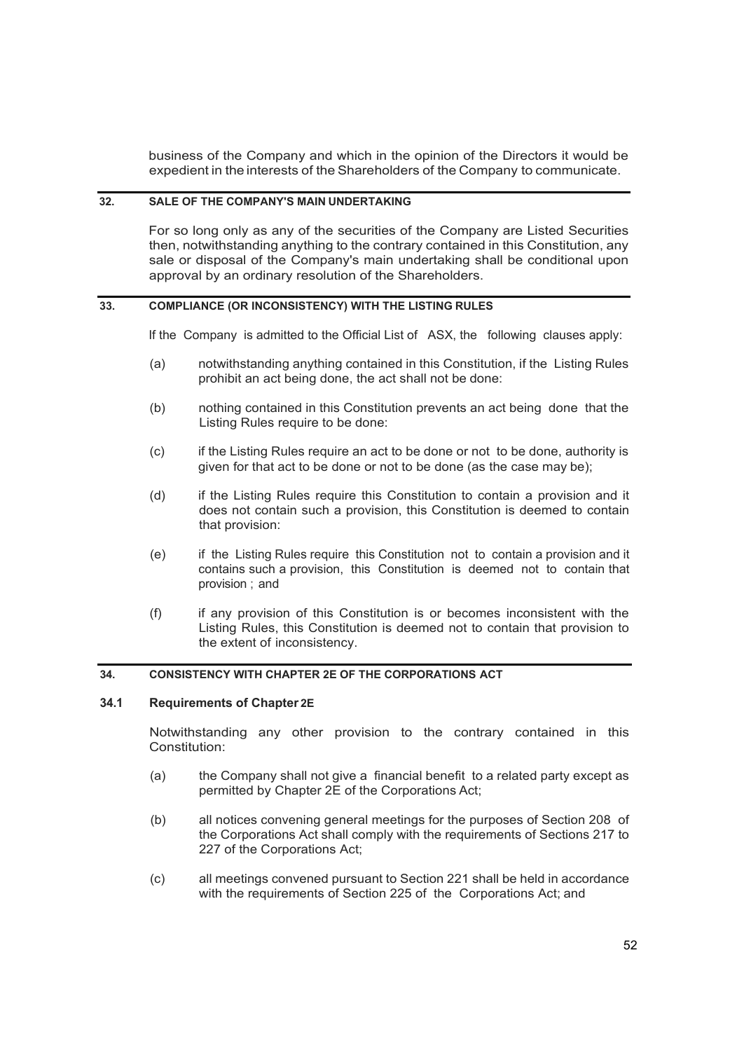business of the Company and which in the opinion of the Directors it would be expedient in the interests of the Shareholders of the Company to communicate.

## 32. SALE OF THE COMPANY'S MAIN UNDERTAKING

For so long only as any of the securities of the Company are Listed Securities then, notwithstanding anything to the contrary contained in this Constitution, any sale or disposal of the Company's main undertaking shall be conditional upon approval by an ordinary resolution of the Shareholders.

## 33. COMPLIANCE (OR INCONSISTENCY) WITH THE LISTING RULES

If the Company is admitted to the Official List of ASX, the following clauses apply:

(a) notwithstanding anything contained in this Constitution, if the Listing Rules prohibit an act being done, the act shall not be done:

(b) nothing contained in this Constitution prevents an act being done that the Listing Rules require to be done:

(c) if the Listing Rules require an act to be done or not to be done, authority is given for that act to be done or not to be done (as the case may be);

(d) if the Listing Rules require this Constitution to contain a provision and it does not contain such a provision, this Constitution is deemed to contain that provision:

(e) if the Listing Rules require this Constitution not to contain a provision and it contains such a provision, this Constitution is deemed not to contain that provision ; and

(f) if any provision of this Constitution is or becomes inconsistent with the Listing Rules, this Constitution is deemed not to contain that provision to the extent of inconsistency.

## 34. CONSISTENCY WITH CHAPTER 2E OF THE CORPORATIONS ACT

### 34.1 Requirements of Chapter 2E

Notwithstanding any other provision to the contrary contained in this Constitution:

(a) the Company shall not give a financial benefit to a related party except as permitted by Chapter 2E of the Corporations Act;

(b) all notices convening general meetings for the purposes of Section 208 of the Corporations Act shall comply with the requirements of Sections 217 to 227 of the Corporations Act;

(c) all meetings convened pursuant to Section 221 shall be held in accordance with the requirements of Section 225 of the Corporations Act; and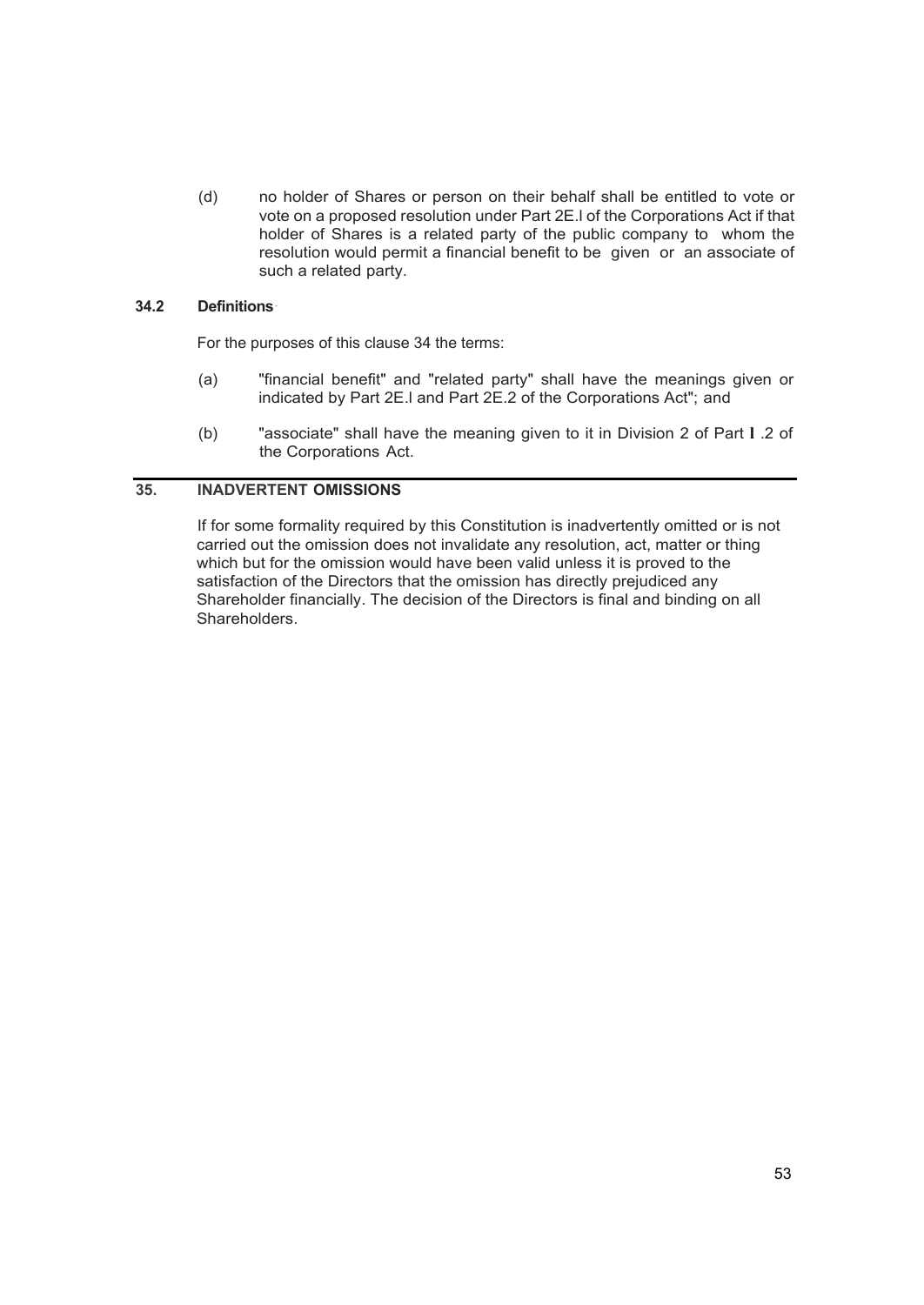(d) no holder of Shares or person on their behalf shall be entitled to vote or vote on a proposed resolution under Part 2E.l of the Corporations Act if that holder of Shares is a related party of the public company to whom the resolution would permit a financial benefit to be given or an associate of such a related party.

### 34.2 Definitions

For the purposes of this clause 34 the terms:

(a) "financial benefit" and "related party" shall have the meanings given or indicated by Part 2E.l and Part 2E.2 of the Corporations Act"; and

(b) "associate" shall have the meaning given to it in Division 2 of Part l .2 of the Corporations Act.

## 35. INADVERTENT OMISSIONS

If for some formality required by this Constitution is inadvertently omitted or is not carried out the omission does not invalidate any resolution, act, matter or thing which but for the omission would have been valid unless it is proved to the satisfaction of the Directors that the omission has directly prejudiced any Shareholder financially. The decision of the Directors is final and binding on all Shareholders.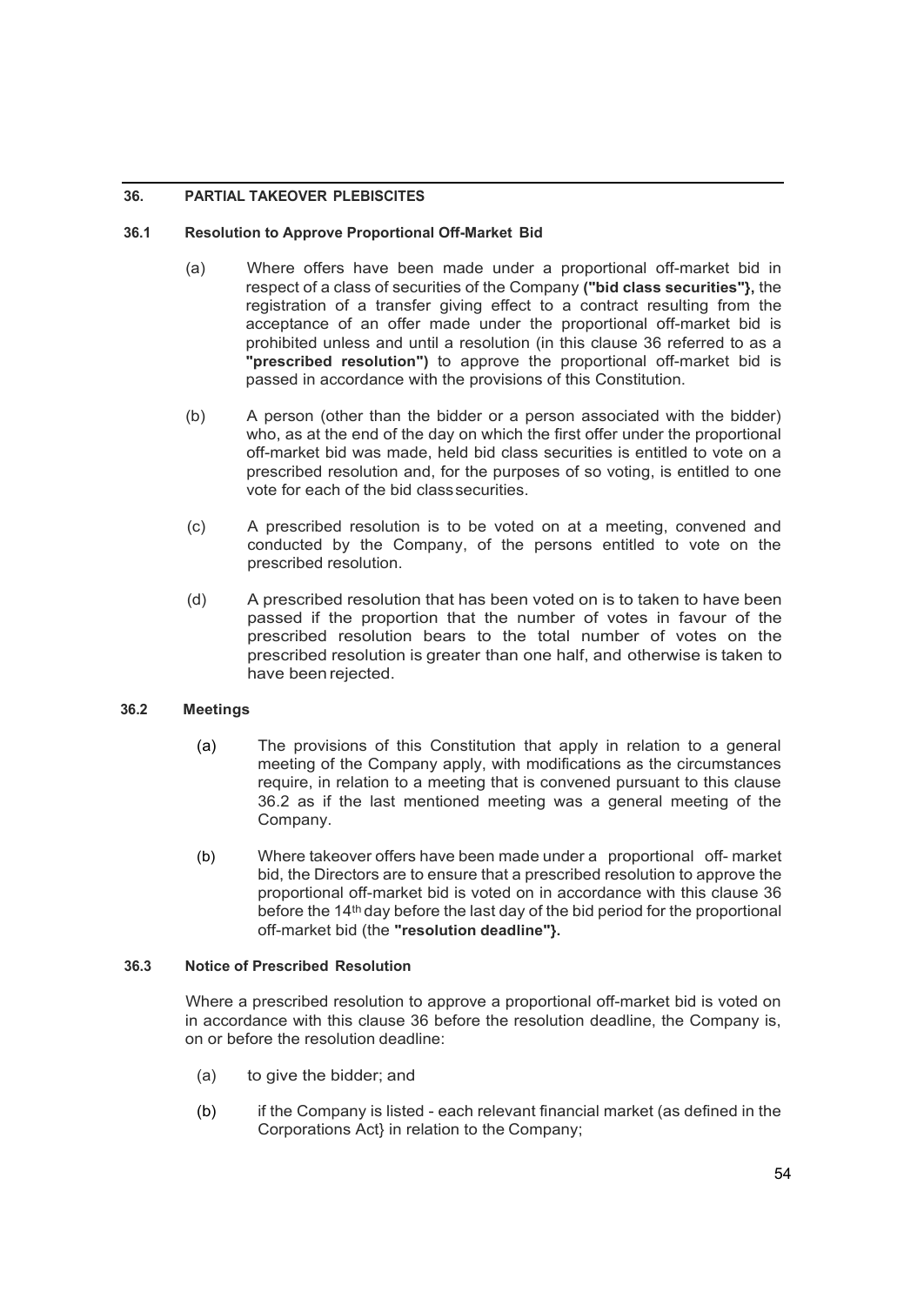## 36. PARTIAL TAKEOVER PLEBISCITES

### 36.1 Resolution to Approve Proportional Off-Market Bid

(a) Where offers have been made under a proportional off-market bid in respect of a class of securities of the Company **("bid class securities"}**, the registration of a transfer giving effect to a contract resulting from the acceptance of an offer made under the proportional off-market bid is prohibited unless and until a resolution (in this clause 36 referred to as a **"prescribed resolution")** to approve the proportional off-market bid is passed in accordance with the provisions of this Constitution.

(b) A person (other than the bidder or a person associated with the bidder) who, as at the end of the day on which the first offer under the proportional off-market bid was made, held bid class securities is entitled to vote on a prescribed resolution and, for the purposes of so voting, is entitled to one vote for each of the bid class securities.

(c) A prescribed resolution is to be voted on at a meeting, convened and conducted by the Company, of the persons entitled to vote on the prescribed resolution.

(d) A prescribed resolution that has been voted on is to taken to have been passed if the proportion that the number of votes in favour of the prescribed resolution bears to the total number of votes on the prescribed resolution is greater than one half, and otherwise is taken to have been rejected.

### 36.2 Meetings

(a) The provisions of this Constitution that apply in relation to a general meeting of the Company apply, with modifications as the circumstances require, in relation to a meeting that is convened pursuant to this clause 36.2 as if the last mentioned meeting was a general meeting of the Company.

(b) Where takeover offers have been made under a proportional off- market bid, the Directors are to ensure that a prescribed resolution to approve the proportional off-market bid is voted on in accordance with this clause 36 before the 14th day before the last day of the bid period for the proportional off-market bid (the **"resolution deadline"}.**

### 36.3 Notice of Prescribed Resolution

Where a prescribed resolution to approve a proportional off-market bid is voted on in accordance with this clause 36 before the resolution deadline, the Company is, on or before the resolution deadline:

(a) to give the bidder; and

(b) if the Company is listed - each relevant financial market (as defined in the Corporations Act} in relation to the Company;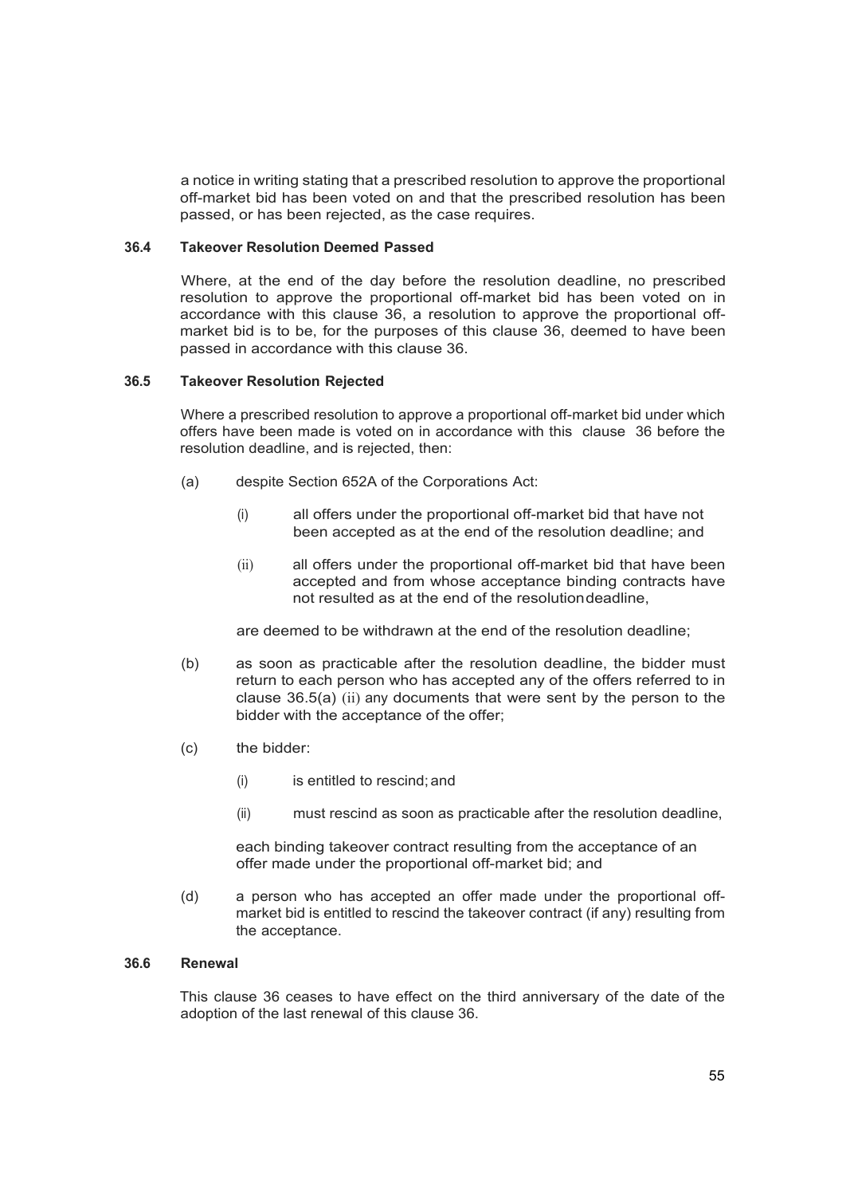a notice in writing stating that a prescribed resolution to approve the proportional off-market bid has been voted on and that the prescribed resolution has been passed, or has been rejected, as the case requires.

### 36.4 Takeover Resolution Deemed Passed

Where, at the end of the day before the resolution deadline, no prescribed resolution to approve the proportional off-market bid has been voted on in accordance with this clause 36, a resolution to approve the proportional off-market bid is to be, for the purposes of this clause 36, deemed to have been passed in accordance with this clause 36.

### 36.5 Takeover Resolution Rejected

Where a prescribed resolution to approve a proportional off-market bid under which offers have been made is voted on in accordance with this clause 36 before the resolution deadline, and is rejected, then:

(a) despite Section 652A of the Corporations Act:

 (i) all offers under the proportional off-market bid that have not been accepted as at the end of the resolution deadline; and

 (ii) all offers under the proportional off-market bid that have been accepted and from whose acceptance binding contracts have not resulted as at the end of the resolution deadline,

 are deemed to be withdrawn at the end of the resolution deadline;

(b) as soon as practicable after the resolution deadline, the bidder must return to each person who has accepted any of the offers referred to in clause 36.5(a) (ii) any documents that were sent by the person to the bidder with the acceptance of the offer;

(c) the bidder:

 (i) is entitled to rescind; and

 (ii) must rescind as soon as practicable after the resolution deadline,

 each binding takeover contract resulting from the acceptance of an offer made under the proportional off-market bid; and

(d) a person who has accepted an offer made under the proportional off-market bid is entitled to rescind the takeover contract (if any) resulting from the acceptance.

### 36.6 Renewal

This clause 36 ceases to have effect on the third anniversary of the date of the adoption of the last renewal of this clause 36.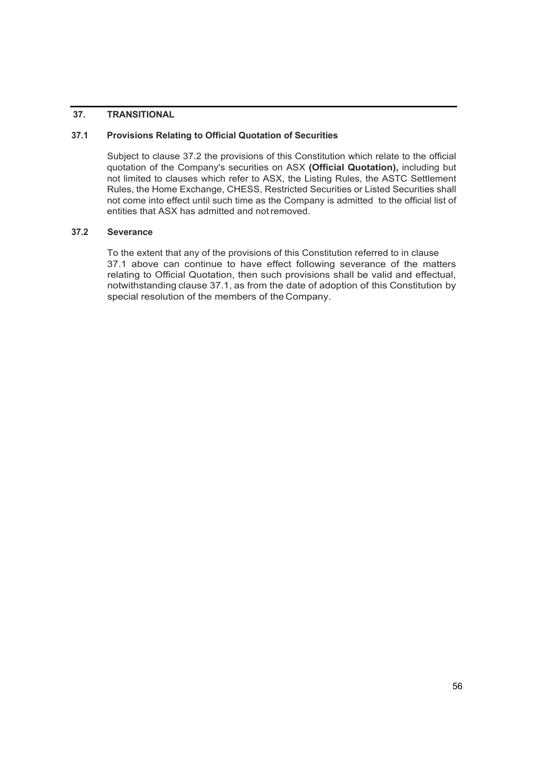## 37. TRANSITIONAL

### 37.1 Provisions Relating to Official Quotation of Securities

Subject to clause 37.2 the provisions of this Constitution which relate to the official quotation of the Company's securities on ASX **(Official Quotation),** including but not limited to clauses which refer to ASX, the Listing Rules, the ASTC Settlement Rules, the Home Exchange, CHESS, Restricted Securities or Listed Securities shall not come into effect until such time as the Company is admitted to the official list of entities that ASX has admitted and not removed.

### 37.2 Severance

To the extent that any of the provisions of this Constitution referred to in clause 37.1 above can continue to have effect following severance of the matters relating to Official Quotation, then such provisions shall be valid and effectual, notwithstanding clause 37.1, as from the date of adoption of this Constitution by special resolution of the members of the Company.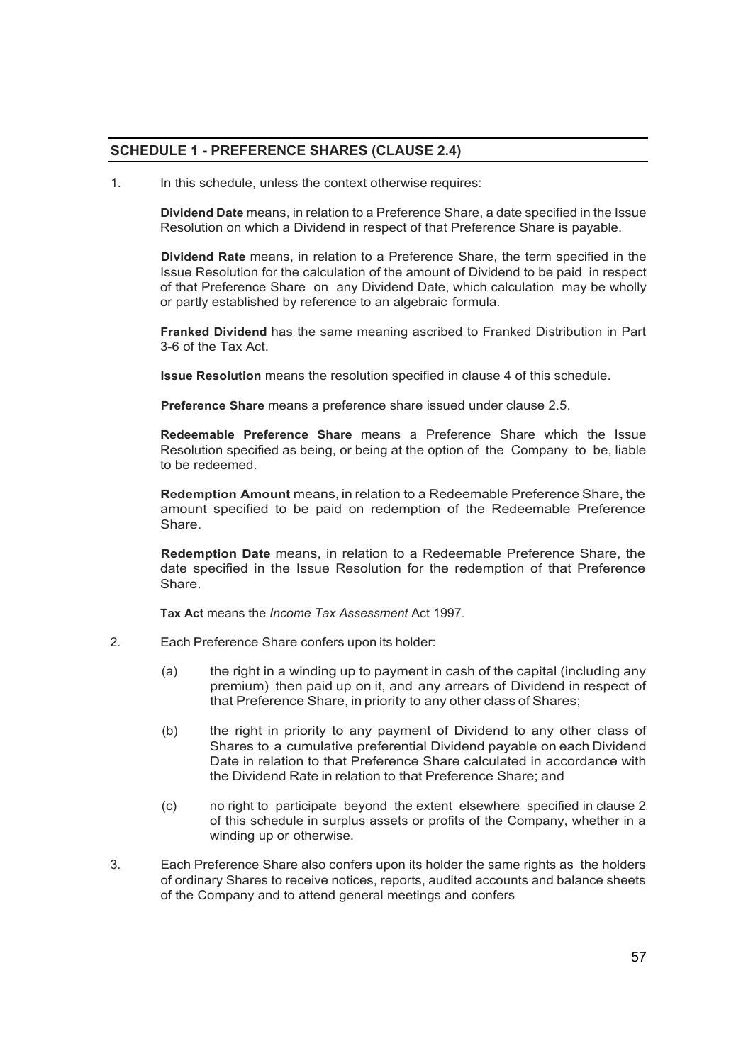## SCHEDULE 1 - PREFERENCE SHARES (CLAUSE 2.4)

1. In this schedule, unless the context otherwise requires:

   **Dividend Date** means, in relation to a Preference Share, a date specified in the Issue Resolution on which a Dividend in respect of that Preference Share is payable.

   **Dividend Rate** means, in relation to a Preference Share, the term specified in the Issue Resolution for the calculation of the amount of Dividend to be paid in respect of that Preference Share on any Dividend Date, which calculation may be wholly or partly established by reference to an algebraic formula.

   **Franked Dividend** has the same meaning ascribed to Franked Distribution in Part 3-6 of the Tax Act.

   **Issue Resolution** means the resolution specified in clause 4 of this schedule.

   **Preference Share** means a preference share issued under clause 2.5.

   **Redeemable Preference Share** means a Preference Share which the Issue Resolution specified as being, or being at the option of the Company to be, liable to be redeemed.

   **Redemption Amount** means, in relation to a Redeemable Preference Share, the amount specified to be paid on redemption of the Redeemable Preference Share.

   **Redemption Date** means, in relation to a Redeemable Preference Share, the date specified in the Issue Resolution for the redemption of that Preference Share.

   **Tax Act** means the *Income Tax Assessment* Act 1997.

2. Each Preference Share confers upon its holder:

   (a) the right in a winding up to payment in cash of the capital (including any premium) then paid up on it, and any arrears of Dividend in respect of that Preference Share, in priority to any other class of Shares;

   (b) the right in priority to any payment of Dividend to any other class of Shares to a cumulative preferential Dividend payable on each Dividend Date in relation to that Preference Share calculated in accordance with the Dividend Rate in relation to that Preference Share; and

   (c) no right to participate beyond the extent elsewhere specified in clause 2 of this schedule in surplus assets or profits of the Company, whether in a winding up or otherwise.

3. Each Preference Share also confers upon its holder the same rights as the holders of ordinary Shares to receive notices, reports, audited accounts and balance sheets of the Company and to attend general meetings and confers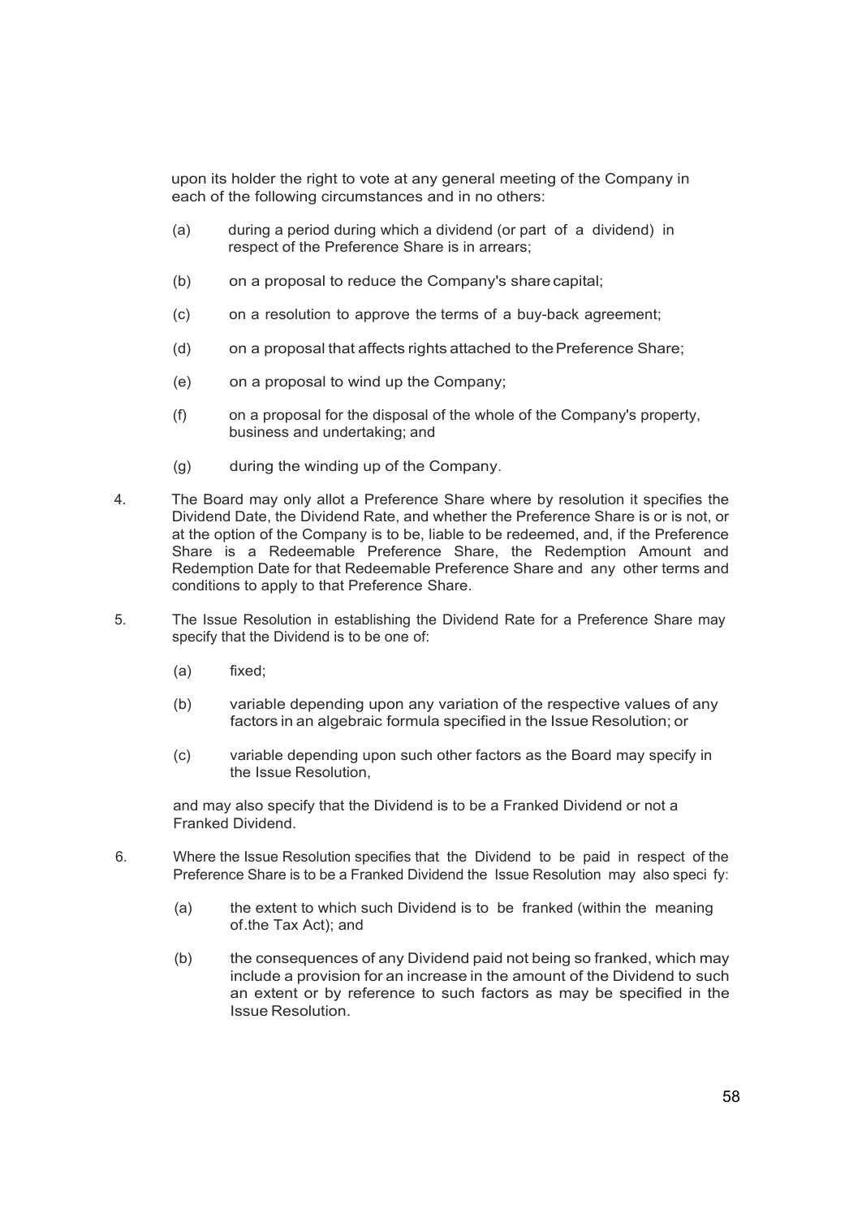upon its holder the right to vote at any general meeting of the Company in each of the following circumstances and in no others:

(a) during a period during which a dividend (or part of a dividend) in respect of the Preference Share is in arrears;

(b) on a proposal to reduce the Company's share capital;

(c) on a resolution to approve the terms of a buy-back agreement;

(d) on a proposal that affects rights attached to the Preference Share;

(e) on a proposal to wind up the Company;

(f) on a proposal for the disposal of the whole of the Company's property, business and undertaking; and

(g) during the winding up of the Company.

4. The Board may only allot a Preference Share where by resolution it specifies the Dividend Date, the Dividend Rate, and whether the Preference Share is or is not, or at the option of the Company is to be, liable to be redeemed, and, if the Preference Share is a Redeemable Preference Share, the Redemption Amount and Redemption Date for that Redeemable Preference Share and any other terms and conditions to apply to that Preference Share.

5. The Issue Resolution in establishing the Dividend Rate for a Preference Share may specify that the Dividend is to be one of:

(a) fixed;

(b) variable depending upon any variation of the respective values of any factors in an algebraic formula specified in the Issue Resolution; or

(c) variable depending upon such other factors as the Board may specify in the Issue Resolution,

and may also specify that the Dividend is to be a Franked Dividend or not a Franked Dividend.

6. Where the Issue Resolution specifies that the Dividend to be paid in respect of the Preference Share is to be a Franked Dividend the Issue Resolution may also speci fy:

(a) the extent to which such Dividend is to be franked (within the meaning of.the Tax Act); and

(b) the consequences of any Dividend paid not being so franked, which may include a provision for an increase in the amount of the Dividend to such an extent or by reference to such factors as may be specified in the Issue Resolution.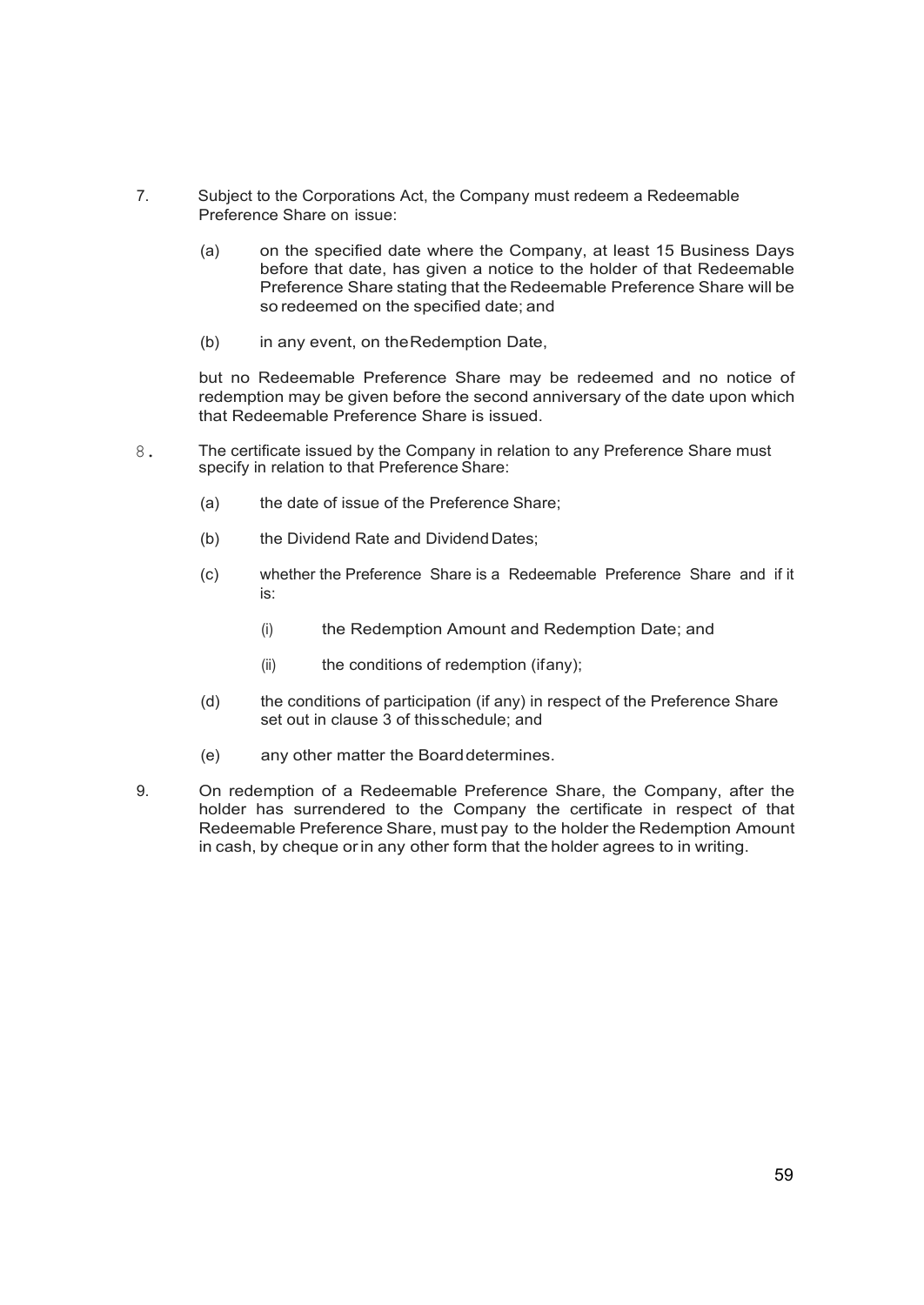7. Subject to the Corporations Act, the Company must redeem a Redeemable Preference Share on issue:

   (a) on the specified date where the Company, at least 15 Business Days before that date, has given a notice to the holder of that Redeemable Preference Share stating that the Redeemable Preference Share will be so redeemed on the specified date; and

   (b) in any event, on the Redemption Date,

   but no Redeemable Preference Share may be redeemed and no notice of redemption may be given before the second anniversary of the date upon which that Redeemable Preference Share is issued.

8. The certificate issued by the Company in relation to any Preference Share must specify in relation to that Preference Share:

   (a) the date of issue of the Preference Share;

   (b) the Dividend Rate and Dividend Dates;

   (c) whether the Preference Share is a Redeemable Preference Share and if it is:

      (i) the Redemption Amount and Redemption Date; and

      (ii) the conditions of redemption (if any);

   (d) the conditions of participation (if any) in respect of the Preference Share set out in clause 3 of this schedule; and

   (e) any other matter the Board determines.

9. On redemption of a Redeemable Preference Share, the Company, after the holder has surrendered to the Company the certificate in respect of that Redeemable Preference Share, must pay to the holder the Redemption Amount in cash, by cheque or in any other form that the holder agrees to in writing.